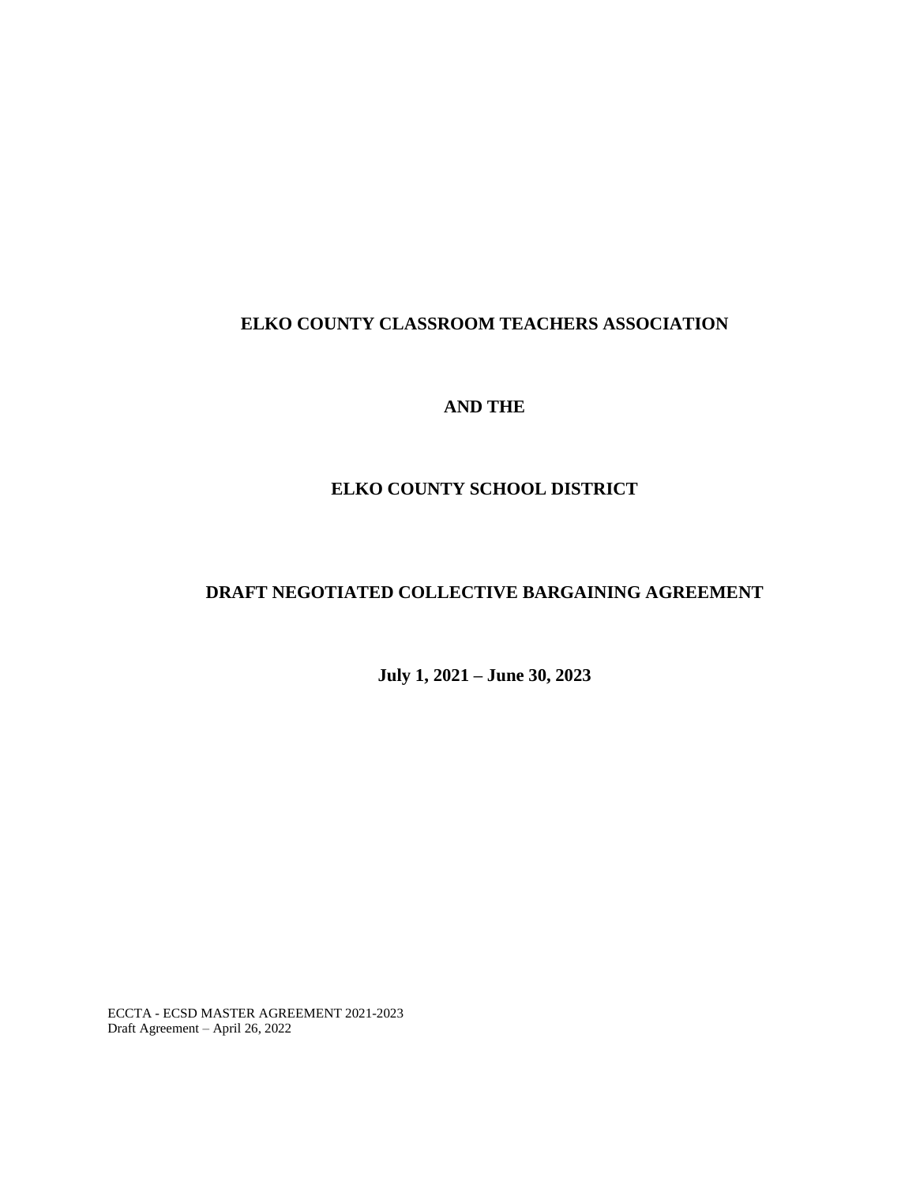# ELKO COUNTY CLASSROOM TEACHERS ASSOCIATION

**AND THE**

# ELKO COUNTY SCHOOL DISTRICT

## DRAFT NEGOTIATED COLLECTIVE BARGAINING AGREEMENT

**July 1, 2021 – June 30, 2023**

ECCTA - ECSD MASTER AGREEMENT 2021-2023
Draft Agreement – April 26, 2022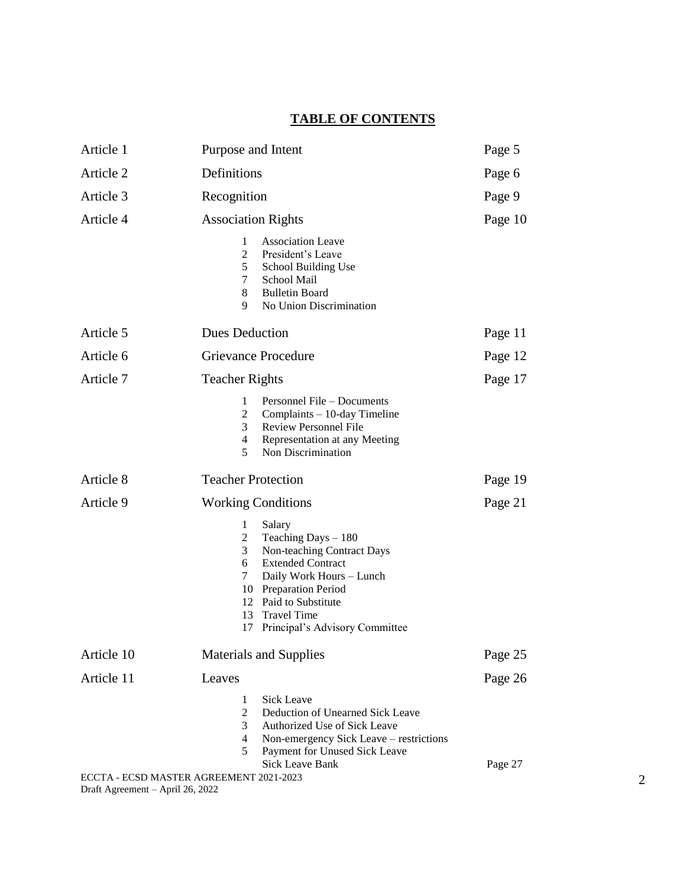# TABLE OF CONTENTS

| | | |
|---|---|---|
| Article 1 | Purpose and Intent | Page 5 |
| Article 2 | Definitions | Page 6 |
| Article 3 | Recognition | Page 9 |
| Article 4 | Association Rights | Page 10 |
| | 1 Association Leave<br>2 President's Leave<br>5 School Building Use<br>7 School Mail<br>8 Bulletin Board<br>9 No Union Discrimination | |
| Article 5 | Dues Deduction | Page 11 |
| Article 6 | Grievance Procedure | Page 12 |
| Article 7 | Teacher Rights | Page 17 |
| | 1 Personnel File – Documents<br>2 Complaints – 10-day Timeline<br>3 Review Personnel File<br>4 Representation at any Meeting<br>5 Non Discrimination | |
| Article 8 | Teacher Protection | Page 19 |
| Article 9 | Working Conditions | Page 21 |
| | 1 Salary<br>2 Teaching Days – 180<br>3 Non-teaching Contract Days<br>6 Extended Contract<br>7 Daily Work Hours – Lunch<br>10 Preparation Period<br>12 Paid to Substitute<br>13 Travel Time<br>17 Principal's Advisory Committee | |
| Article 10 | Materials and Supplies | Page 25 |
| Article 11 | Leaves | Page 26 |
| | 1 Sick Leave<br>2 Deduction of Unearned Sick Leave<br>3 Authorized Use of Sick Leave<br>4 Non-emergency Sick Leave – restrictions<br>5 Payment for Unused Sick Leave | |
| | Sick Leave Bank | Page 27 |

ECCTA - ECSD MASTER AGREEMENT 2021-2023
Draft Agreement – April 26, 2022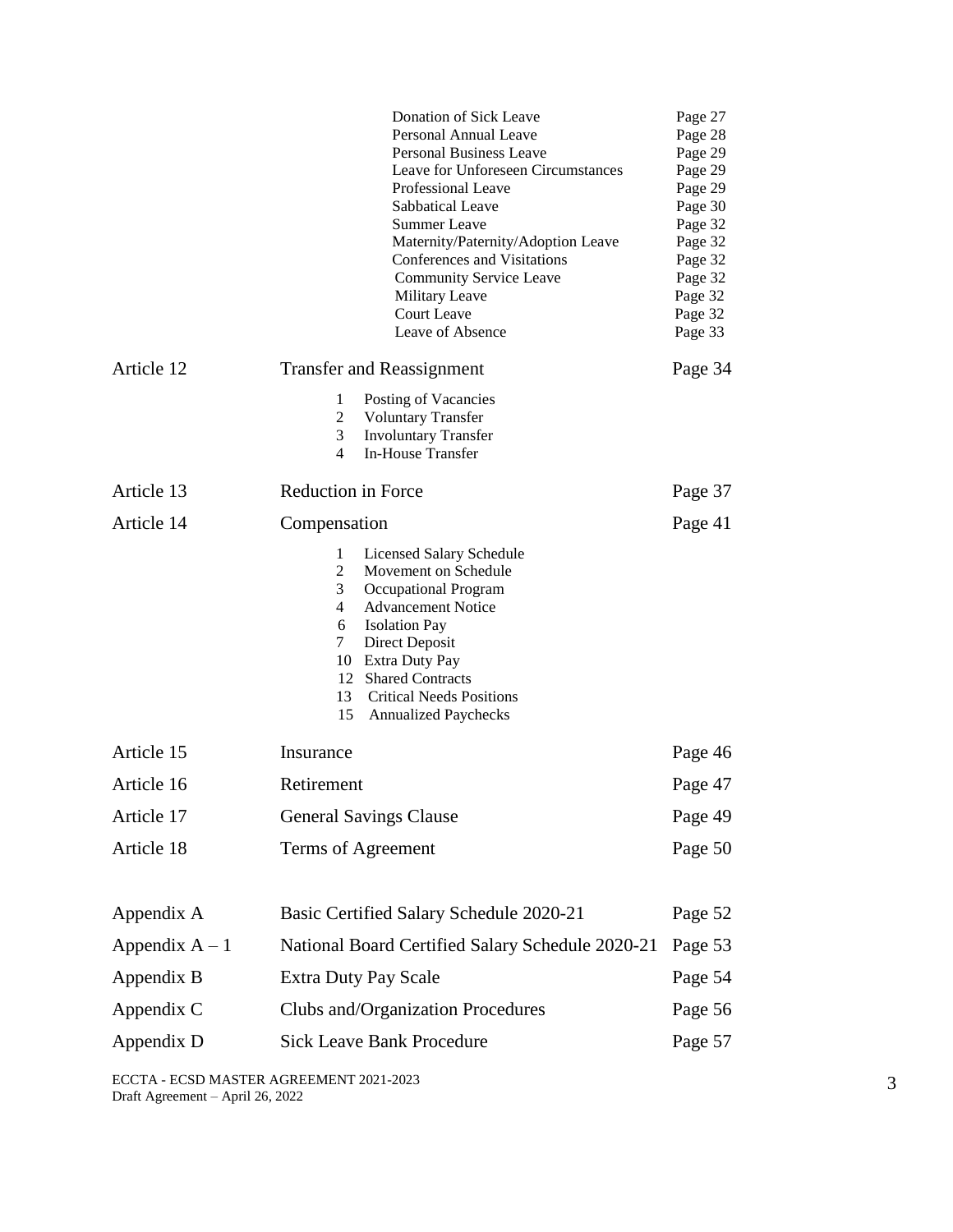| | | |
|---|---|---|
| | Donation of Sick Leave | Page 27 |
| | Personal Annual Leave | Page 28 |
| | Personal Business Leave | Page 29 |
| | Leave for Unforeseen Circumstances | Page 29 |
| | Professional Leave | Page 29 |
| | Sabbatical Leave | Page 30 |
| | Summer Leave | Page 32 |
| | Maternity/Paternity/Adoption Leave | Page 32 |
| | Conferences and Visitations | Page 32 |
| | Community Service Leave | Page 32 |
| | Military Leave | Page 32 |
| | Court Leave | Page 32 |
| | Leave of Absence | Page 33 |
| Article 12 | Transfer and Reassignment | Page 34 |
| | 1 Posting of Vacancies<br>2 Voluntary Transfer<br>3 Involuntary Transfer<br>4 In-House Transfer | |
| Article 13 | Reduction in Force | Page 37 |
| Article 14 | Compensation | Page 41 |
| | 1 Licensed Salary Schedule<br>2 Movement on Schedule<br>3 Occupational Program<br>4 Advancement Notice<br>6 Isolation Pay<br>7 Direct Deposit<br>10 Extra Duty Pay<br>12 Shared Contracts<br>13 Critical Needs Positions<br>15 Annualized Paychecks | |
| Article 15 | Insurance | Page 46 |
| Article 16 | Retirement | Page 47 |
| Article 17 | General Savings Clause | Page 49 |
| Article 18 | Terms of Agreement | Page 50 |
| | | |
| Appendix A | Basic Certified Salary Schedule 2020-21 | Page 52 |
| Appendix A – 1 | National Board Certified Salary Schedule 2020-21 | Page 53 |
| Appendix B | Extra Duty Pay Scale | Page 54 |
| Appendix C | Clubs and/Organization Procedures | Page 56 |
| Appendix D | Sick Leave Bank Procedure | Page 57 |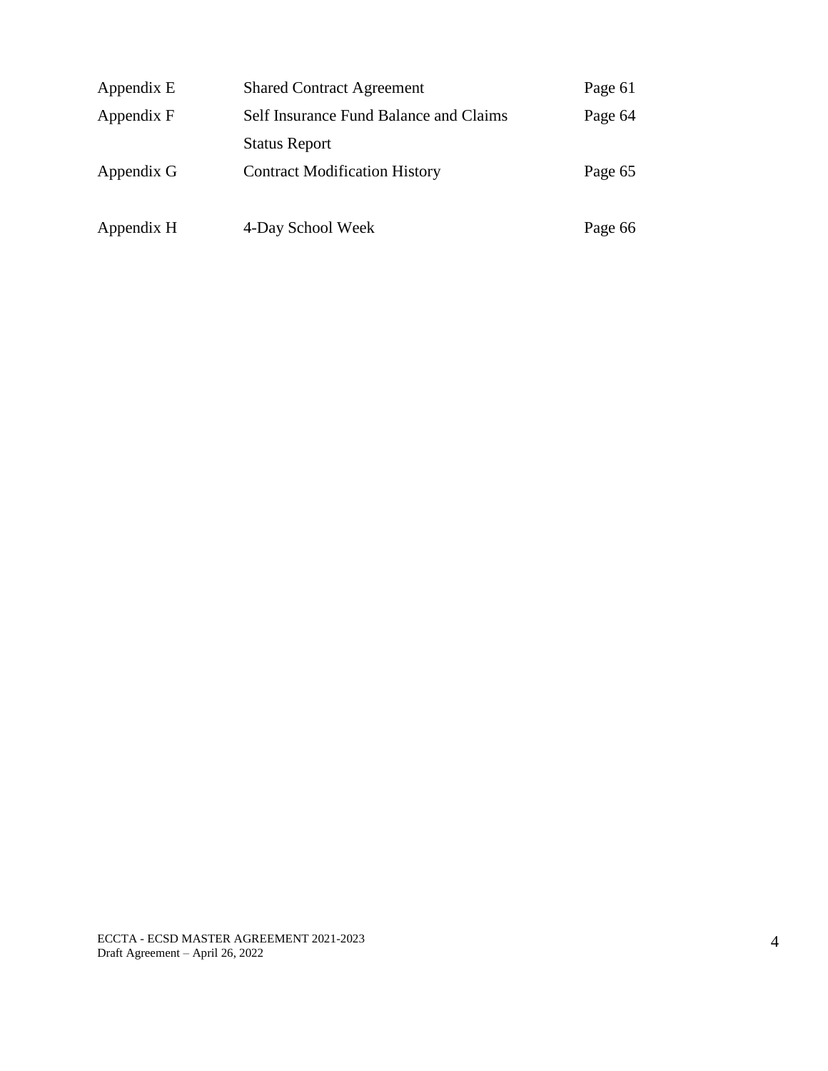| | | |
|---|---|---|
| Appendix E | Shared Contract Agreement | Page 61 |
| Appendix F | Self Insurance Fund Balance and Claims Status Report | Page 64 |
| Appendix G | Contract Modification History | Page 65 |
| Appendix H | 4-Day School Week | Page 66 |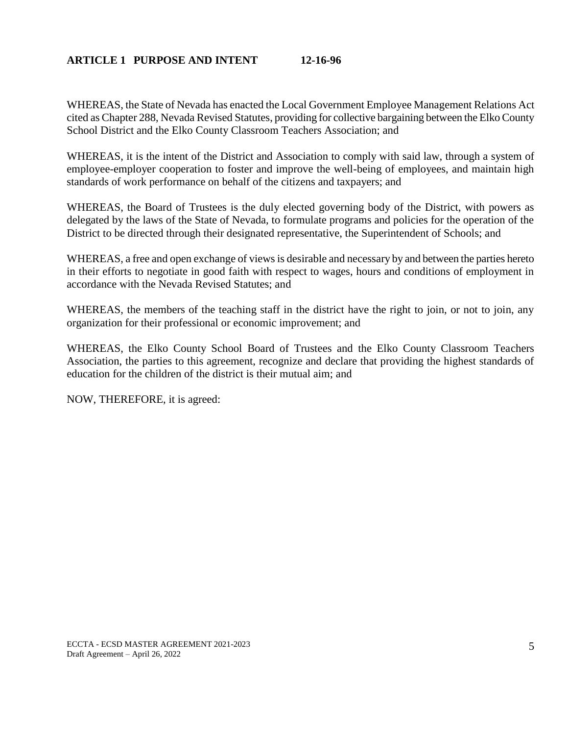## ARTICLE 1 PURPOSE AND INTENT 12-16-96

WHEREAS, the State of Nevada has enacted the Local Government Employee Management Relations Act cited as Chapter 288, Nevada Revised Statutes, providing for collective bargaining between the Elko County School District and the Elko County Classroom Teachers Association; and

WHEREAS, it is the intent of the District and Association to comply with said law, through a system of employee-employer cooperation to foster and improve the well-being of employees, and maintain high standards of work performance on behalf of the citizens and taxpayers; and

WHEREAS, the Board of Trustees is the duly elected governing body of the District, with powers as delegated by the laws of the State of Nevada, to formulate programs and policies for the operation of the District to be directed through their designated representative, the Superintendent of Schools; and

WHEREAS, a free and open exchange of views is desirable and necessary by and between the parties hereto in their efforts to negotiate in good faith with respect to wages, hours and conditions of employment in accordance with the Nevada Revised Statutes; and

WHEREAS, the members of the teaching staff in the district have the right to join, or not to join, any organization for their professional or economic improvement; and

WHEREAS, the Elko County School Board of Trustees and the Elko County Classroom Teachers Association, the parties to this agreement, recognize and declare that providing the highest standards of education for the children of the district is their mutual aim; and

NOW, THEREFORE, it is agreed: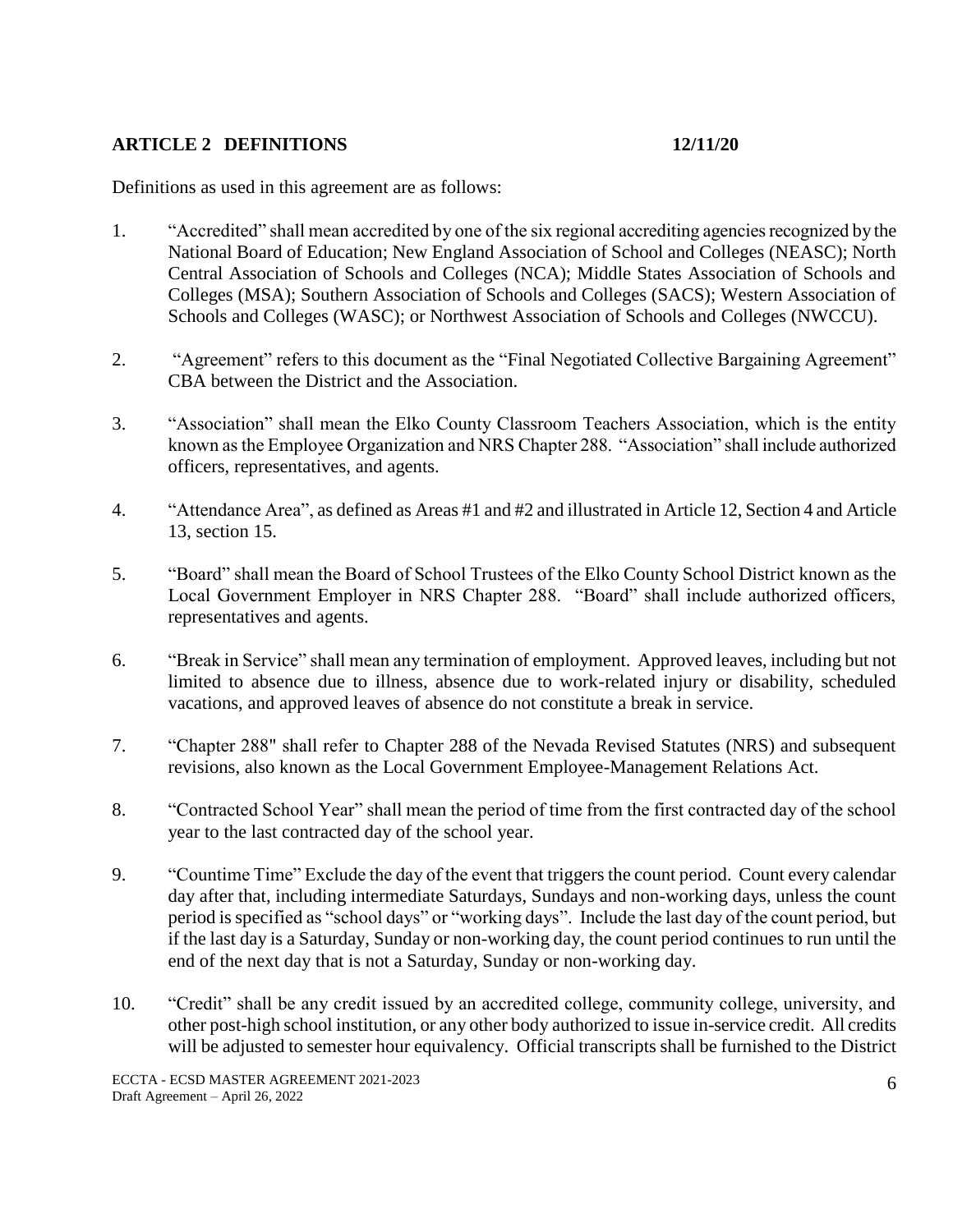## ARTICLE 2 DEFINITIONS 12/11/20

Definitions as used in this agreement are as follows:

1. "Accredited" shall mean accredited by one of the six regional accrediting agencies recognized by the National Board of Education; New England Association of School and Colleges (NEASC); North Central Association of Schools and Colleges (NCA); Middle States Association of Schools and Colleges (MSA); Southern Association of Schools and Colleges (SACS); Western Association of Schools and Colleges (WASC); or Northwest Association of Schools and Colleges (NWCCU).

2. "Agreement" refers to this document as the "Final Negotiated Collective Bargaining Agreement" CBA between the District and the Association.

3. "Association" shall mean the Elko County Classroom Teachers Association, which is the entity known as the Employee Organization and NRS Chapter 288. "Association" shall include authorized officers, representatives, and agents.

4. "Attendance Area", as defined as Areas #1 and #2 and illustrated in Article 12, Section 4 and Article 13, section 15.

5. "Board" shall mean the Board of School Trustees of the Elko County School District known as the Local Government Employer in NRS Chapter 288. "Board" shall include authorized officers, representatives and agents.

6. "Break in Service" shall mean any termination of employment. Approved leaves, including but not limited to absence due to illness, absence due to work-related injury or disability, scheduled vacations, and approved leaves of absence do not constitute a break in service.

7. "Chapter 288" shall refer to Chapter 288 of the Nevada Revised Statutes (NRS) and subsequent revisions, also known as the Local Government Employee-Management Relations Act.

8. "Contracted School Year" shall mean the period of time from the first contracted day of the school year to the last contracted day of the school year.

9. "Countime Time" Exclude the day of the event that triggers the count period. Count every calendar day after that, including intermediate Saturdays, Sundays and non-working days, unless the count period is specified as "school days" or "working days". Include the last day of the count period, but if the last day is a Saturday, Sunday or non-working day, the count period continues to run until the end of the next day that is not a Saturday, Sunday or non-working day.

10. "Credit" shall be any credit issued by an accredited college, community college, university, and other post-high school institution, or any other body authorized to issue in-service credit. All credits will be adjusted to semester hour equivalency. Official transcripts shall be furnished to the District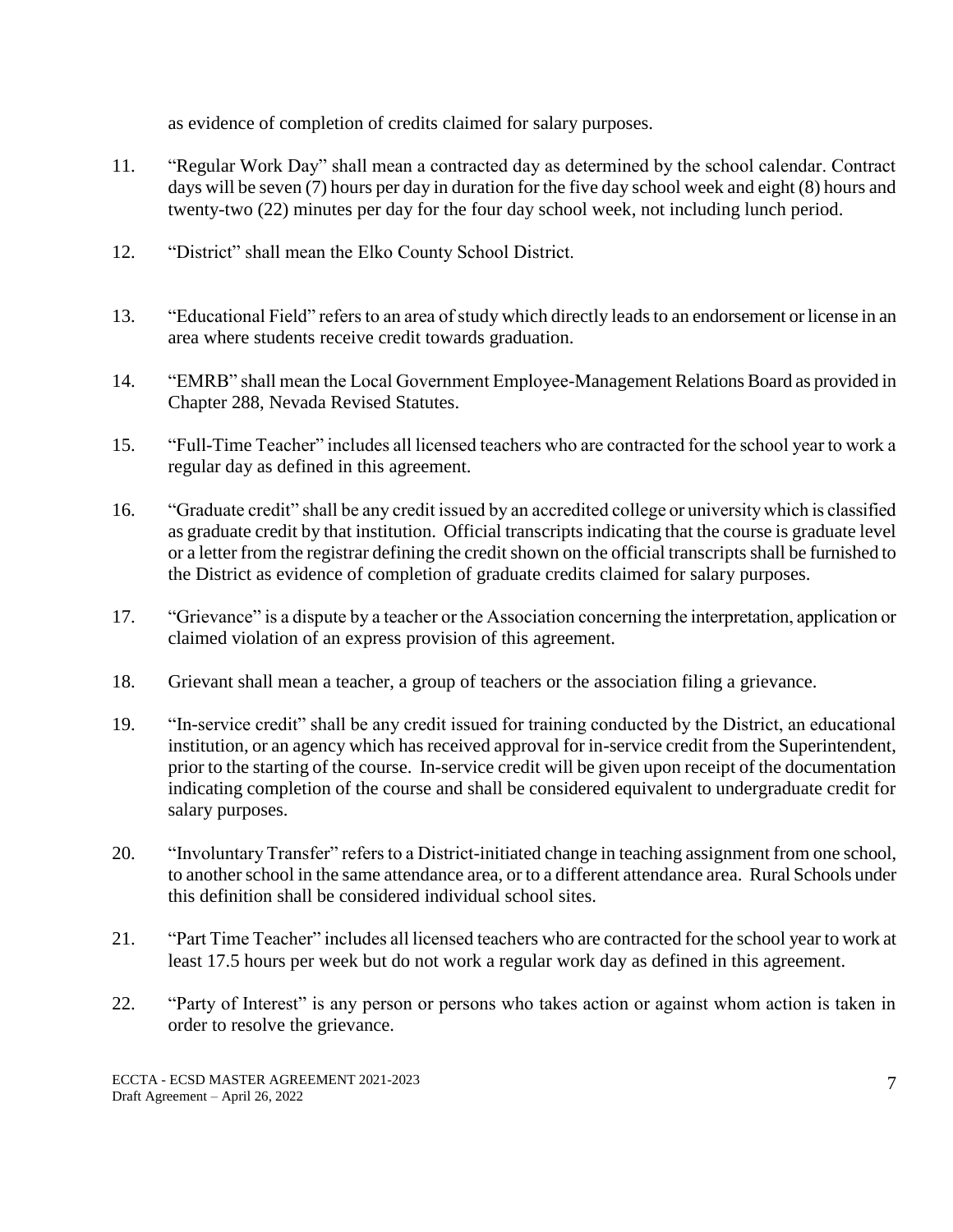as evidence of completion of credits claimed for salary purposes.

11. "Regular Work Day" shall mean a contracted day as determined by the school calendar. Contract days will be seven (7) hours per day in duration for the five day school week and eight (8) hours and twenty-two (22) minutes per day for the four day school week, not including lunch period.

12. "District" shall mean the Elko County School District.

13. "Educational Field" refers to an area of study which directly leads to an endorsement or license in an area where students receive credit towards graduation.

14. "EMRB" shall mean the Local Government Employee-Management Relations Board as provided in Chapter 288, Nevada Revised Statutes.

15. "Full-Time Teacher" includes all licensed teachers who are contracted for the school year to work a regular day as defined in this agreement.

16. "Graduate credit" shall be any credit issued by an accredited college or university which is classified as graduate credit by that institution. Official transcripts indicating that the course is graduate level or a letter from the registrar defining the credit shown on the official transcripts shall be furnished to the District as evidence of completion of graduate credits claimed for salary purposes.

17. "Grievance" is a dispute by a teacher or the Association concerning the interpretation, application or claimed violation of an express provision of this agreement.

18. Grievant shall mean a teacher, a group of teachers or the association filing a grievance.

19. "In-service credit" shall be any credit issued for training conducted by the District, an educational institution, or an agency which has received approval for in-service credit from the Superintendent, prior to the starting of the course. In-service credit will be given upon receipt of the documentation indicating completion of the course and shall be considered equivalent to undergraduate credit for salary purposes.

20. "Involuntary Transfer" refers to a District-initiated change in teaching assignment from one school, to another school in the same attendance area, or to a different attendance area. Rural Schools under this definition shall be considered individual school sites.

21. "Part Time Teacher" includes all licensed teachers who are contracted for the school year to work at least 17.5 hours per week but do not work a regular work day as defined in this agreement.

22. "Party of Interest" is any person or persons who takes action or against whom action is taken in order to resolve the grievance.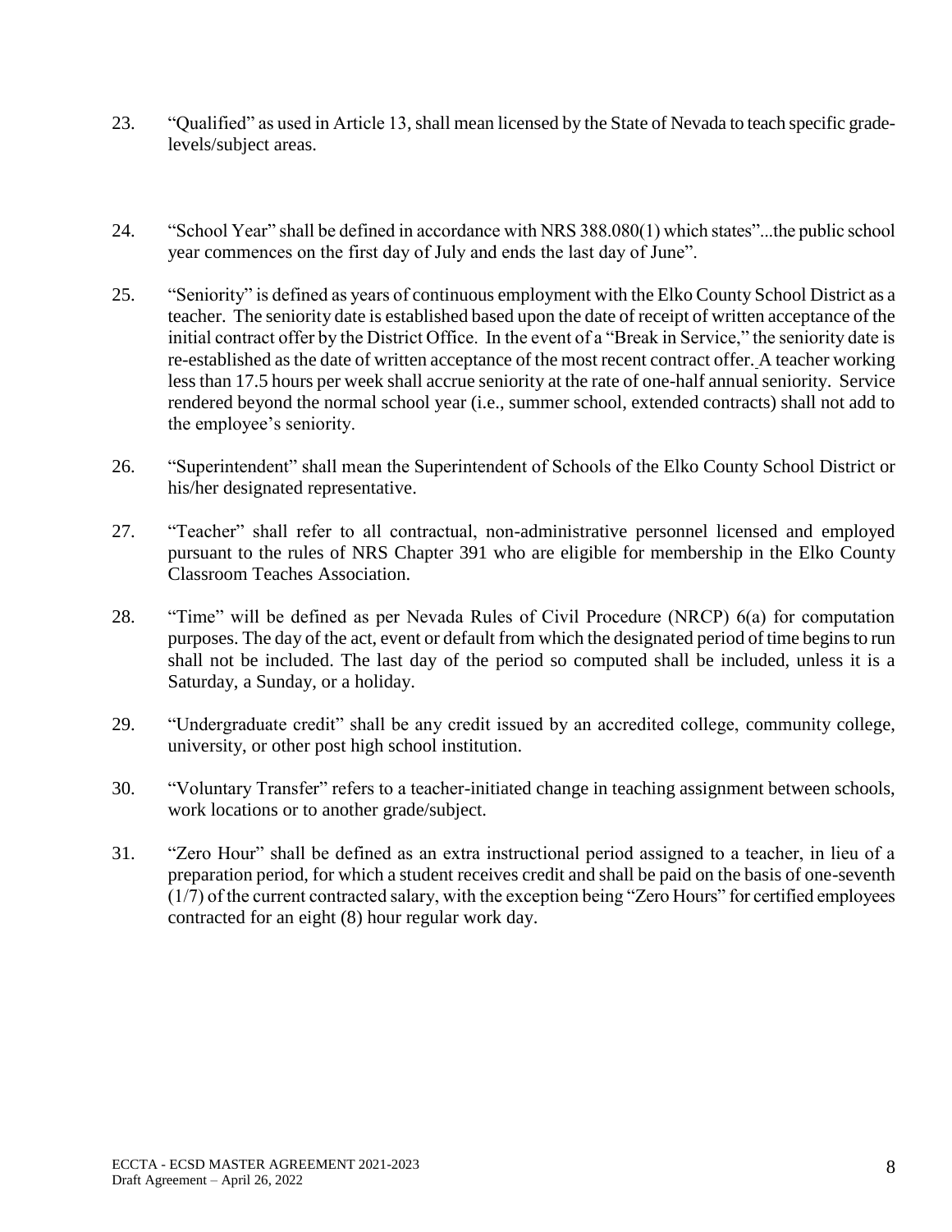23. "Qualified" as used in Article 13, shall mean licensed by the State of Nevada to teach specific grade-levels/subject areas.

24. "School Year" shall be defined in accordance with NRS 388.080(1) which states"...the public school year commences on the first day of July and ends the last day of June".

25. "Seniority" is defined as years of continuous employment with the Elko County School District as a teacher. The seniority date is established based upon the date of receipt of written acceptance of the initial contract offer by the District Office. In the event of a "Break in Service," the seniority date is re-established as the date of written acceptance of the most recent contract offer. A teacher working less than 17.5 hours per week shall accrue seniority at the rate of one-half annual seniority. Service rendered beyond the normal school year (i.e., summer school, extended contracts) shall not add to the employee's seniority.

26. "Superintendent" shall mean the Superintendent of Schools of the Elko County School District or his/her designated representative.

27. "Teacher" shall refer to all contractual, non-administrative personnel licensed and employed pursuant to the rules of NRS Chapter 391 who are eligible for membership in the Elko County Classroom Teaches Association.

28. "Time" will be defined as per Nevada Rules of Civil Procedure (NRCP) 6(a) for computation purposes. The day of the act, event or default from which the designated period of time begins to run shall not be included. The last day of the period so computed shall be included, unless it is a Saturday, a Sunday, or a holiday.

29. "Undergraduate credit" shall be any credit issued by an accredited college, community college, university, or other post high school institution.

30. "Voluntary Transfer" refers to a teacher-initiated change in teaching assignment between schools, work locations or to another grade/subject.

31. "Zero Hour" shall be defined as an extra instructional period assigned to a teacher, in lieu of a preparation period, for which a student receives credit and shall be paid on the basis of one-seventh (1/7) of the current contracted salary, with the exception being "Zero Hours" for certified employees contracted for an eight (8) hour regular work day.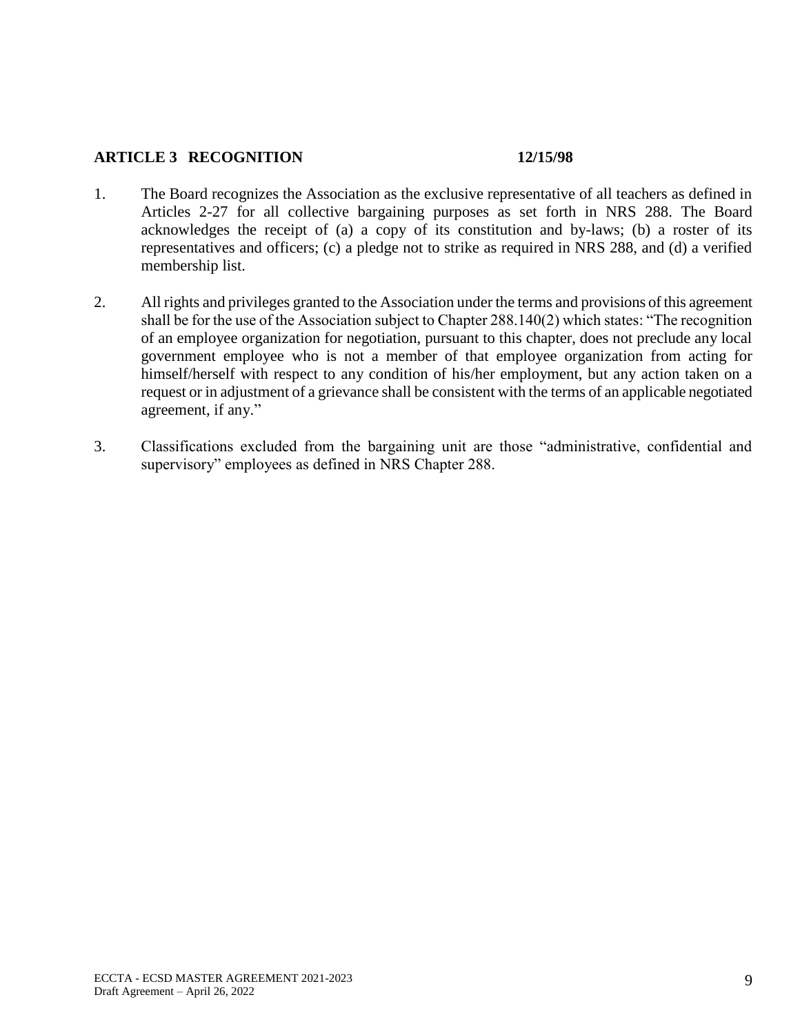## ARTICLE 3 RECOGNITION 12/15/98

1. The Board recognizes the Association as the exclusive representative of all teachers as defined in Articles 2-27 for all collective bargaining purposes as set forth in NRS 288. The Board acknowledges the receipt of (a) a copy of its constitution and by-laws; (b) a roster of its representatives and officers; (c) a pledge not to strike as required in NRS 288, and (d) a verified membership list.

2. All rights and privileges granted to the Association under the terms and provisions of this agreement shall be for the use of the Association subject to Chapter 288.140(2) which states: "The recognition of an employee organization for negotiation, pursuant to this chapter, does not preclude any local government employee who is not a member of that employee organization from acting for himself/herself with respect to any condition of his/her employment, but any action taken on a request or in adjustment of a grievance shall be consistent with the terms of an applicable negotiated agreement, if any."

3. Classifications excluded from the bargaining unit are those "administrative, confidential and supervisory" employees as defined in NRS Chapter 288.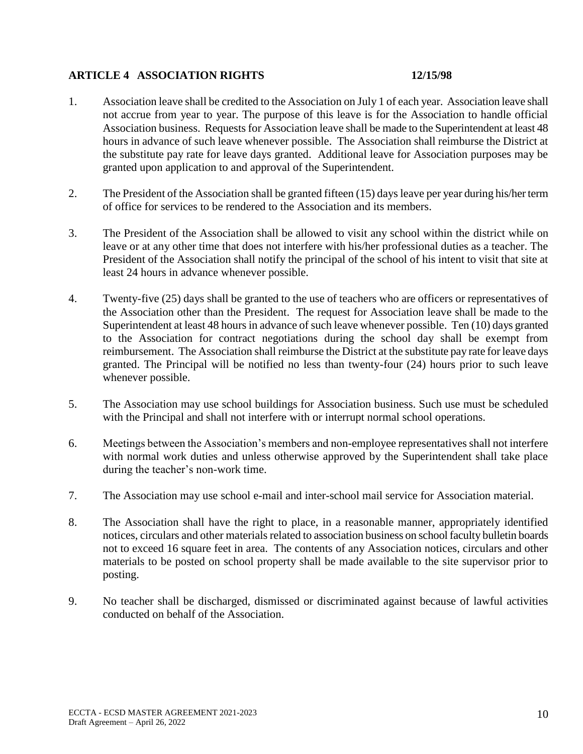## ARTICLE 4 ASSOCIATION RIGHTS 12/15/98

1. Association leave shall be credited to the Association on July 1 of each year. Association leave shall not accrue from year to year. The purpose of this leave is for the Association to handle official Association business. Requests for Association leave shall be made to the Superintendent at least 48 hours in advance of such leave whenever possible. The Association shall reimburse the District at the substitute pay rate for leave days granted. Additional leave for Association purposes may be granted upon application to and approval of the Superintendent.

2. The President of the Association shall be granted fifteen (15) days leave per year during his/her term of office for services to be rendered to the Association and its members.

3. The President of the Association shall be allowed to visit any school within the district while on leave or at any other time that does not interfere with his/her professional duties as a teacher. The President of the Association shall notify the principal of the school of his intent to visit that site at least 24 hours in advance whenever possible.

4. Twenty-five (25) days shall be granted to the use of teachers who are officers or representatives of the Association other than the President. The request for Association leave shall be made to the Superintendent at least 48 hours in advance of such leave whenever possible. Ten (10) days granted to the Association for contract negotiations during the school day shall be exempt from reimbursement. The Association shall reimburse the District at the substitute pay rate for leave days granted. The Principal will be notified no less than twenty-four (24) hours prior to such leave whenever possible.

5. The Association may use school buildings for Association business. Such use must be scheduled with the Principal and shall not interfere with or interrupt normal school operations.

6. Meetings between the Association's members and non-employee representatives shall not interfere with normal work duties and unless otherwise approved by the Superintendent shall take place during the teacher's non-work time.

7. The Association may use school e-mail and inter-school mail service for Association material.

8. The Association shall have the right to place, in a reasonable manner, appropriately identified notices, circulars and other materials related to association business on school faculty bulletin boards not to exceed 16 square feet in area. The contents of any Association notices, circulars and other materials to be posted on school property shall be made available to the site supervisor prior to posting.

9. No teacher shall be discharged, dismissed or discriminated against because of lawful activities conducted on behalf of the Association.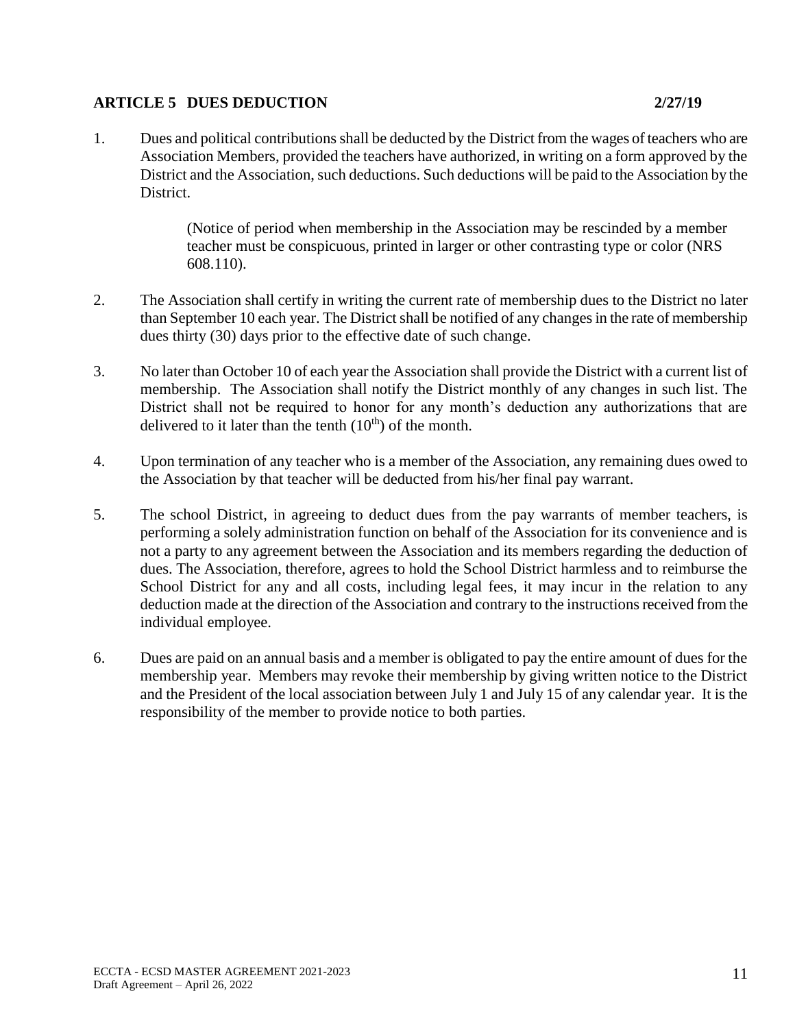## ARTICLE 5 DUES DEDUCTION 2/27/19

1. Dues and political contributions shall be deducted by the District from the wages of teachers who are Association Members, provided the teachers have authorized, in writing on a form approved by the District and the Association, such deductions. Such deductions will be paid to the Association by the District.

   (Notice of period when membership in the Association may be rescinded by a member teacher must be conspicuous, printed in larger or other contrasting type or color (NRS 608.110).

2. The Association shall certify in writing the current rate of membership dues to the District no later than September 10 each year. The District shall be notified of any changes in the rate of membership dues thirty (30) days prior to the effective date of such change.

3. No later than October 10 of each year the Association shall provide the District with a current list of membership. The Association shall notify the District monthly of any changes in such list. The District shall not be required to honor for any month's deduction any authorizations that are delivered to it later than the tenth (10th) of the month.

4. Upon termination of any teacher who is a member of the Association, any remaining dues owed to the Association by that teacher will be deducted from his/her final pay warrant.

5. The school District, in agreeing to deduct dues from the pay warrants of member teachers, is performing a solely administration function on behalf of the Association for its convenience and is not a party to any agreement between the Association and its members regarding the deduction of dues. The Association, therefore, agrees to hold the School District harmless and to reimburse the School District for any and all costs, including legal fees, it may incur in the relation to any deduction made at the direction of the Association and contrary to the instructions received from the individual employee.

6. Dues are paid on an annual basis and a member is obligated to pay the entire amount of dues for the membership year. Members may revoke their membership by giving written notice to the District and the President of the local association between July 1 and July 15 of any calendar year. It is the responsibility of the member to provide notice to both parties.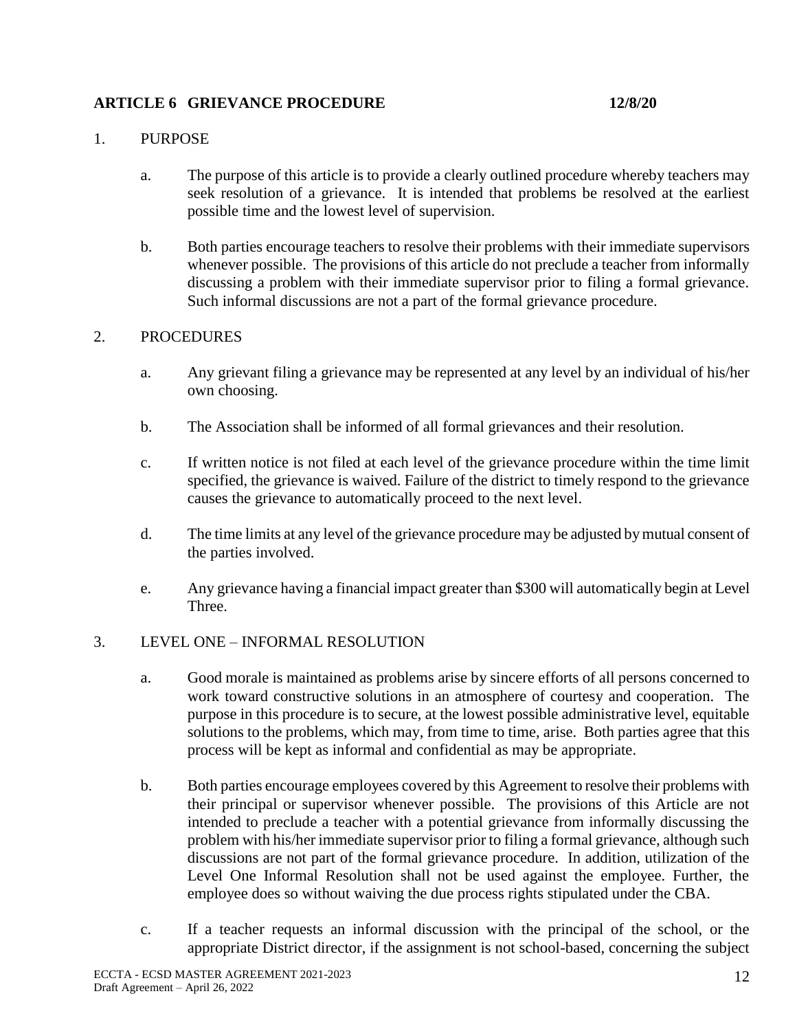## ARTICLE 6 GRIEVANCE PROCEDURE 12/8/20

1. PURPOSE

   a. The purpose of this article is to provide a clearly outlined procedure whereby teachers may seek resolution of a grievance. It is intended that problems be resolved at the earliest possible time and the lowest level of supervision.

   b. Both parties encourage teachers to resolve their problems with their immediate supervisors whenever possible. The provisions of this article do not preclude a teacher from informally discussing a problem with their immediate supervisor prior to filing a formal grievance. Such informal discussions are not a part of the formal grievance procedure.

2. PROCEDURES

   a. Any grievant filing a grievance may be represented at any level by an individual of his/her own choosing.

   b. The Association shall be informed of all formal grievances and their resolution.

   c. If written notice is not filed at each level of the grievance procedure within the time limit specified, the grievance is waived. Failure of the district to timely respond to the grievance causes the grievance to automatically proceed to the next level.

   d. The time limits at any level of the grievance procedure may be adjusted by mutual consent of the parties involved.

   e. Any grievance having a financial impact greater than $300 will automatically begin at Level Three.

3. LEVEL ONE – INFORMAL RESOLUTION

   a. Good morale is maintained as problems arise by sincere efforts of all persons concerned to work toward constructive solutions in an atmosphere of courtesy and cooperation. The purpose in this procedure is to secure, at the lowest possible administrative level, equitable solutions to the problems, which may, from time to time, arise. Both parties agree that this process will be kept as informal and confidential as may be appropriate.

   b. Both parties encourage employees covered by this Agreement to resolve their problems with their principal or supervisor whenever possible. The provisions of this Article are not intended to preclude a teacher with a potential grievance from informally discussing the problem with his/her immediate supervisor prior to filing a formal grievance, although such discussions are not part of the formal grievance procedure. In addition, utilization of the Level One Informal Resolution shall not be used against the employee. Further, the employee does so without waiving the due process rights stipulated under the CBA.

   c. If a teacher requests an informal discussion with the principal of the school, or the appropriate District director, if the assignment is not school-based, concerning the subject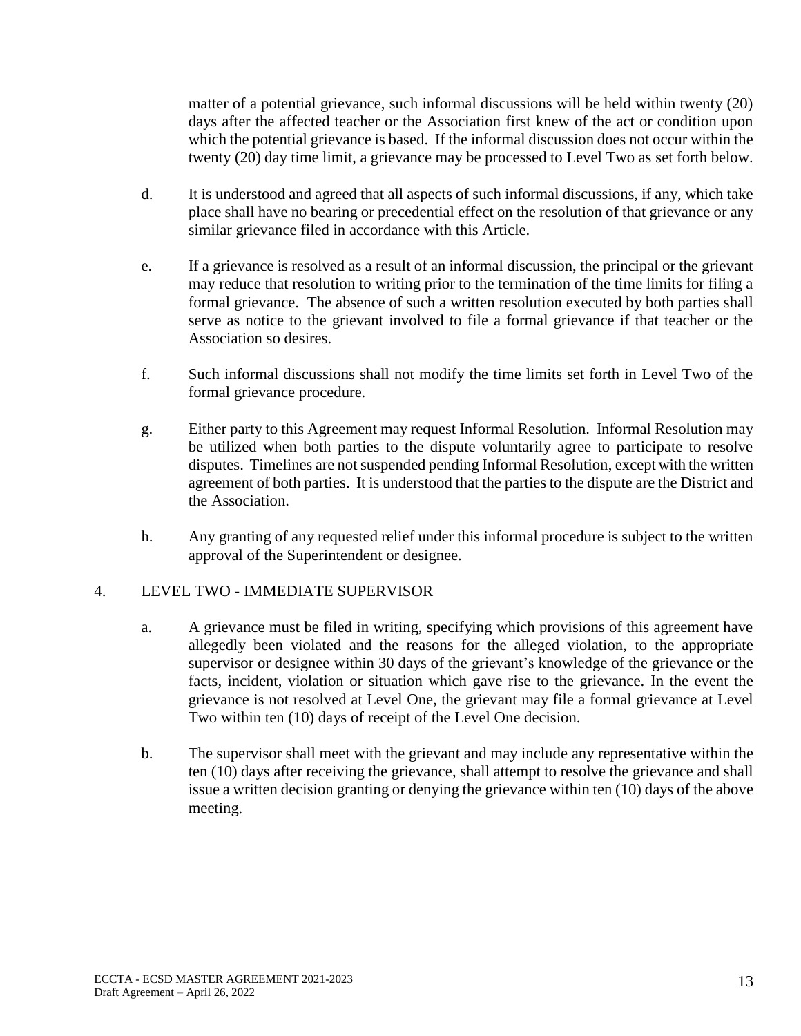matter of a potential grievance, such informal discussions will be held within twenty (20) days after the affected teacher or the Association first knew of the act or condition upon which the potential grievance is based. If the informal discussion does not occur within the twenty (20) day time limit, a grievance may be processed to Level Two as set forth below.

d. It is understood and agreed that all aspects of such informal discussions, if any, which take place shall have no bearing or precedential effect on the resolution of that grievance or any similar grievance filed in accordance with this Article.

e. If a grievance is resolved as a result of an informal discussion, the principal or the grievant may reduce that resolution to writing prior to the termination of the time limits for filing a formal grievance. The absence of such a written resolution executed by both parties shall serve as notice to the grievant involved to file a formal grievance if that teacher or the Association so desires.

f. Such informal discussions shall not modify the time limits set forth in Level Two of the formal grievance procedure.

g. Either party to this Agreement may request Informal Resolution. Informal Resolution may be utilized when both parties to the dispute voluntarily agree to participate to resolve disputes. Timelines are not suspended pending Informal Resolution, except with the written agreement of both parties. It is understood that the parties to the dispute are the District and the Association.

h. Any granting of any requested relief under this informal procedure is subject to the written approval of the Superintendent or designee.

4. LEVEL TWO - IMMEDIATE SUPERVISOR

a. A grievance must be filed in writing, specifying which provisions of this agreement have allegedly been violated and the reasons for the alleged violation, to the appropriate supervisor or designee within 30 days of the grievant's knowledge of the grievance or the facts, incident, violation or situation which gave rise to the grievance. In the event the grievance is not resolved at Level One, the grievant may file a formal grievance at Level Two within ten (10) days of receipt of the Level One decision.

b. The supervisor shall meet with the grievant and may include any representative within the ten (10) days after receiving the grievance, shall attempt to resolve the grievance and shall issue a written decision granting or denying the grievance within ten (10) days of the above meeting.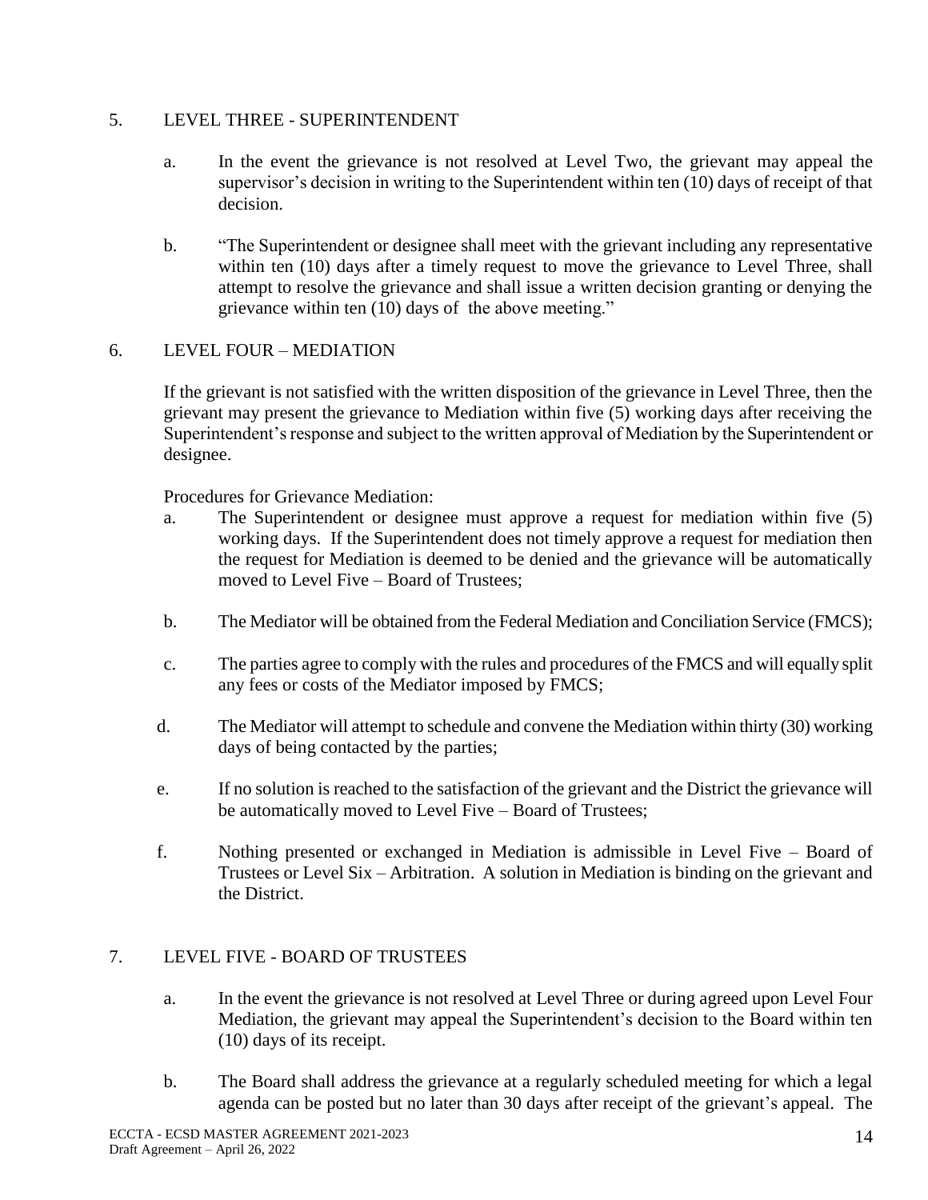5. LEVEL THREE - SUPERINTENDENT

   a. In the event the grievance is not resolved at Level Two, the grievant may appeal the supervisor's decision in writing to the Superintendent within ten (10) days of receipt of that decision.

   b. "The Superintendent or designee shall meet with the grievant including any representative within ten (10) days after a timely request to move the grievance to Level Three, shall attempt to resolve the grievance and shall issue a written decision granting or denying the grievance within ten (10) days of the above meeting."

6. LEVEL FOUR – MEDIATION

   If the grievant is not satisfied with the written disposition of the grievance in Level Three, then the grievant may present the grievance to Mediation within five (5) working days after receiving the Superintendent's response and subject to the written approval of Mediation by the Superintendent or designee.

   Procedures for Grievance Mediation:

   a. The Superintendent or designee must approve a request for mediation within five (5) working days. If the Superintendent does not timely approve a request for mediation then the request for Mediation is deemed to be denied and the grievance will be automatically moved to Level Five – Board of Trustees;

   b. The Mediator will be obtained from the Federal Mediation and Conciliation Service (FMCS);

   c. The parties agree to comply with the rules and procedures of the FMCS and will equally split any fees or costs of the Mediator imposed by FMCS;

   d. The Mediator will attempt to schedule and convene the Mediation within thirty (30) working days of being contacted by the parties;

   e. If no solution is reached to the satisfaction of the grievant and the District the grievance will be automatically moved to Level Five – Board of Trustees;

   f. Nothing presented or exchanged in Mediation is admissible in Level Five – Board of Trustees or Level Six – Arbitration. A solution in Mediation is binding on the grievant and the District.

7. LEVEL FIVE - BOARD OF TRUSTEES

   a. In the event the grievance is not resolved at Level Three or during agreed upon Level Four Mediation, the grievant may appeal the Superintendent's decision to the Board within ten (10) days of its receipt.

   b. The Board shall address the grievance at a regularly scheduled meeting for which a legal agenda can be posted but no later than 30 days after receipt of the grievant's appeal. The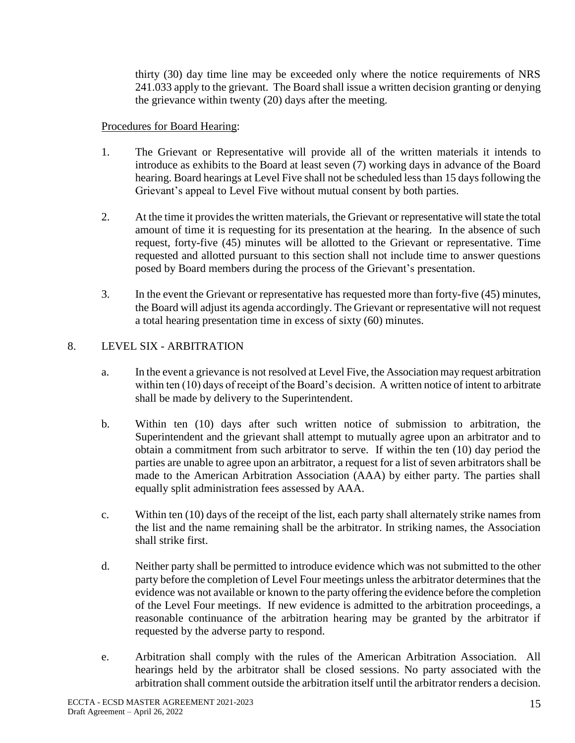thirty (30) day time line may be exceeded only where the notice requirements of NRS 241.033 apply to the grievant. The Board shall issue a written decision granting or denying the grievance within twenty (20) days after the meeting.

Procedures for Board Hearing:

1. The Grievant or Representative will provide all of the written materials it intends to introduce as exhibits to the Board at least seven (7) working days in advance of the Board hearing. Board hearings at Level Five shall not be scheduled less than 15 days following the Grievant's appeal to Level Five without mutual consent by both parties.

2. At the time it provides the written materials, the Grievant or representative will state the total amount of time it is requesting for its presentation at the hearing. In the absence of such request, forty-five (45) minutes will be allotted to the Grievant or representative. Time requested and allotted pursuant to this section shall not include time to answer questions posed by Board members during the process of the Grievant's presentation.

3. In the event the Grievant or representative has requested more than forty-five (45) minutes, the Board will adjust its agenda accordingly. The Grievant or representative will not request a total hearing presentation time in excess of sixty (60) minutes.

8. LEVEL SIX - ARBITRATION

a. In the event a grievance is not resolved at Level Five, the Association may request arbitration within ten (10) days of receipt of the Board's decision. A written notice of intent to arbitrate shall be made by delivery to the Superintendent.

b. Within ten (10) days after such written notice of submission to arbitration, the Superintendent and the grievant shall attempt to mutually agree upon an arbitrator and to obtain a commitment from such arbitrator to serve. If within the ten (10) day period the parties are unable to agree upon an arbitrator, a request for a list of seven arbitrators shall be made to the American Arbitration Association (AAA) by either party. The parties shall equally split administration fees assessed by AAA.

c. Within ten (10) days of the receipt of the list, each party shall alternately strike names from the list and the name remaining shall be the arbitrator. In striking names, the Association shall strike first.

d. Neither party shall be permitted to introduce evidence which was not submitted to the other party before the completion of Level Four meetings unless the arbitrator determines that the evidence was not available or known to the party offering the evidence before the completion of the Level Four meetings. If new evidence is admitted to the arbitration proceedings, a reasonable continuance of the arbitration hearing may be granted by the arbitrator if requested by the adverse party to respond.

e. Arbitration shall comply with the rules of the American Arbitration Association. All hearings held by the arbitrator shall be closed sessions. No party associated with the arbitration shall comment outside the arbitration itself until the arbitrator renders a decision.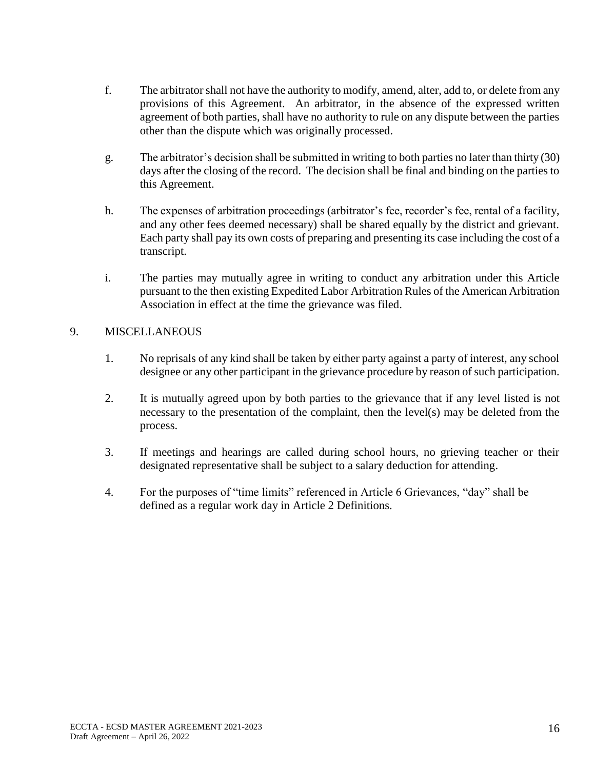f. The arbitrator shall not have the authority to modify, amend, alter, add to, or delete from any provisions of this Agreement. An arbitrator, in the absence of the expressed written agreement of both parties, shall have no authority to rule on any dispute between the parties other than the dispute which was originally processed.

g. The arbitrator's decision shall be submitted in writing to both parties no later than thirty (30) days after the closing of the record. The decision shall be final and binding on the parties to this Agreement.

h. The expenses of arbitration proceedings (arbitrator's fee, recorder's fee, rental of a facility, and any other fees deemed necessary) shall be shared equally by the district and grievant. Each party shall pay its own costs of preparing and presenting its case including the cost of a transcript.

i. The parties may mutually agree in writing to conduct any arbitration under this Article pursuant to the then existing Expedited Labor Arbitration Rules of the American Arbitration Association in effect at the time the grievance was filed.

9. MISCELLANEOUS

1. No reprisals of any kind shall be taken by either party against a party of interest, any school designee or any other participant in the grievance procedure by reason of such participation.

2. It is mutually agreed upon by both parties to the grievance that if any level listed is not necessary to the presentation of the complaint, then the level(s) may be deleted from the process.

3. If meetings and hearings are called during school hours, no grieving teacher or their designated representative shall be subject to a salary deduction for attending.

4. For the purposes of "time limits" referenced in Article 6 Grievances, "day" shall be defined as a regular work day in Article 2 Definitions.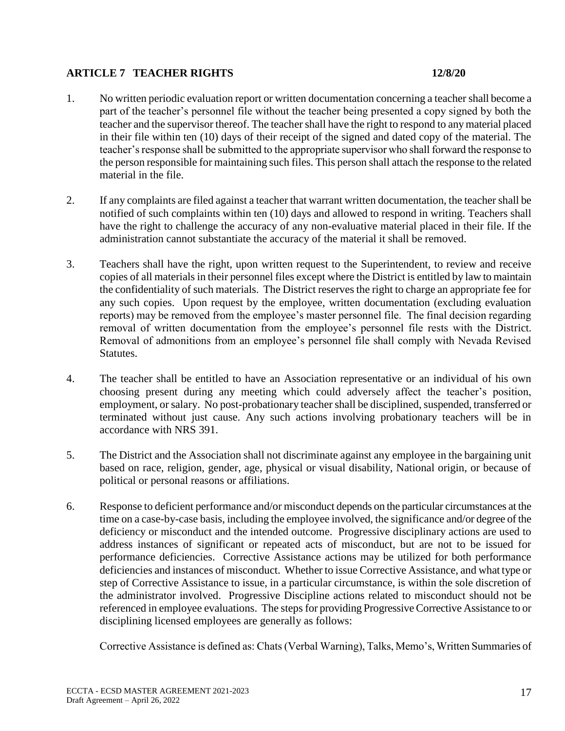## ARTICLE 7 TEACHER RIGHTS 12/8/20

1. No written periodic evaluation report or written documentation concerning a teacher shall become a part of the teacher's personnel file without the teacher being presented a copy signed by both the teacher and the supervisor thereof. The teacher shall have the right to respond to any material placed in their file within ten (10) days of their receipt of the signed and dated copy of the material. The teacher's response shall be submitted to the appropriate supervisor who shall forward the response to the person responsible for maintaining such files. This person shall attach the response to the related material in the file.

2. If any complaints are filed against a teacher that warrant written documentation, the teacher shall be notified of such complaints within ten (10) days and allowed to respond in writing. Teachers shall have the right to challenge the accuracy of any non-evaluative material placed in their file. If the administration cannot substantiate the accuracy of the material it shall be removed.

3. Teachers shall have the right, upon written request to the Superintendent, to review and receive copies of all materials in their personnel files except where the District is entitled by law to maintain the confidentiality of such materials. The District reserves the right to charge an appropriate fee for any such copies. Upon request by the employee, written documentation (excluding evaluation reports) may be removed from the employee's master personnel file. The final decision regarding removal of written documentation from the employee's personnel file rests with the District. Removal of admonitions from an employee's personnel file shall comply with Nevada Revised Statutes.

4. The teacher shall be entitled to have an Association representative or an individual of his own choosing present during any meeting which could adversely affect the teacher's position, employment, or salary. No post-probationary teacher shall be disciplined, suspended, transferred or terminated without just cause. Any such actions involving probationary teachers will be in accordance with NRS 391.

5. The District and the Association shall not discriminate against any employee in the bargaining unit based on race, religion, gender, age, physical or visual disability, National origin, or because of political or personal reasons or affiliations.

6. Response to deficient performance and/or misconduct depends on the particular circumstances at the time on a case-by-case basis, including the employee involved, the significance and/or degree of the deficiency or misconduct and the intended outcome. Progressive disciplinary actions are used to address instances of significant or repeated acts of misconduct, but are not to be issued for performance deficiencies. Corrective Assistance actions may be utilized for both performance deficiencies and instances of misconduct. Whether to issue Corrective Assistance, and what type or step of Corrective Assistance to issue, in a particular circumstance, is within the sole discretion of the administrator involved. Progressive Discipline actions related to misconduct should not be referenced in employee evaluations. The steps for providing Progressive Corrective Assistance to or disciplining licensed employees are generally as follows:

   Corrective Assistance is defined as: Chats (Verbal Warning), Talks, Memo's, Written Summaries of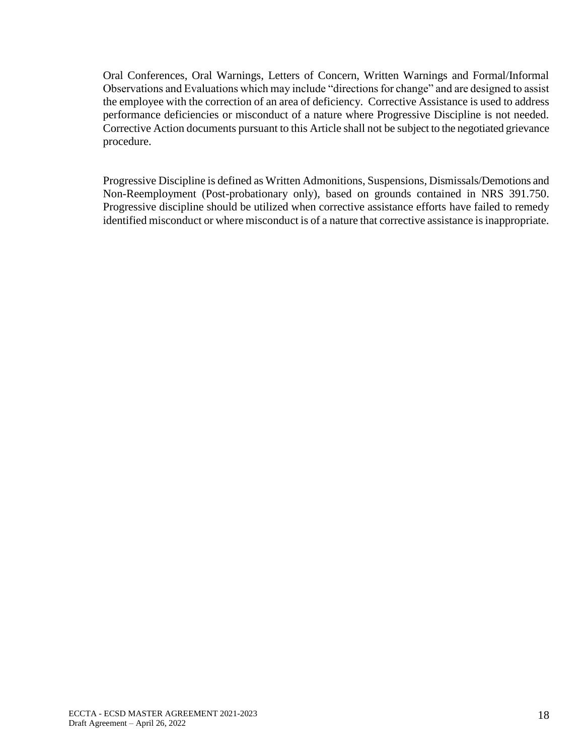Oral Conferences, Oral Warnings, Letters of Concern, Written Warnings and Formal/Informal Observations and Evaluations which may include "directions for change" and are designed to assist the employee with the correction of an area of deficiency. Corrective Assistance is used to address performance deficiencies or misconduct of a nature where Progressive Discipline is not needed. Corrective Action documents pursuant to this Article shall not be subject to the negotiated grievance procedure.

Progressive Discipline is defined as Written Admonitions, Suspensions, Dismissals/Demotions and Non-Reemployment (Post-probationary only), based on grounds contained in NRS 391.750. Progressive discipline should be utilized when corrective assistance efforts have failed to remedy identified misconduct or where misconduct is of a nature that corrective assistance is inappropriate.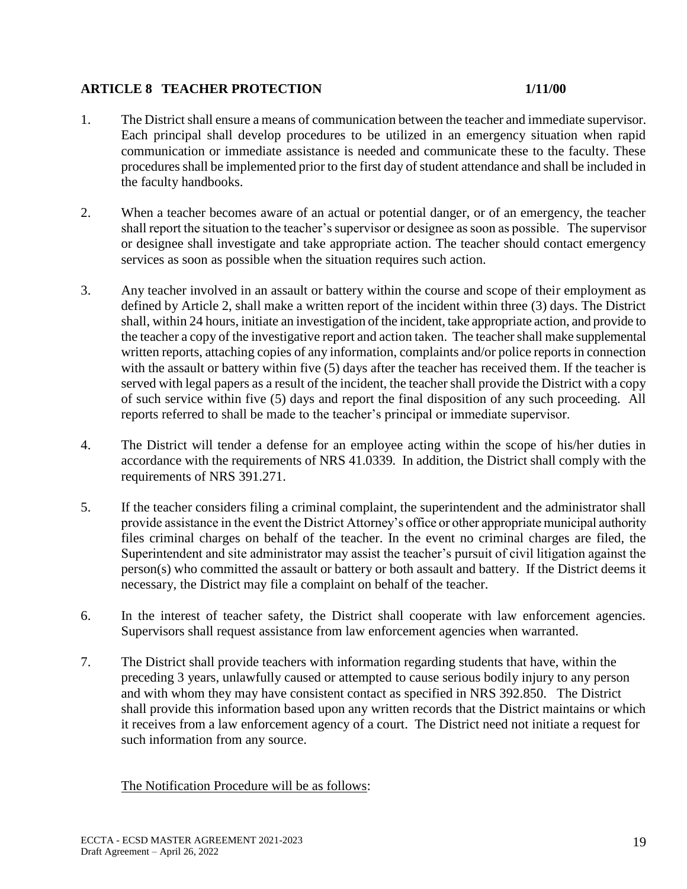## ARTICLE 8 TEACHER PROTECTION 1/11/00

1. The District shall ensure a means of communication between the teacher and immediate supervisor. Each principal shall develop procedures to be utilized in an emergency situation when rapid communication or immediate assistance is needed and communicate these to the faculty. These procedures shall be implemented prior to the first day of student attendance and shall be included in the faculty handbooks.

2. When a teacher becomes aware of an actual or potential danger, or of an emergency, the teacher shall report the situation to the teacher's supervisor or designee as soon as possible. The supervisor or designee shall investigate and take appropriate action. The teacher should contact emergency services as soon as possible when the situation requires such action.

3. Any teacher involved in an assault or battery within the course and scope of their employment as defined by Article 2, shall make a written report of the incident within three (3) days. The District shall, within 24 hours, initiate an investigation of the incident, take appropriate action, and provide to the teacher a copy of the investigative report and action taken. The teacher shall make supplemental written reports, attaching copies of any information, complaints and/or police reports in connection with the assault or battery within five (5) days after the teacher has received them. If the teacher is served with legal papers as a result of the incident, the teacher shall provide the District with a copy of such service within five (5) days and report the final disposition of any such proceeding. All reports referred to shall be made to the teacher's principal or immediate supervisor.

4. The District will tender a defense for an employee acting within the scope of his/her duties in accordance with the requirements of NRS 41.0339. In addition, the District shall comply with the requirements of NRS 391.271.

5. If the teacher considers filing a criminal complaint, the superintendent and the administrator shall provide assistance in the event the District Attorney's office or other appropriate municipal authority files criminal charges on behalf of the teacher. In the event no criminal charges are filed, the Superintendent and site administrator may assist the teacher's pursuit of civil litigation against the person(s) who committed the assault or battery or both assault and battery. If the District deems it necessary, the District may file a complaint on behalf of the teacher.

6. In the interest of teacher safety, the District shall cooperate with law enforcement agencies. Supervisors shall request assistance from law enforcement agencies when warranted.

7. The District shall provide teachers with information regarding students that have, within the preceding 3 years, unlawfully caused or attempted to cause serious bodily injury to any person and with whom they may have consistent contact as specified in NRS 392.850. The District shall provide this information based upon any written records that the District maintains or which it receives from a law enforcement agency of a court. The District need not initiate a request for such information from any source.

   <u>The Notification Procedure will be as follows</u>: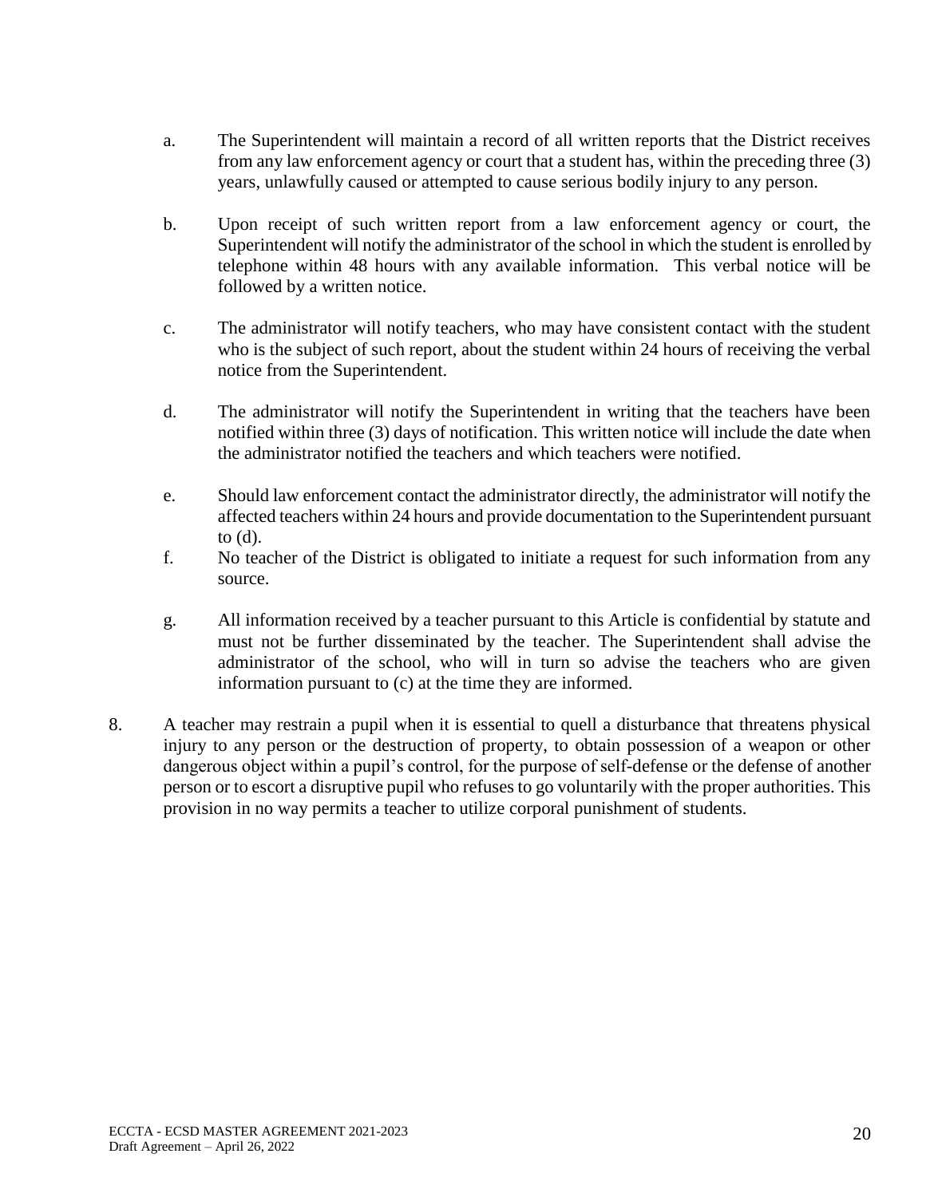a. The Superintendent will maintain a record of all written reports that the District receives from any law enforcement agency or court that a student has, within the preceding three (3) years, unlawfully caused or attempted to cause serious bodily injury to any person.

b. Upon receipt of such written report from a law enforcement agency or court, the Superintendent will notify the administrator of the school in which the student is enrolled by telephone within 48 hours with any available information. This verbal notice will be followed by a written notice.

c. The administrator will notify teachers, who may have consistent contact with the student who is the subject of such report, about the student within 24 hours of receiving the verbal notice from the Superintendent.

d. The administrator will notify the Superintendent in writing that the teachers have been notified within three (3) days of notification. This written notice will include the date when the administrator notified the teachers and which teachers were notified.

e. Should law enforcement contact the administrator directly, the administrator will notify the affected teachers within 24 hours and provide documentation to the Superintendent pursuant to (d).

f. No teacher of the District is obligated to initiate a request for such information from any source.

g. All information received by a teacher pursuant to this Article is confidential by statute and must not be further disseminated by the teacher. The Superintendent shall advise the administrator of the school, who will in turn so advise the teachers who are given information pursuant to (c) at the time they are informed.

8. A teacher may restrain a pupil when it is essential to quell a disturbance that threatens physical injury to any person or the destruction of property, to obtain possession of a weapon or other dangerous object within a pupil's control, for the purpose of self-defense or the defense of another person or to escort a disruptive pupil who refuses to go voluntarily with the proper authorities. This provision in no way permits a teacher to utilize corporal punishment of students.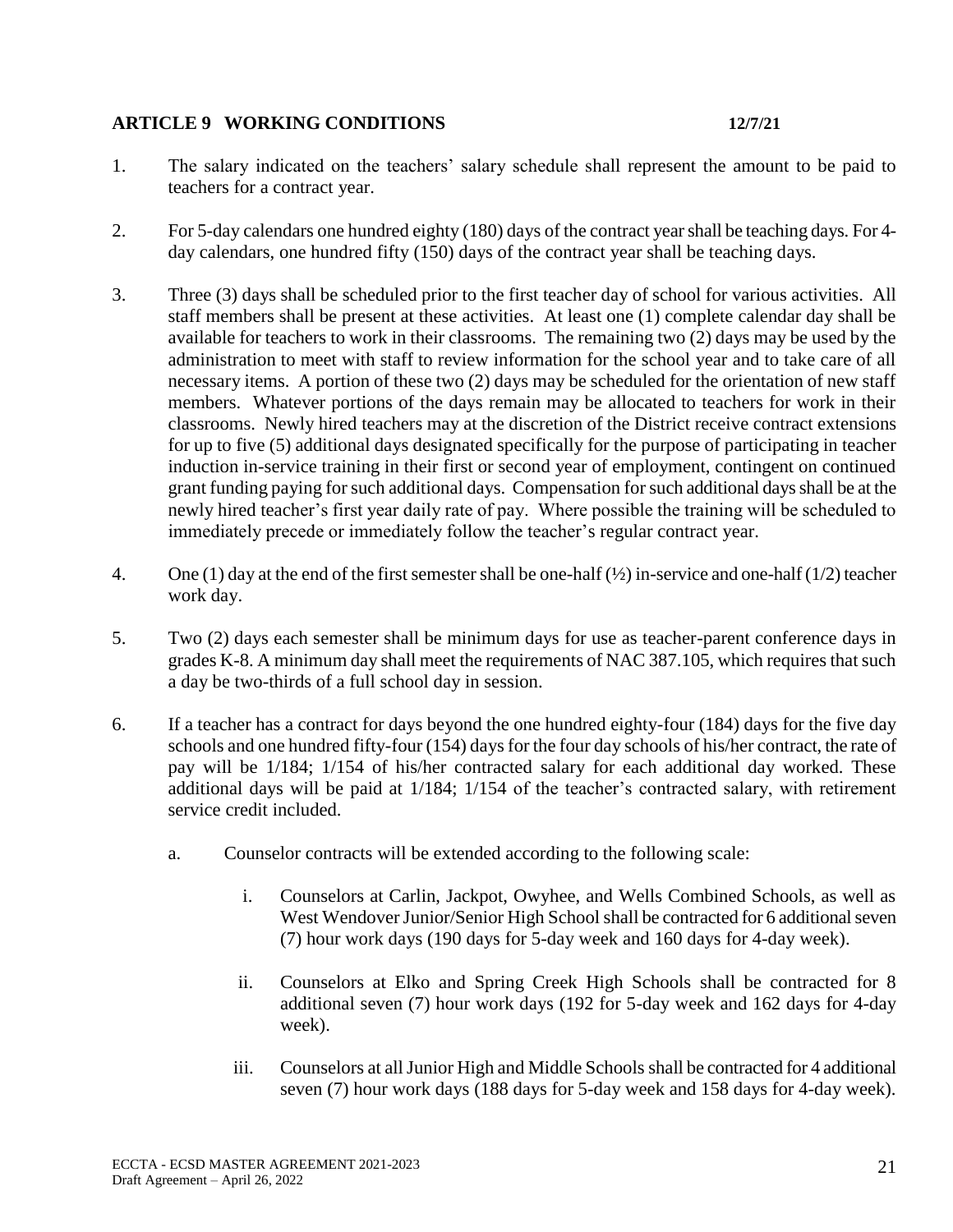## ARTICLE 9 WORKING CONDITIONS 12/7/21

1. The salary indicated on the teachers' salary schedule shall represent the amount to be paid to teachers for a contract year.

2. For 5-day calendars one hundred eighty (180) days of the contract year shall be teaching days. For 4-day calendars, one hundred fifty (150) days of the contract year shall be teaching days.

3. Three (3) days shall be scheduled prior to the first teacher day of school for various activities. All staff members shall be present at these activities. At least one (1) complete calendar day shall be available for teachers to work in their classrooms. The remaining two (2) days may be used by the administration to meet with staff to review information for the school year and to take care of all necessary items. A portion of these two (2) days may be scheduled for the orientation of new staff members. Whatever portions of the days remain may be allocated to teachers for work in their classrooms. Newly hired teachers may at the discretion of the District receive contract extensions for up to five (5) additional days designated specifically for the purpose of participating in teacher induction in-service training in their first or second year of employment, contingent on continued grant funding paying for such additional days. Compensation for such additional days shall be at the newly hired teacher's first year daily rate of pay. Where possible the training will be scheduled to immediately precede or immediately follow the teacher's regular contract year.

4. One (1) day at the end of the first semester shall be one-half (½) in-service and one-half (1/2) teacher work day.

5. Two (2) days each semester shall be minimum days for use as teacher-parent conference days in grades K-8. A minimum day shall meet the requirements of NAC 387.105, which requires that such a day be two-thirds of a full school day in session.

6. If a teacher has a contract for days beyond the one hundred eighty-four (184) days for the five day schools and one hundred fifty-four (154) days for the four day schools of his/her contract, the rate of pay will be 1/184; 1/154 of his/her contracted salary for each additional day worked. These additional days will be paid at 1/184; 1/154 of the teacher's contracted salary, with retirement service credit included.

   a. Counselor contracts will be extended according to the following scale:

      i. Counselors at Carlin, Jackpot, Owyhee, and Wells Combined Schools, as well as West Wendover Junior/Senior High School shall be contracted for 6 additional seven (7) hour work days (190 days for 5-day week and 160 days for 4-day week).

      ii. Counselors at Elko and Spring Creek High Schools shall be contracted for 8 additional seven (7) hour work days (192 for 5-day week and 162 days for 4-day week).

      iii. Counselors at all Junior High and Middle Schools shall be contracted for 4 additional seven (7) hour work days (188 days for 5-day week and 158 days for 4-day week).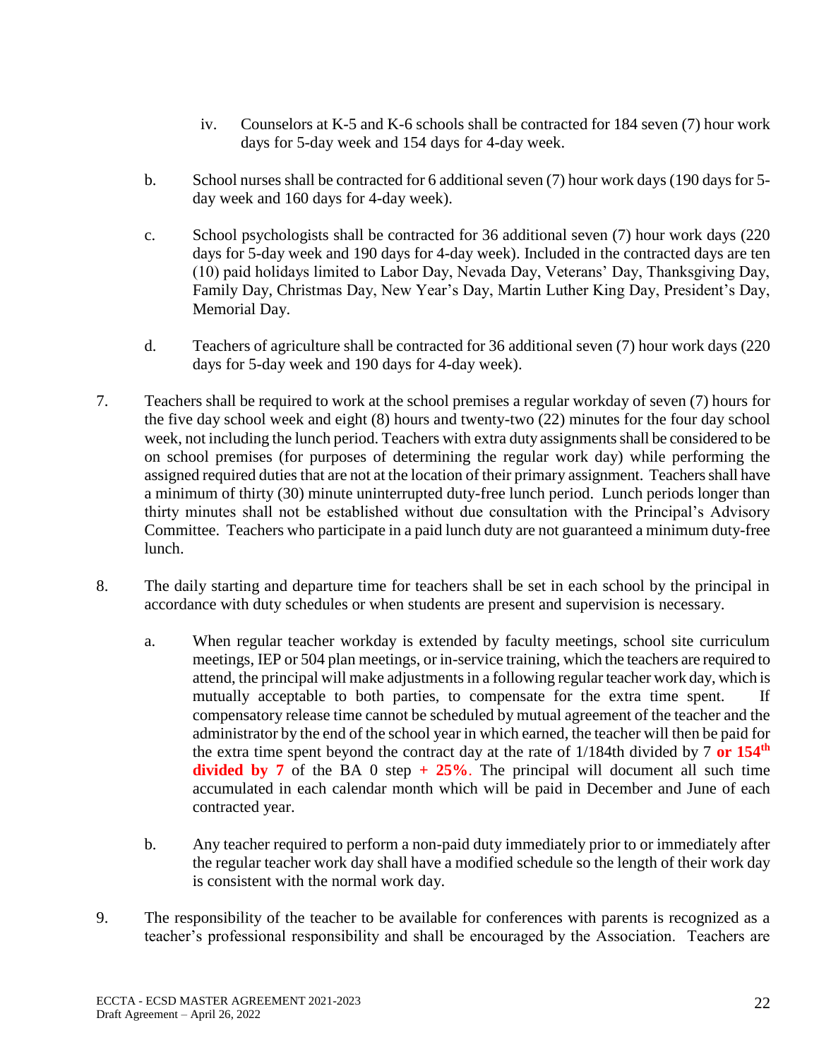iv. Counselors at K-5 and K-6 schools shall be contracted for 184 seven (7) hour work days for 5-day week and 154 days for 4-day week.

b. School nurses shall be contracted for 6 additional seven (7) hour work days (190 days for 5-day week and 160 days for 4-day week).

c. School psychologists shall be contracted for 36 additional seven (7) hour work days (220 days for 5-day week and 190 days for 4-day week). Included in the contracted days are ten (10) paid holidays limited to Labor Day, Nevada Day, Veterans' Day, Thanksgiving Day, Family Day, Christmas Day, New Year's Day, Martin Luther King Day, President's Day, Memorial Day.

d. Teachers of agriculture shall be contracted for 36 additional seven (7) hour work days (220 days for 5-day week and 190 days for 4-day week).

7. Teachers shall be required to work at the school premises a regular workday of seven (7) hours for the five day school week and eight (8) hours and twenty-two (22) minutes for the four day school week, not including the lunch period. Teachers with extra duty assignments shall be considered to be on school premises (for purposes of determining the regular work day) while performing the assigned required duties that are not at the location of their primary assignment. Teachers shall have a minimum of thirty (30) minute uninterrupted duty-free lunch period. Lunch periods longer than thirty minutes shall not be established without due consultation with the Principal's Advisory Committee. Teachers who participate in a paid lunch duty are not guaranteed a minimum duty-free lunch.

8. The daily starting and departure time for teachers shall be set in each school by the principal in accordance with duty schedules or when students are present and supervision is necessary.

   a. When regular teacher workday is extended by faculty meetings, school site curriculum meetings, IEP or 504 plan meetings, or in-service training, which the teachers are required to attend, the principal will make adjustments in a following regular teacher work day, which is mutually acceptable to both parties, to compensate for the extra time spent. If compensatory release time cannot be scheduled by mutual agreement of the teacher and the administrator by the end of the school year in which earned, the teacher will then be paid for the extra time spent beyond the contract day at the rate of 1/184th divided by 7 **or 154th divided by 7** of the BA 0 step **+ 25%**. The principal will document all such time accumulated in each calendar month which will be paid in December and June of each contracted year.

   b. Any teacher required to perform a non-paid duty immediately prior to or immediately after the regular teacher work day shall have a modified schedule so the length of their work day is consistent with the normal work day.

9. The responsibility of the teacher to be available for conferences with parents is recognized as a teacher's professional responsibility and shall be encouraged by the Association. Teachers are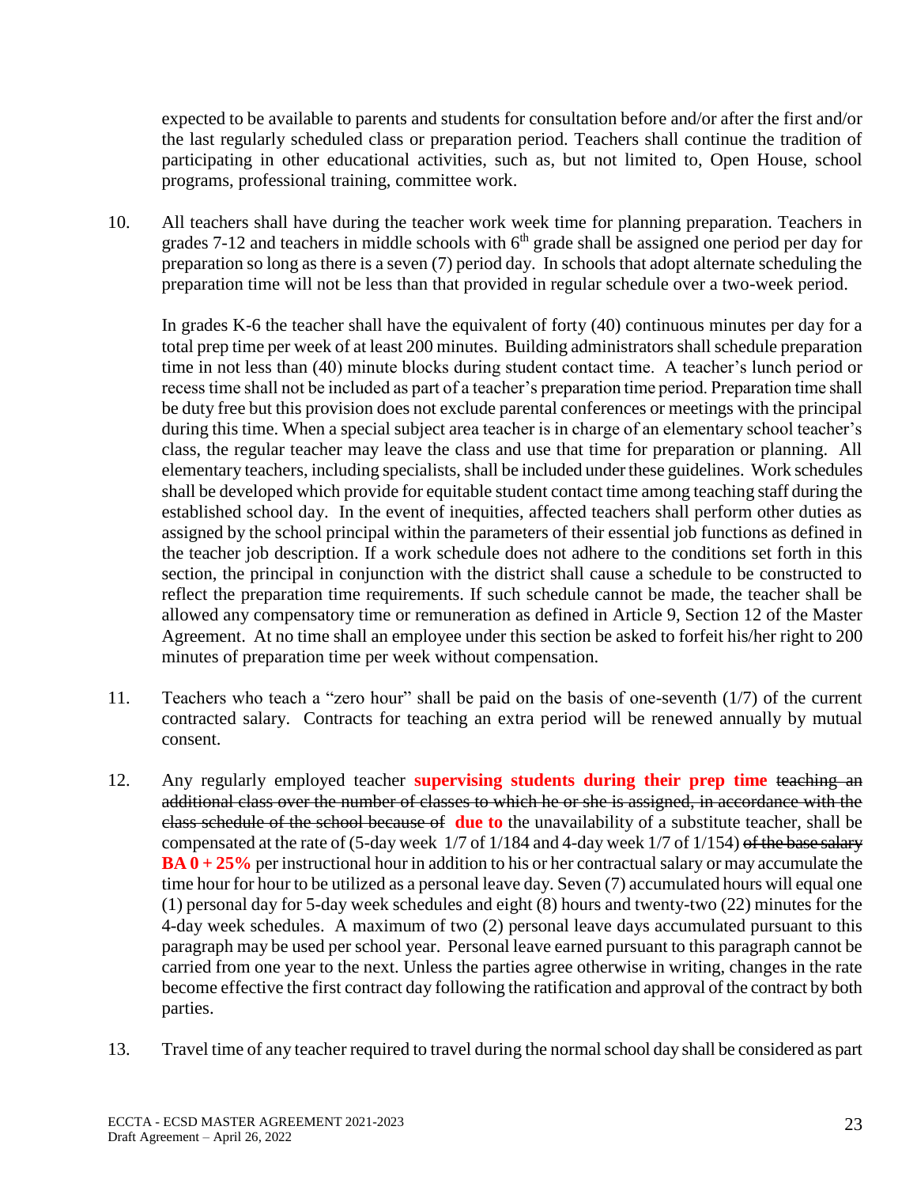expected to be available to parents and students for consultation before and/or after the first and/or the last regularly scheduled class or preparation period. Teachers shall continue the tradition of participating in other educational activities, such as, but not limited to, Open House, school programs, professional training, committee work.

10. All teachers shall have during the teacher work week time for planning preparation. Teachers in grades 7-12 and teachers in middle schools with 6th grade shall be assigned one period per day for preparation so long as there is a seven (7) period day. In schools that adopt alternate scheduling the preparation time will not be less than that provided in regular schedule over a two-week period.

    In grades K-6 the teacher shall have the equivalent of forty (40) continuous minutes per day for a total prep time per week of at least 200 minutes. Building administrators shall schedule preparation time in not less than (40) minute blocks during student contact time. A teacher's lunch period or recess time shall not be included as part of a teacher's preparation time period. Preparation time shall be duty free but this provision does not exclude parental conferences or meetings with the principal during this time. When a special subject area teacher is in charge of an elementary school teacher's class, the regular teacher may leave the class and use that time for preparation or planning. All elementary teachers, including specialists, shall be included under these guidelines. Work schedules shall be developed which provide for equitable student contact time among teaching staff during the established school day. In the event of inequities, affected teachers shall perform other duties as assigned by the school principal within the parameters of their essential job functions as defined in the teacher job description. If a work schedule does not adhere to the conditions set forth in this section, the principal in conjunction with the district shall cause a schedule to be constructed to reflect the preparation time requirements. If such schedule cannot be made, the teacher shall be allowed any compensatory time or remuneration as defined in Article 9, Section 12 of the Master Agreement. At no time shall an employee under this section be asked to forfeit his/her right to 200 minutes of preparation time per week without compensation.

11. Teachers who teach a "zero hour" shall be paid on the basis of one-seventh (1/7) of the current contracted salary. Contracts for teaching an extra period will be renewed annually by mutual consent.

12. Any regularly employed teacher **supervising students during their prep time** ~~teaching an additional class over the number of classes to which he or she is assigned, in accordance with the class schedule of the school because of~~ **due to** the unavailability of a substitute teacher, shall be compensated at the rate of (5-day week 1/7 of 1/184 and 4-day week 1/7 of 1/154) ~~of the base salary~~ **BA 0 + 25%** per instructional hour in addition to his or her contractual salary or may accumulate the time hour for hour to be utilized as a personal leave day. Seven (7) accumulated hours will equal one (1) personal day for 5-day week schedules and eight (8) hours and twenty-two (22) minutes for the 4-day week schedules. A maximum of two (2) personal leave days accumulated pursuant to this paragraph may be used per school year. Personal leave earned pursuant to this paragraph cannot be carried from one year to the next. Unless the parties agree otherwise in writing, changes in the rate become effective the first contract day following the ratification and approval of the contract by both parties.

13. Travel time of any teacher required to travel during the normal school day shall be considered as part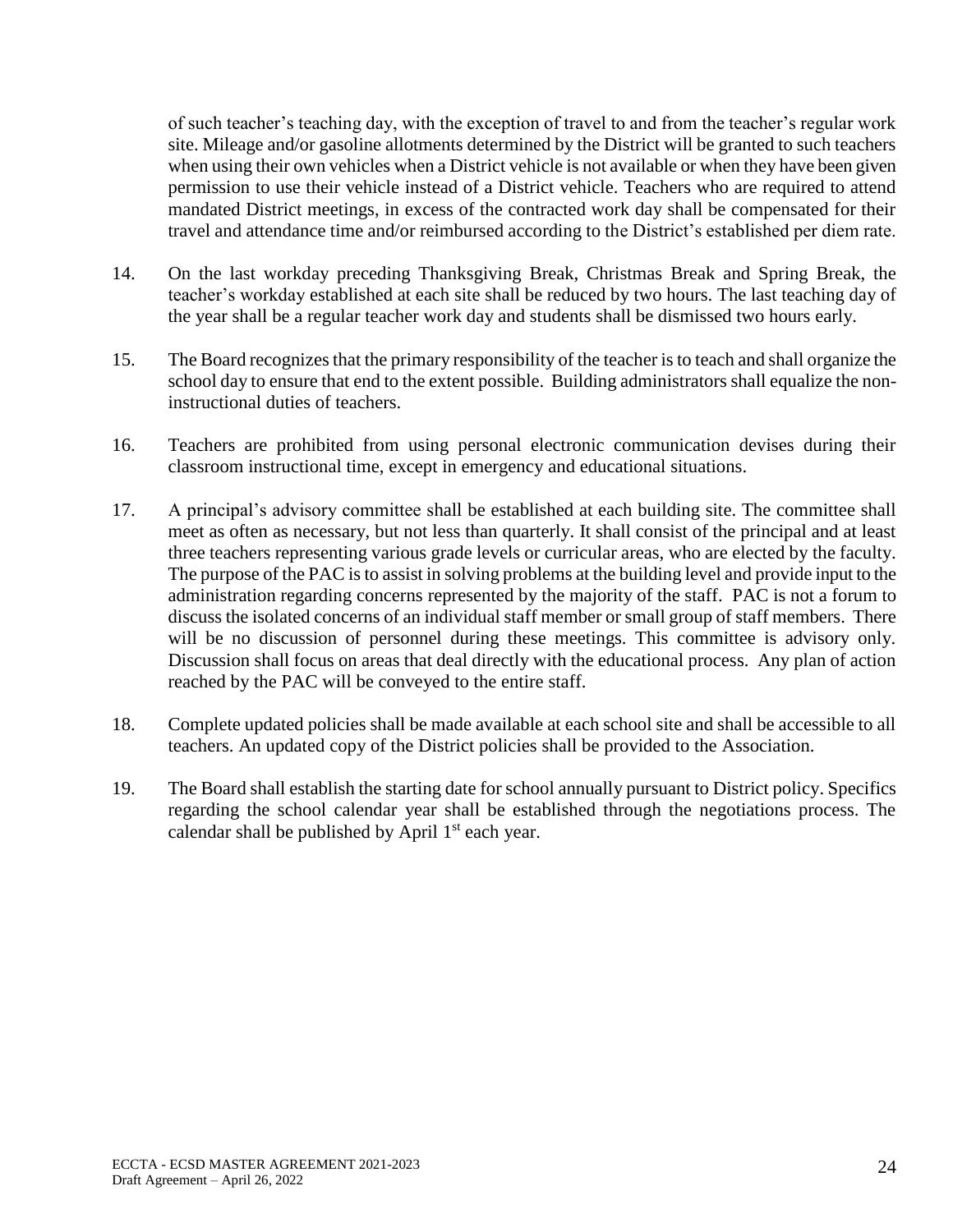of such teacher's teaching day, with the exception of travel to and from the teacher's regular work site. Mileage and/or gasoline allotments determined by the District will be granted to such teachers when using their own vehicles when a District vehicle is not available or when they have been given permission to use their vehicle instead of a District vehicle. Teachers who are required to attend mandated District meetings, in excess of the contracted work day shall be compensated for their travel and attendance time and/or reimbursed according to the District's established per diem rate.

14. On the last workday preceding Thanksgiving Break, Christmas Break and Spring Break, the teacher's workday established at each site shall be reduced by two hours. The last teaching day of the year shall be a regular teacher work day and students shall be dismissed two hours early.

15. The Board recognizes that the primary responsibility of the teacher is to teach and shall organize the school day to ensure that end to the extent possible. Building administrators shall equalize the non-instructional duties of teachers.

16. Teachers are prohibited from using personal electronic communication devises during their classroom instructional time, except in emergency and educational situations.

17. A principal's advisory committee shall be established at each building site. The committee shall meet as often as necessary, but not less than quarterly. It shall consist of the principal and at least three teachers representing various grade levels or curricular areas, who are elected by the faculty. The purpose of the PAC is to assist in solving problems at the building level and provide input to the administration regarding concerns represented by the majority of the staff. PAC is not a forum to discuss the isolated concerns of an individual staff member or small group of staff members. There will be no discussion of personnel during these meetings. This committee is advisory only. Discussion shall focus on areas that deal directly with the educational process. Any plan of action reached by the PAC will be conveyed to the entire staff.

18. Complete updated policies shall be made available at each school site and shall be accessible to all teachers. An updated copy of the District policies shall be provided to the Association.

19. The Board shall establish the starting date for school annually pursuant to District policy. Specifics regarding the school calendar year shall be established through the negotiations process. The calendar shall be published by April 1st each year.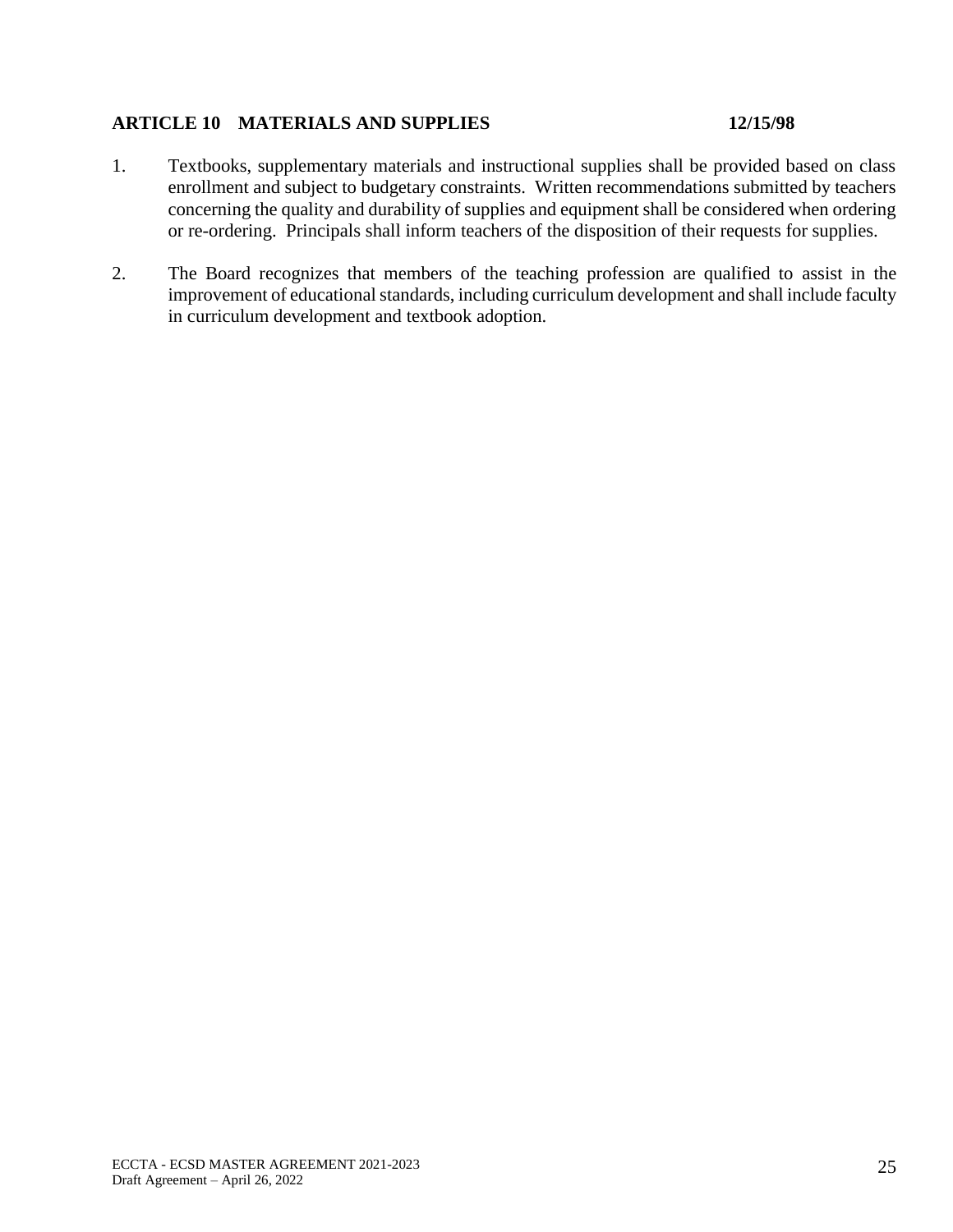## ARTICLE 10 MATERIALS AND SUPPLIES 12/15/98

1. Textbooks, supplementary materials and instructional supplies shall be provided based on class enrollment and subject to budgetary constraints. Written recommendations submitted by teachers concerning the quality and durability of supplies and equipment shall be considered when ordering or re-ordering. Principals shall inform teachers of the disposition of their requests for supplies.

2. The Board recognizes that members of the teaching profession are qualified to assist in the improvement of educational standards, including curriculum development and shall include faculty in curriculum development and textbook adoption.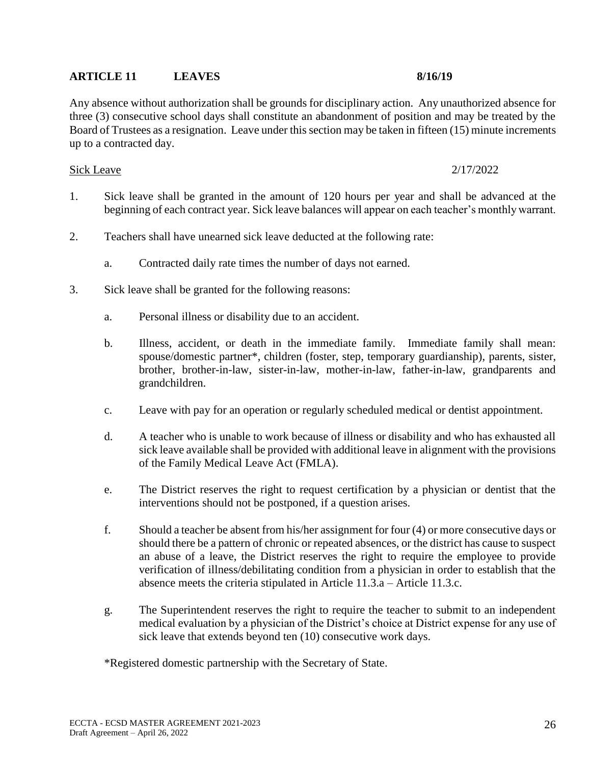## ARTICLE 11 LEAVES 8/16/19

Any absence without authorization shall be grounds for disciplinary action. Any unauthorized absence for three (3) consecutive school days shall constitute an abandonment of position and may be treated by the Board of Trustees as a resignation. Leave under this section may be taken in fifteen (15) minute increments up to a contracted day.

Sick Leave 2/17/2022

1. Sick leave shall be granted in the amount of 120 hours per year and shall be advanced at the beginning of each contract year. Sick leave balances will appear on each teacher's monthly warrant.

2. Teachers shall have unearned sick leave deducted at the following rate:

   a. Contracted daily rate times the number of days not earned.

3. Sick leave shall be granted for the following reasons:

   a. Personal illness or disability due to an accident.

   b. Illness, accident, or death in the immediate family. Immediate family shall mean: spouse/domestic partner*, children (foster, step, temporary guardianship), parents, sister, brother, brother-in-law, sister-in-law, mother-in-law, father-in-law, grandparents and grandchildren.

   c. Leave with pay for an operation or regularly scheduled medical or dentist appointment.

   d. A teacher who is unable to work because of illness or disability and who has exhausted all sick leave available shall be provided with additional leave in alignment with the provisions of the Family Medical Leave Act (FMLA).

   e. The District reserves the right to request certification by a physician or dentist that the interventions should not be postponed, if a question arises.

   f. Should a teacher be absent from his/her assignment for four (4) or more consecutive days or should there be a pattern of chronic or repeated absences, or the district has cause to suspect an abuse of a leave, the District reserves the right to require the employee to provide verification of illness/debilitating condition from a physician in order to establish that the absence meets the criteria stipulated in Article 11.3.a – Article 11.3.c.

   g. The Superintendent reserves the right to require the teacher to submit to an independent medical evaluation by a physician of the District's choice at District expense for any use of sick leave that extends beyond ten (10) consecutive work days.

   *Registered domestic partnership with the Secretary of State.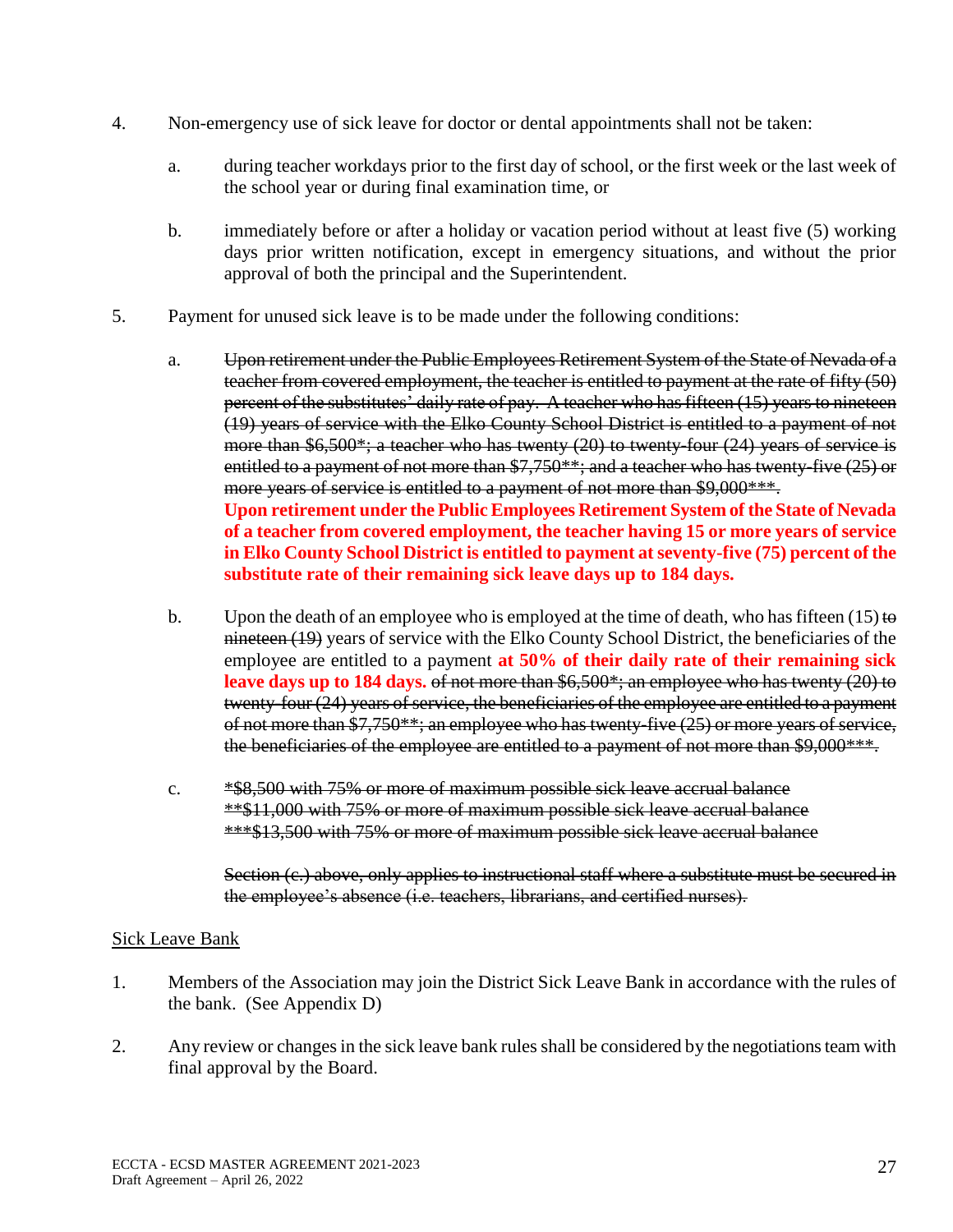4. Non-emergency use of sick leave for doctor or dental appointments shall not be taken:

   a. during teacher workdays prior to the first day of school, or the first week or the last week of the school year or during final examination time, or

   b. immediately before or after a holiday or vacation period without at least five (5) working days prior written notification, except in emergency situations, and without the prior approval of both the principal and the Superintendent.

5. Payment for unused sick leave is to be made under the following conditions:

   a. ~~Upon retirement under the Public Employees Retirement System of the State of Nevada of a teacher from covered employment, the teacher is entitled to payment at the rate of fifty (50) percent of the substitutes' daily rate of pay. A teacher who has fifteen (15) years to nineteen (19) years of service with the Elko County School District is entitled to a payment of not more than $6,500*; a teacher who has twenty (20) to twenty-four (24) years of service is entitled to a payment of not more than $7,750**; and a teacher who has twenty-five (25) or more years of service is entitled to a payment of not more than $9,000***.~~
   **Upon retirement under the Public Employees Retirement System of the State of Nevada of a teacher from covered employment, the teacher having 15 or more years of service in Elko County School District is entitled to payment at seventy-five (75) percent of the substitute rate of their remaining sick leave days up to 184 days.**

   b. Upon the death of an employee who is employed at the time of death, who has fifteen (15) ~~to nineteen (19)~~ years of service with the Elko County School District, the beneficiaries of the employee are entitled to a payment **at 50% of their daily rate of their remaining sick leave days up to 184 days.** ~~of not more than $6,500*; an employee who has twenty (20) to twenty-four (24) years of service, the beneficiaries of the employee are entitled to a payment of not more than $7,750**; an employee who has twenty-five (25) or more years of service, the beneficiaries of the employee are entitled to a payment of not more than $9,000***.~~

   c. ~~*$8,500 with 75% or more of maximum possible sick leave accrual balance~~
   ~~**$11,000 with 75% or more of maximum possible sick leave accrual balance~~
   ~~***$13,500 with 75% or more of maximum possible sick leave accrual balance~~

   ~~Section (c.) above, only applies to instructional staff where a substitute must be secured in the employee's absence (i.e. teachers, librarians, and certified nurses).~~

<u>Sick Leave Bank</u>

1. Members of the Association may join the District Sick Leave Bank in accordance with the rules of the bank. (See Appendix D)

2. Any review or changes in the sick leave bank rules shall be considered by the negotiations team with final approval by the Board.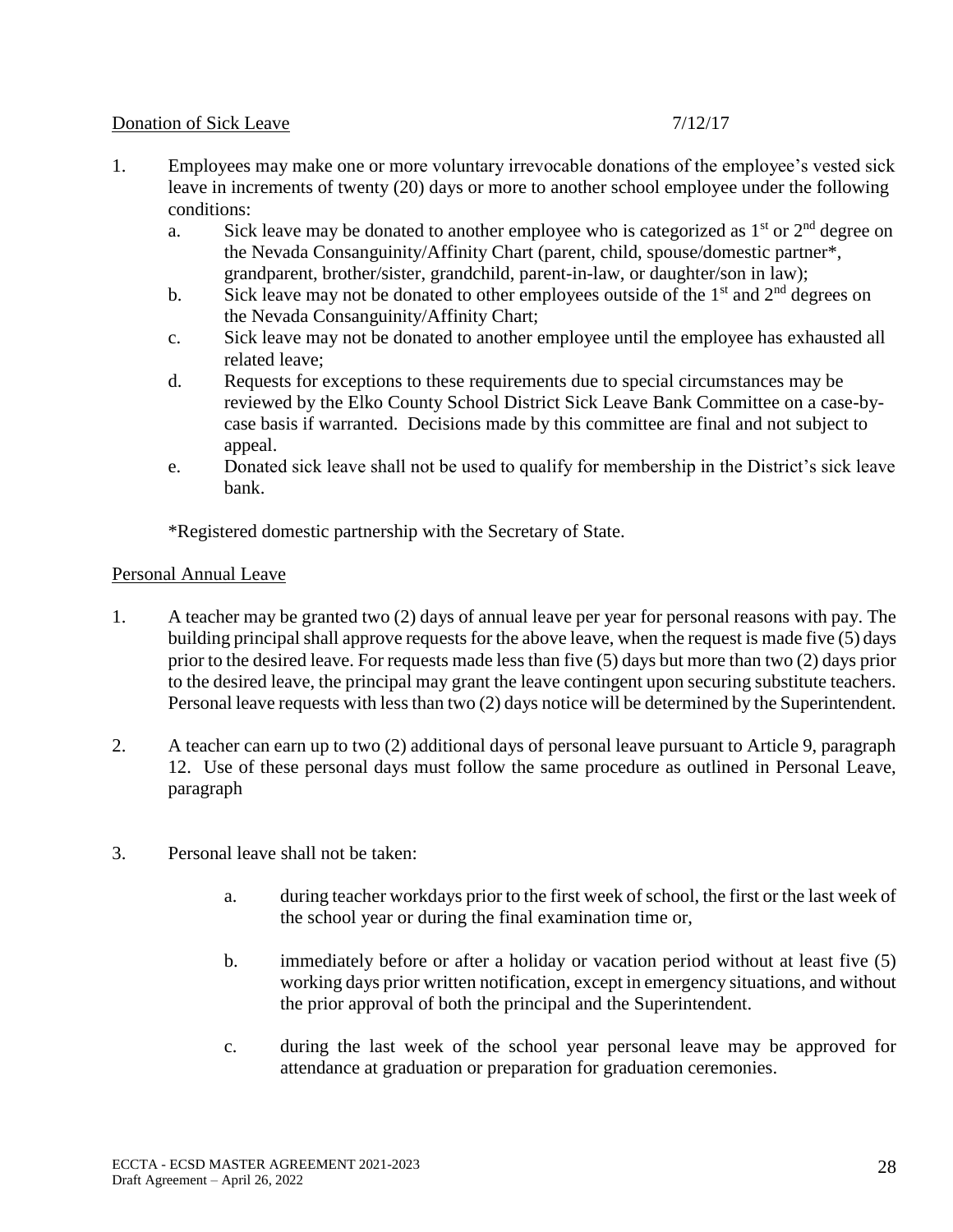Donation of Sick Leave 7/12/17

1. Employees may make one or more voluntary irrevocable donations of the employee's vested sick leave in increments of twenty (20) days or more to another school employee under the following conditions:
   a. Sick leave may be donated to another employee who is categorized as 1st or 2nd degree on the Nevada Consanguinity/Affinity Chart (parent, child, spouse/domestic partner*, grandparent, brother/sister, grandchild, parent-in-law, or daughter/son in law);
   b. Sick leave may not be donated to other employees outside of the 1st and 2nd degrees on the Nevada Consanguinity/Affinity Chart;
   c. Sick leave may not be donated to another employee until the employee has exhausted all related leave;
   d. Requests for exceptions to these requirements due to special circumstances may be reviewed by the Elko County School District Sick Leave Bank Committee on a case-by-case basis if warranted. Decisions made by this committee are final and not subject to appeal.
   e. Donated sick leave shall not be used to qualify for membership in the District's sick leave bank.

*Registered domestic partnership with the Secretary of State.

Personal Annual Leave

1. A teacher may be granted two (2) days of annual leave per year for personal reasons with pay. The building principal shall approve requests for the above leave, when the request is made five (5) days prior to the desired leave. For requests made less than five (5) days but more than two (2) days prior to the desired leave, the principal may grant the leave contingent upon securing substitute teachers. Personal leave requests with less than two (2) days notice will be determined by the Superintendent.

2. A teacher can earn up to two (2) additional days of personal leave pursuant to Article 9, paragraph 12. Use of these personal days must follow the same procedure as outlined in Personal Leave, paragraph

3. Personal leave shall not be taken:

   a. during teacher workdays prior to the first week of school, the first or the last week of the school year or during the final examination time or,

   b. immediately before or after a holiday or vacation period without at least five (5) working days prior written notification, except in emergency situations, and without the prior approval of both the principal and the Superintendent.

   c. during the last week of the school year personal leave may be approved for attendance at graduation or preparation for graduation ceremonies.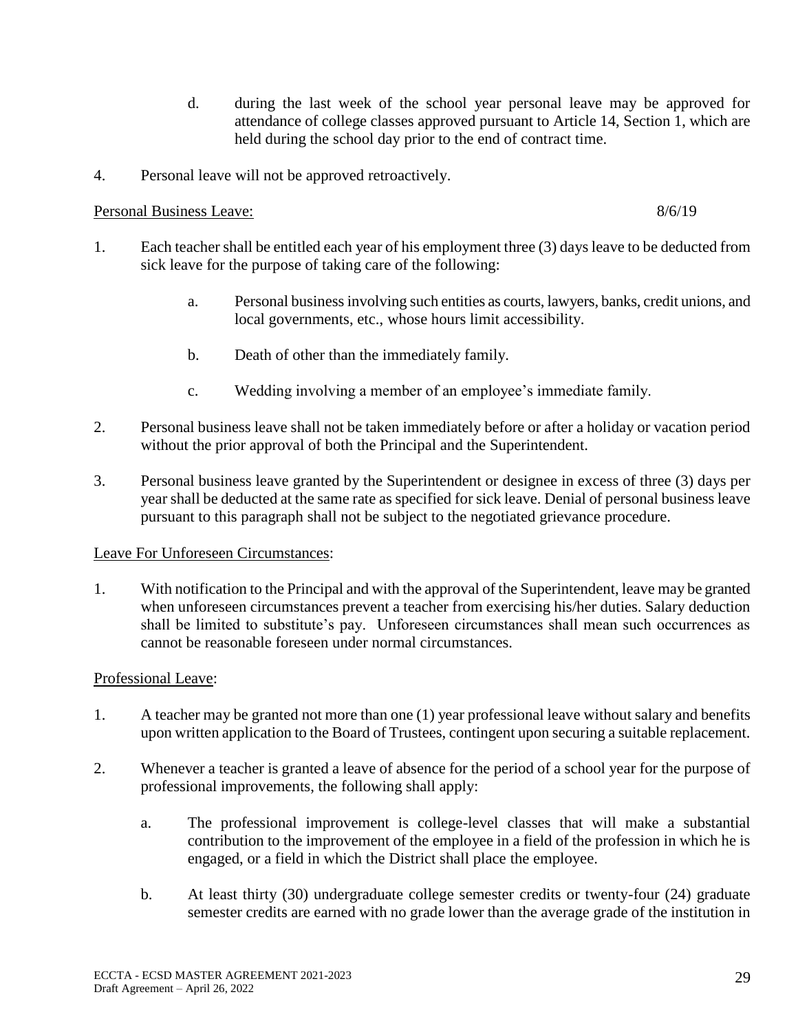d. during the last week of the school year personal leave may be approved for attendance of college classes approved pursuant to Article 14, Section 1, which are held during the school day prior to the end of contract time.

4. Personal leave will not be approved retroactively.

<u>Personal Business Leave:</u> 8/6/19

1. Each teacher shall be entitled each year of his employment three (3) days leave to be deducted from sick leave for the purpose of taking care of the following:

   a. Personal business involving such entities as courts, lawyers, banks, credit unions, and local governments, etc., whose hours limit accessibility.

   b. Death of other than the immediately family.

   c. Wedding involving a member of an employee's immediate family.

2. Personal business leave shall not be taken immediately before or after a holiday or vacation period without the prior approval of both the Principal and the Superintendent.

3. Personal business leave granted by the Superintendent or designee in excess of three (3) days per year shall be deducted at the same rate as specified for sick leave. Denial of personal business leave pursuant to this paragraph shall not be subject to the negotiated grievance procedure.

<u>Leave For Unforeseen Circumstances</u>:

1. With notification to the Principal and with the approval of the Superintendent, leave may be granted when unforeseen circumstances prevent a teacher from exercising his/her duties. Salary deduction shall be limited to substitute's pay. Unforeseen circumstances shall mean such occurrences as cannot be reasonable foreseen under normal circumstances.

<u>Professional Leave</u>:

1. A teacher may be granted not more than one (1) year professional leave without salary and benefits upon written application to the Board of Trustees, contingent upon securing a suitable replacement.

2. Whenever a teacher is granted a leave of absence for the period of a school year for the purpose of professional improvements, the following shall apply:

   a. The professional improvement is college-level classes that will make a substantial contribution to the improvement of the employee in a field of the profession in which he is engaged, or a field in which the District shall place the employee.

   b. At least thirty (30) undergraduate college semester credits or twenty-four (24) graduate semester credits are earned with no grade lower than the average grade of the institution in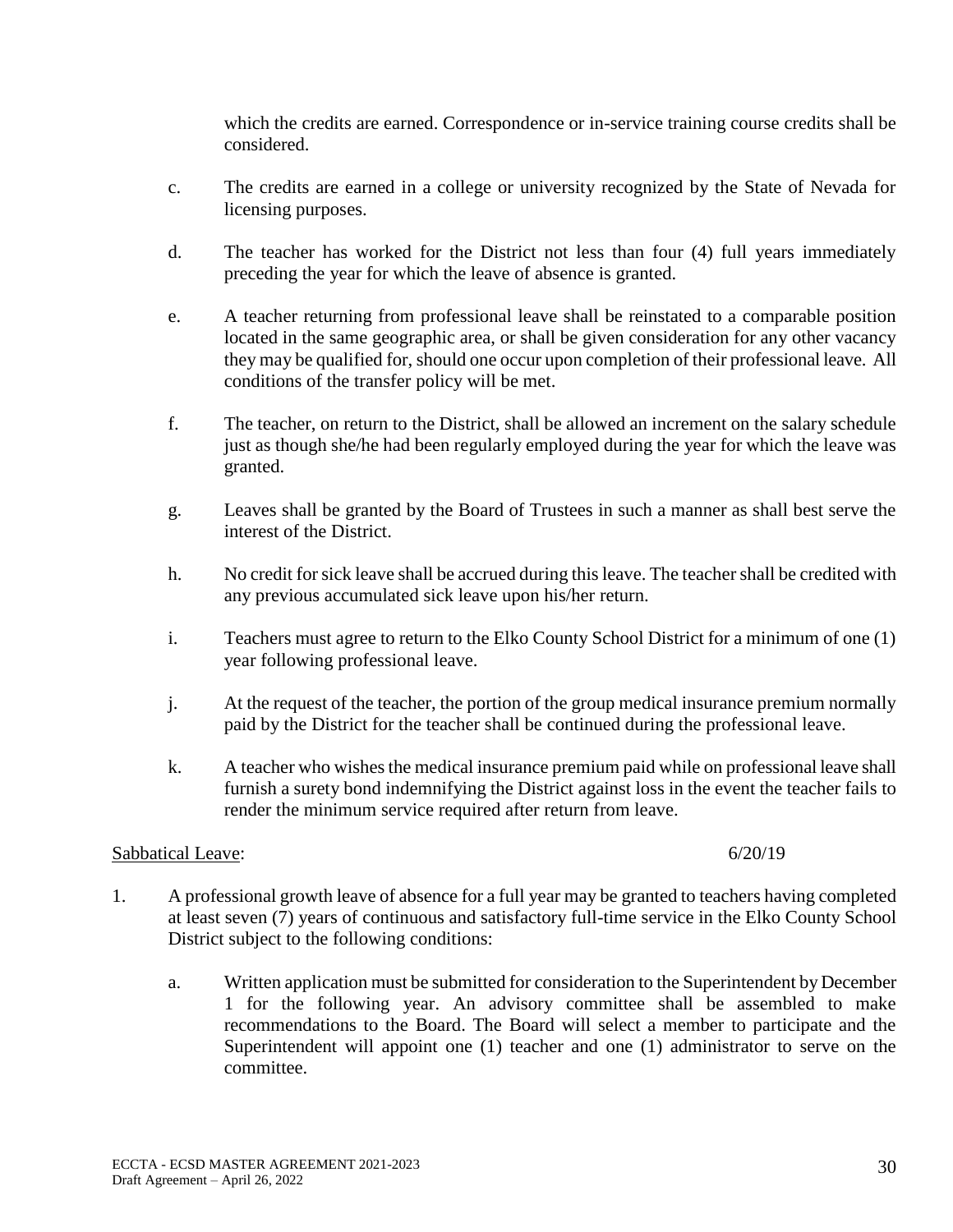which the credits are earned. Correspondence or in-service training course credits shall be considered.

c. The credits are earned in a college or university recognized by the State of Nevada for licensing purposes.

d. The teacher has worked for the District not less than four (4) full years immediately preceding the year for which the leave of absence is granted.

e. A teacher returning from professional leave shall be reinstated to a comparable position located in the same geographic area, or shall be given consideration for any other vacancy they may be qualified for, should one occur upon completion of their professional leave. All conditions of the transfer policy will be met.

f. The teacher, on return to the District, shall be allowed an increment on the salary schedule just as though she/he had been regularly employed during the year for which the leave was granted.

g. Leaves shall be granted by the Board of Trustees in such a manner as shall best serve the interest of the District.

h. No credit for sick leave shall be accrued during this leave. The teacher shall be credited with any previous accumulated sick leave upon his/her return.

i. Teachers must agree to return to the Elko County School District for a minimum of one (1) year following professional leave.

j. At the request of the teacher, the portion of the group medical insurance premium normally paid by the District for the teacher shall be continued during the professional leave.

k. A teacher who wishes the medical insurance premium paid while on professional leave shall furnish a surety bond indemnifying the District against loss in the event the teacher fails to render the minimum service required after return from leave.

<u>Sabbatical Leave</u>: 6/20/19

1. A professional growth leave of absence for a full year may be granted to teachers having completed at least seven (7) years of continuous and satisfactory full-time service in the Elko County School District subject to the following conditions:

   a. Written application must be submitted for consideration to the Superintendent by December 1 for the following year. An advisory committee shall be assembled to make recommendations to the Board. The Board will select a member to participate and the Superintendent will appoint one (1) teacher and one (1) administrator to serve on the committee.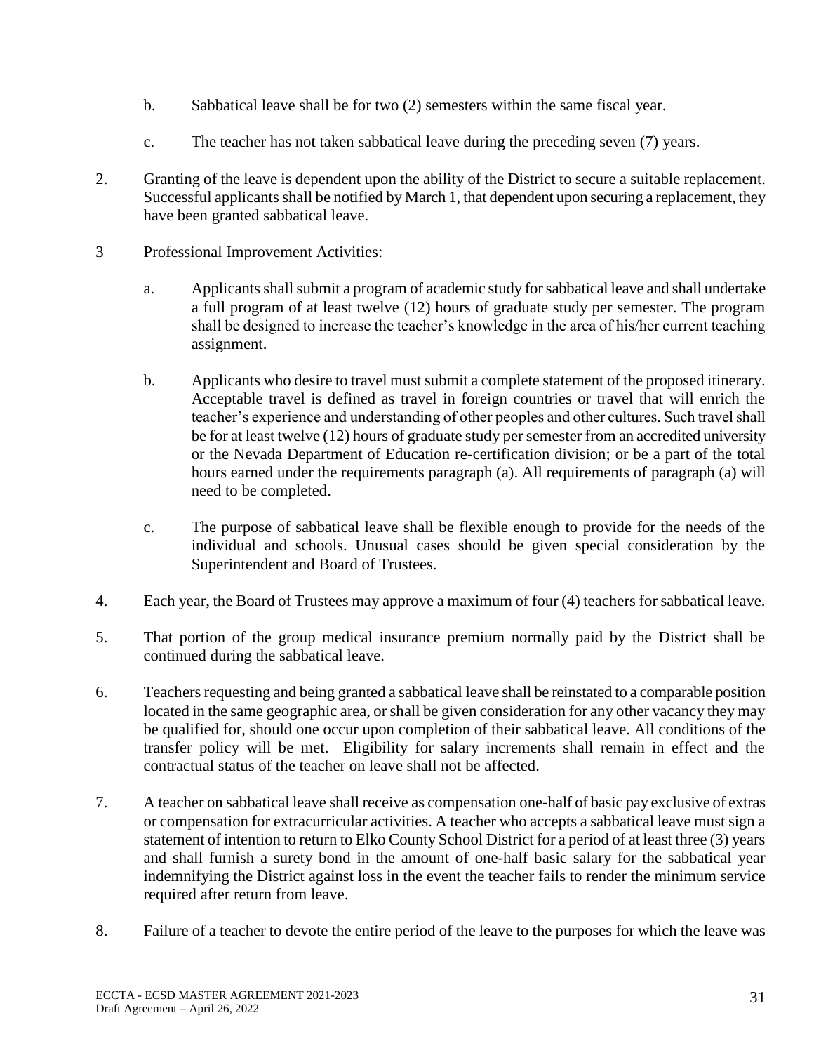b. Sabbatical leave shall be for two (2) semesters within the same fiscal year.

c. The teacher has not taken sabbatical leave during the preceding seven (7) years.

2. Granting of the leave is dependent upon the ability of the District to secure a suitable replacement. Successful applicants shall be notified by March 1, that dependent upon securing a replacement, they have been granted sabbatical leave.

3 Professional Improvement Activities:

a. Applicants shall submit a program of academic study for sabbatical leave and shall undertake a full program of at least twelve (12) hours of graduate study per semester. The program shall be designed to increase the teacher's knowledge in the area of his/her current teaching assignment.

b. Applicants who desire to travel must submit a complete statement of the proposed itinerary. Acceptable travel is defined as travel in foreign countries or travel that will enrich the teacher's experience and understanding of other peoples and other cultures. Such travel shall be for at least twelve (12) hours of graduate study per semester from an accredited university or the Nevada Department of Education re-certification division; or be a part of the total hours earned under the requirements paragraph (a). All requirements of paragraph (a) will need to be completed.

c. The purpose of sabbatical leave shall be flexible enough to provide for the needs of the individual and schools. Unusual cases should be given special consideration by the Superintendent and Board of Trustees.

4. Each year, the Board of Trustees may approve a maximum of four (4) teachers for sabbatical leave.

5. That portion of the group medical insurance premium normally paid by the District shall be continued during the sabbatical leave.

6. Teachers requesting and being granted a sabbatical leave shall be reinstated to a comparable position located in the same geographic area, or shall be given consideration for any other vacancy they may be qualified for, should one occur upon completion of their sabbatical leave. All conditions of the transfer policy will be met. Eligibility for salary increments shall remain in effect and the contractual status of the teacher on leave shall not be affected.

7. A teacher on sabbatical leave shall receive as compensation one-half of basic pay exclusive of extras or compensation for extracurricular activities. A teacher who accepts a sabbatical leave must sign a statement of intention to return to Elko County School District for a period of at least three (3) years and shall furnish a surety bond in the amount of one-half basic salary for the sabbatical year indemnifying the District against loss in the event the teacher fails to render the minimum service required after return from leave.

8. Failure of a teacher to devote the entire period of the leave to the purposes for which the leave was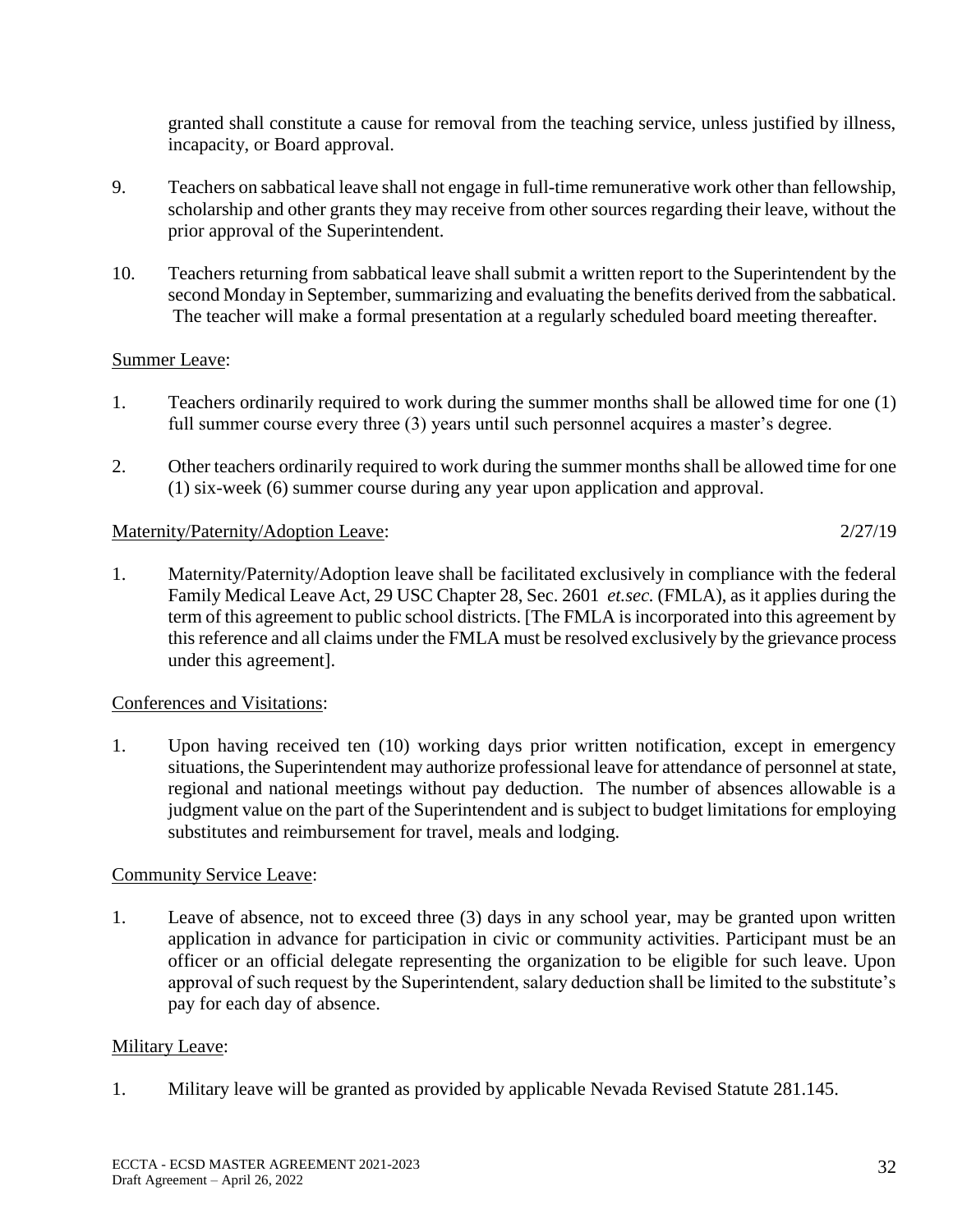granted shall constitute a cause for removal from the teaching service, unless justified by illness, incapacity, or Board approval.

9. Teachers on sabbatical leave shall not engage in full-time remunerative work other than fellowship, scholarship and other grants they may receive from other sources regarding their leave, without the prior approval of the Superintendent.

10. Teachers returning from sabbatical leave shall submit a written report to the Superintendent by the second Monday in September, summarizing and evaluating the benefits derived from the sabbatical. The teacher will make a formal presentation at a regularly scheduled board meeting thereafter.

Summer Leave:

1. Teachers ordinarily required to work during the summer months shall be allowed time for one (1) full summer course every three (3) years until such personnel acquires a master's degree.

2. Other teachers ordinarily required to work during the summer months shall be allowed time for one (1) six-week (6) summer course during any year upon application and approval.

Maternity/Paternity/Adoption Leave: 2/27/19

1. Maternity/Paternity/Adoption leave shall be facilitated exclusively in compliance with the federal Family Medical Leave Act, 29 USC Chapter 28, Sec. 2601 *et.sec.* (FMLA), as it applies during the term of this agreement to public school districts. [The FMLA is incorporated into this agreement by this reference and all claims under the FMLA must be resolved exclusively by the grievance process under this agreement].

Conferences and Visitations:

1. Upon having received ten (10) working days prior written notification, except in emergency situations, the Superintendent may authorize professional leave for attendance of personnel at state, regional and national meetings without pay deduction. The number of absences allowable is a judgment value on the part of the Superintendent and is subject to budget limitations for employing substitutes and reimbursement for travel, meals and lodging.

Community Service Leave:

1. Leave of absence, not to exceed three (3) days in any school year, may be granted upon written application in advance for participation in civic or community activities. Participant must be an officer or an official delegate representing the organization to be eligible for such leave. Upon approval of such request by the Superintendent, salary deduction shall be limited to the substitute's pay for each day of absence.

Military Leave:

1. Military leave will be granted as provided by applicable Nevada Revised Statute 281.145.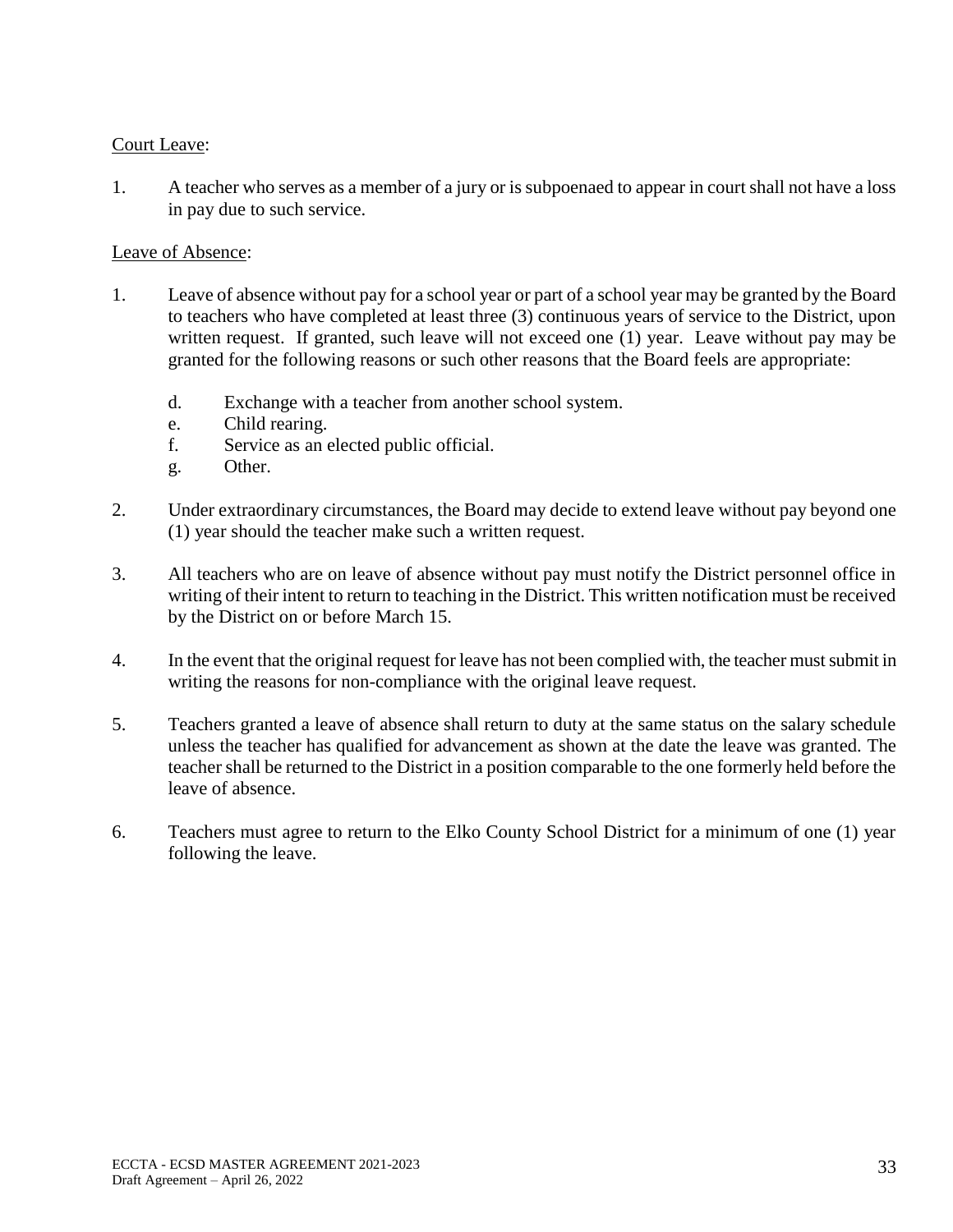Court Leave:

1. A teacher who serves as a member of a jury or is subpoenaed to appear in court shall not have a loss in pay due to such service.

Leave of Absence:

1. Leave of absence without pay for a school year or part of a school year may be granted by the Board to teachers who have completed at least three (3) continuous years of service to the District, upon written request. If granted, such leave will not exceed one (1) year. Leave without pay may be granted for the following reasons or such other reasons that the Board feels are appropriate:

    d. Exchange with a teacher from another school system.
    e. Child rearing.
    f. Service as an elected public official.
    g. Other.

2. Under extraordinary circumstances, the Board may decide to extend leave without pay beyond one (1) year should the teacher make such a written request.

3. All teachers who are on leave of absence without pay must notify the District personnel office in writing of their intent to return to teaching in the District. This written notification must be received by the District on or before March 15.

4. In the event that the original request for leave has not been complied with, the teacher must submit in writing the reasons for non-compliance with the original leave request.

5. Teachers granted a leave of absence shall return to duty at the same status on the salary schedule unless the teacher has qualified for advancement as shown at the date the leave was granted. The teacher shall be returned to the District in a position comparable to the one formerly held before the leave of absence.

6. Teachers must agree to return to the Elko County School District for a minimum of one (1) year following the leave.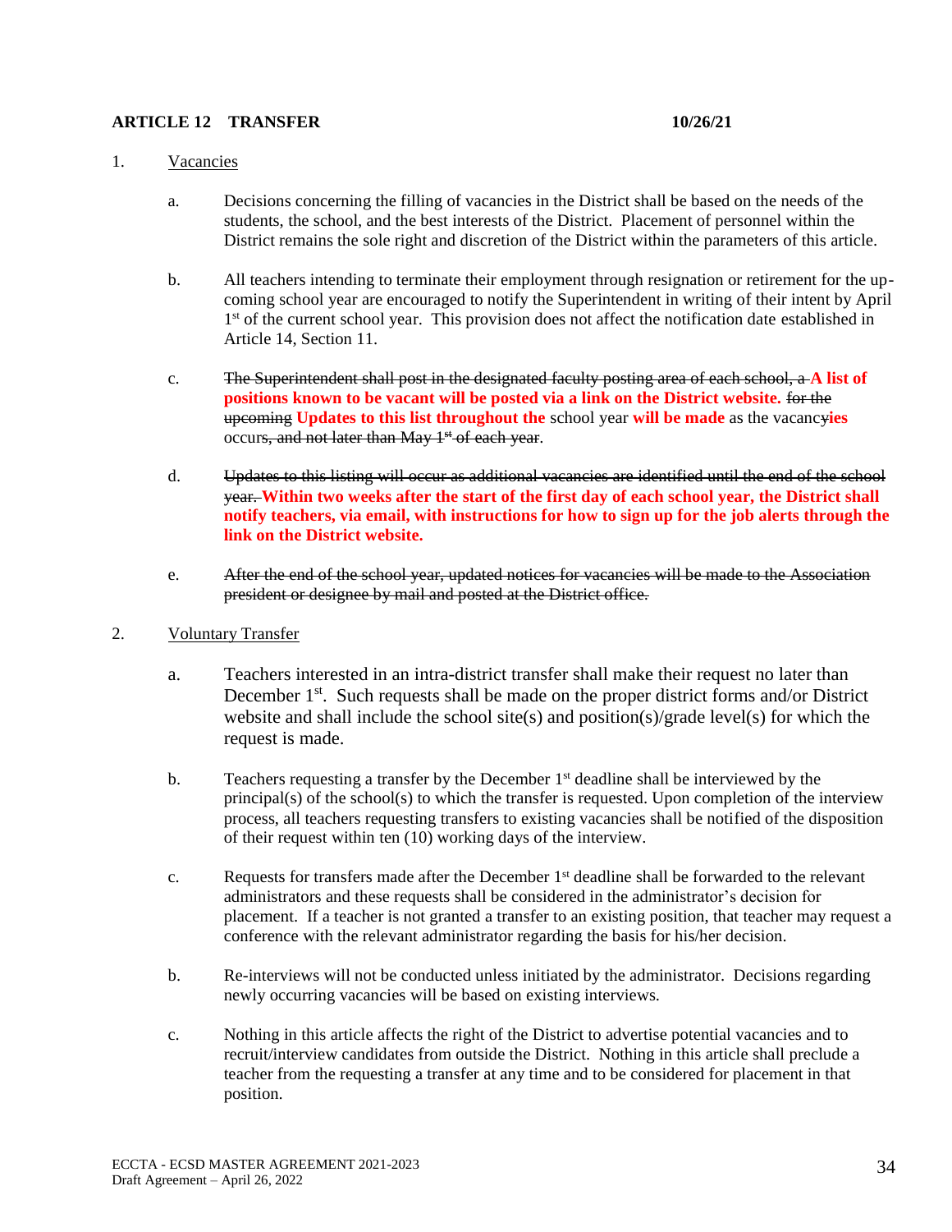**ARTICLE 12 TRANSFER** **10/26/21**

1. Vacancies

   a. Decisions concerning the filling of vacancies in the District shall be based on the needs of the students, the school, and the best interests of the District. Placement of personnel within the District remains the sole right and discretion of the District within the parameters of this article.

   b. All teachers intending to terminate their employment through resignation or retirement for the up-coming school year are encouraged to notify the Superintendent in writing of their intent by April 1st of the current school year. This provision does not affect the notification date established in Article 14, Section 11.

   c. ~~The Superintendent shall post in the designated faculty posting area of each school, a~~ **A list of positions known to be vacant will be posted via a link on the District website.** ~~for the upcoming~~ **Updates to this list throughout the** school year **will be made** as the vacanc~~y~~**ies** occur~~s, and not later than May 1st of each year~~.

   d. ~~Updates to this listing will occur as additional vacancies are identified until the end of the school year.~~ **Within two weeks after the start of the first day of each school year, the District shall notify teachers, via email, with instructions for how to sign up for the job alerts through the link on the District website.**

   e. ~~After the end of the school year, updated notices for vacancies will be made to the Association president or designee by mail and posted at the District office.~~

2. Voluntary Transfer

   a. Teachers interested in an intra-district transfer shall make their request no later than December 1st. Such requests shall be made on the proper district forms and/or District website and shall include the school site(s) and position(s)/grade level(s) for which the request is made.

   b. Teachers requesting a transfer by the December 1st deadline shall be interviewed by the principal(s) of the school(s) to which the transfer is requested. Upon completion of the interview process, all teachers requesting transfers to existing vacancies shall be notified of the disposition of their request within ten (10) working days of the interview.

   c. Requests for transfers made after the December 1st deadline shall be forwarded to the relevant administrators and these requests shall be considered in the administrator's decision for placement. If a teacher is not granted a transfer to an existing position, that teacher may request a conference with the relevant administrator regarding the basis for his/her decision.

   b. Re-interviews will not be conducted unless initiated by the administrator. Decisions regarding newly occurring vacancies will be based on existing interviews.

   c. Nothing in this article affects the right of the District to advertise potential vacancies and to recruit/interview candidates from outside the District. Nothing in this article shall preclude a teacher from the requesting a transfer at any time and to be considered for placement in that position.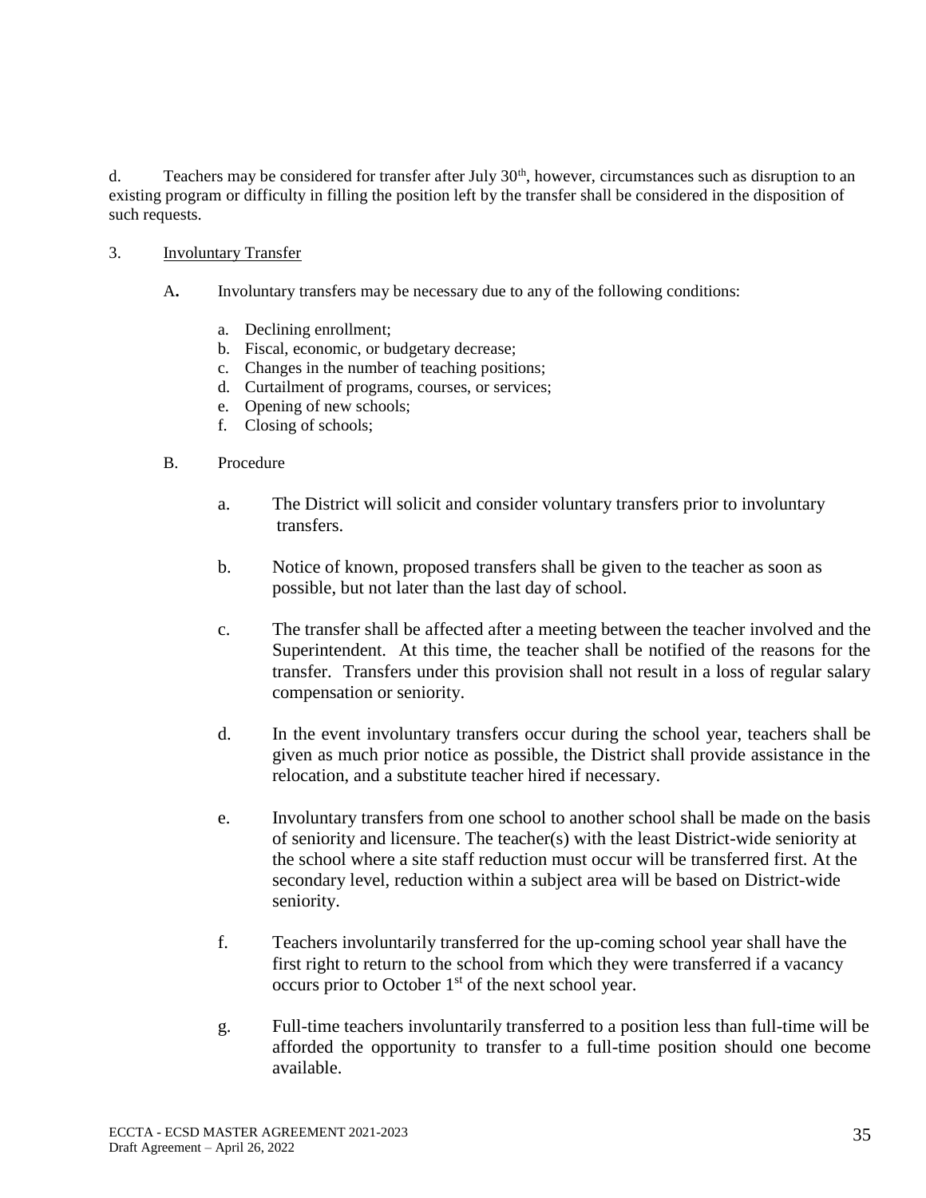d. Teachers may be considered for transfer after July 30th, however, circumstances such as disruption to an existing program or difficulty in filling the position left by the transfer shall be considered in the disposition of such requests.

3. <u>Involuntary Transfer</u>

   **A.** Involuntary transfers may be necessary due to any of the following conditions:

   a. Declining enrollment;
   b. Fiscal, economic, or budgetary decrease;
   c. Changes in the number of teaching positions;
   d. Curtailment of programs, courses, or services;
   e. Opening of new schools;
   f. Closing of schools;

   B. Procedure

   a. The District will solicit and consider voluntary transfers prior to involuntary transfers.

   b. Notice of known, proposed transfers shall be given to the teacher as soon as possible, but not later than the last day of school.

   c. The transfer shall be affected after a meeting between the teacher involved and the Superintendent. At this time, the teacher shall be notified of the reasons for the transfer. Transfers under this provision shall not result in a loss of regular salary compensation or seniority.

   d. In the event involuntary transfers occur during the school year, teachers shall be given as much prior notice as possible, the District shall provide assistance in the relocation, and a substitute teacher hired if necessary.

   e. Involuntary transfers from one school to another school shall be made on the basis of seniority and licensure. The teacher(s) with the least District-wide seniority at the school where a site staff reduction must occur will be transferred first. At the secondary level, reduction within a subject area will be based on District-wide seniority.

   f. Teachers involuntarily transferred for the up-coming school year shall have the first right to return to the school from which they were transferred if a vacancy occurs prior to October 1st of the next school year.

   g. Full-time teachers involuntarily transferred to a position less than full-time will be afforded the opportunity to transfer to a full-time position should one become available.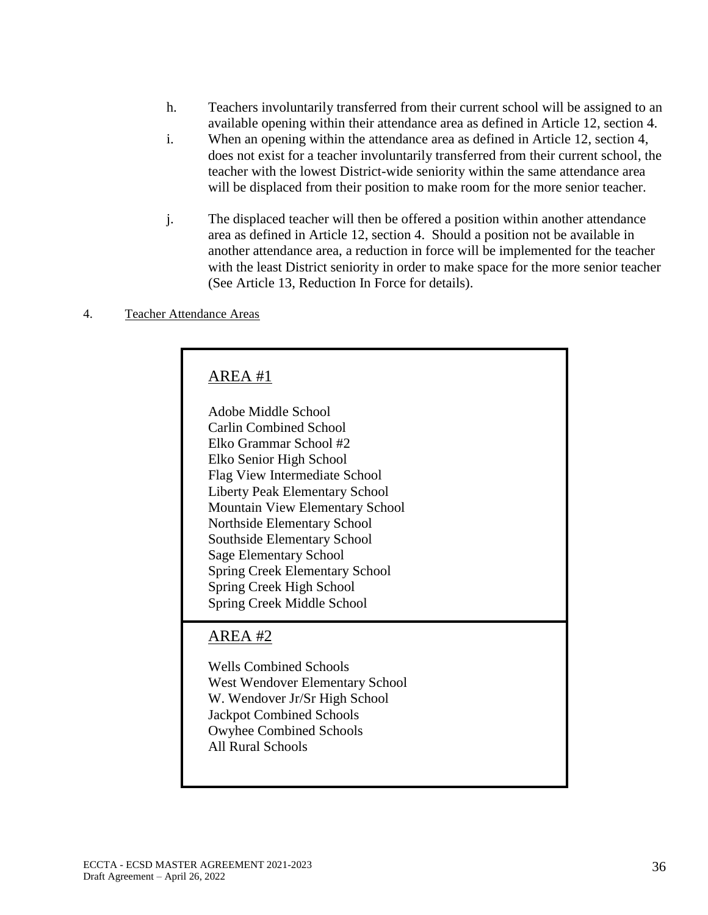h. Teachers involuntarily transferred from their current school will be assigned to an available opening within their attendance area as defined in Article 12, section 4.

i. When an opening within the attendance area as defined in Article 12, section 4, does not exist for a teacher involuntarily transferred from their current school, the teacher with the lowest District-wide seniority within the same attendance area will be displaced from their position to make room for the more senior teacher.

j. The displaced teacher will then be offered a position within another attendance area as defined in Article 12, section 4. Should a position not be available in another attendance area, a reduction in force will be implemented for the teacher with the least District seniority in order to make space for the more senior teacher (See Article 13, Reduction In Force for details).

4. Teacher Attendance Areas

| AREA #1 |
|---|
| Adobe Middle School<br>Carlin Combined School<br>Elko Grammar School #2<br>Elko Senior High School<br>Flag View Intermediate School<br>Liberty Peak Elementary School<br>Mountain View Elementary School<br>Northside Elementary School<br>Southside Elementary School<br>Sage Elementary School<br>Spring Creek Elementary School<br>Spring Creek High School<br>Spring Creek Middle School |
| **AREA #2** |
| Wells Combined Schools<br>West Wendover Elementary School<br>W. Wendover Jr/Sr High School<br>Jackpot Combined Schools<br>Owyhee Combined Schools<br>All Rural Schools |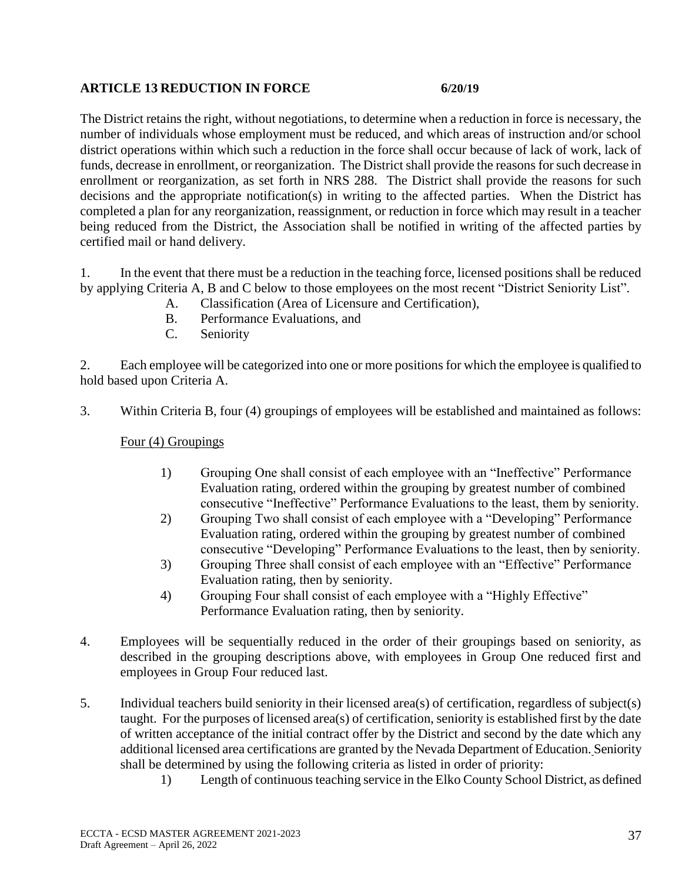## ARTICLE 13 REDUCTION IN FORCE 6/20/19

The District retains the right, without negotiations, to determine when a reduction in force is necessary, the number of individuals whose employment must be reduced, and which areas of instruction and/or school district operations within which such a reduction in the force shall occur because of lack of work, lack of funds, decrease in enrollment, or reorganization. The District shall provide the reasons for such decrease in enrollment or reorganization, as set forth in NRS 288. The District shall provide the reasons for such decisions and the appropriate notification(s) in writing to the affected parties. When the District has completed a plan for any reorganization, reassignment, or reduction in force which may result in a teacher being reduced from the District, the Association shall be notified in writing of the affected parties by certified mail or hand delivery.

1. In the event that there must be a reduction in the teaching force, licensed positions shall be reduced by applying Criteria A, B and C below to those employees on the most recent "District Seniority List".
   - A. Classification (Area of Licensure and Certification),
   - B. Performance Evaluations, and
   - C. Seniority

2. Each employee will be categorized into one or more positions for which the employee is qualified to hold based upon Criteria A.

3. Within Criteria B, four (4) groupings of employees will be established and maintained as follows:

   Four (4) Groupings

   1) Grouping One shall consist of each employee with an "Ineffective" Performance Evaluation rating, ordered within the grouping by greatest number of combined consecutive "Ineffective" Performance Evaluations to the least, them by seniority.
   2) Grouping Two shall consist of each employee with a "Developing" Performance Evaluation rating, ordered within the grouping by greatest number of combined consecutive "Developing" Performance Evaluations to the least, then by seniority.
   3) Grouping Three shall consist of each employee with an "Effective" Performance Evaluation rating, then by seniority.
   4) Grouping Four shall consist of each employee with a "Highly Effective" Performance Evaluation rating, then by seniority.

4. Employees will be sequentially reduced in the order of their groupings based on seniority, as described in the grouping descriptions above, with employees in Group One reduced first and employees in Group Four reduced last.

5. Individual teachers build seniority in their licensed area(s) of certification, regardless of subject(s) taught. For the purposes of licensed area(s) of certification, seniority is established first by the date of written acceptance of the initial contract offer by the District and second by the date which any additional licensed area certifications are granted by the Nevada Department of Education. Seniority shall be determined by using the following criteria as listed in order of priority:
   1) Length of continuous teaching service in the Elko County School District, as defined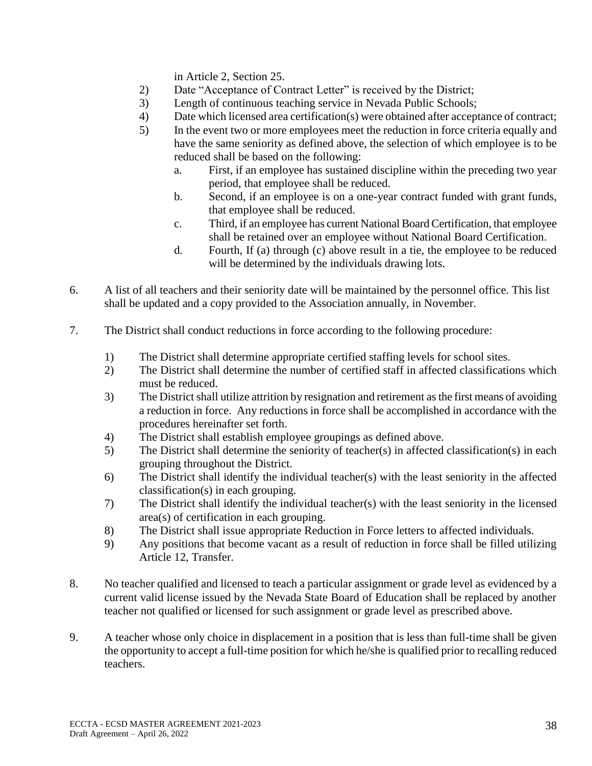in Article 2, Section 25.

2) Date "Acceptance of Contract Letter" is received by the District;
3) Length of continuous teaching service in Nevada Public Schools;
4) Date which licensed area certification(s) were obtained after acceptance of contract;
5) In the event two or more employees meet the reduction in force criteria equally and have the same seniority as defined above, the selection of which employee is to be reduced shall be based on the following:
   a. First, if an employee has sustained discipline within the preceding two year period, that employee shall be reduced.
   b. Second, if an employee is on a one-year contract funded with grant funds, that employee shall be reduced.
   c. Third, if an employee has current National Board Certification, that employee shall be retained over an employee without National Board Certification.
   d. Fourth, If (a) through (c) above result in a tie, the employee to be reduced will be determined by the individuals drawing lots.

6. A list of all teachers and their seniority date will be maintained by the personnel office. This list shall be updated and a copy provided to the Association annually, in November.

7. The District shall conduct reductions in force according to the following procedure:

   1) The District shall determine appropriate certified staffing levels for school sites.
   2) The District shall determine the number of certified staff in affected classifications which must be reduced.
   3) The District shall utilize attrition by resignation and retirement as the first means of avoiding a reduction in force. Any reductions in force shall be accomplished in accordance with the procedures hereinafter set forth.
   4) The District shall establish employee groupings as defined above.
   5) The District shall determine the seniority of teacher(s) in affected classification(s) in each grouping throughout the District.
   6) The District shall identify the individual teacher(s) with the least seniority in the affected classification(s) in each grouping.
   7) The District shall identify the individual teacher(s) with the least seniority in the licensed area(s) of certification in each grouping.
   8) The District shall issue appropriate Reduction in Force letters to affected individuals.
   9) Any positions that become vacant as a result of reduction in force shall be filled utilizing Article 12, Transfer.

8. No teacher qualified and licensed to teach a particular assignment or grade level as evidenced by a current valid license issued by the Nevada State Board of Education shall be replaced by another teacher not qualified or licensed for such assignment or grade level as prescribed above.

9. A teacher whose only choice in displacement in a position that is less than full-time shall be given the opportunity to accept a full-time position for which he/she is qualified prior to recalling reduced teachers.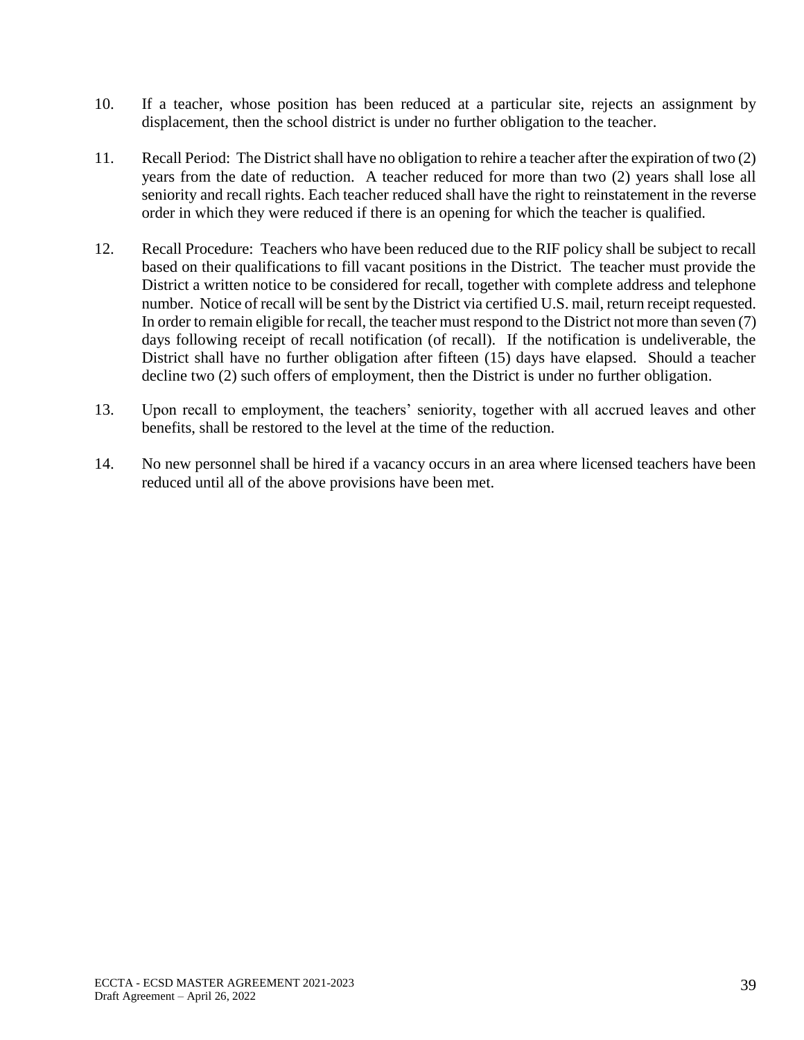10. If a teacher, whose position has been reduced at a particular site, rejects an assignment by displacement, then the school district is under no further obligation to the teacher.

11. Recall Period: The District shall have no obligation to rehire a teacher after the expiration of two (2) years from the date of reduction. A teacher reduced for more than two (2) years shall lose all seniority and recall rights. Each teacher reduced shall have the right to reinstatement in the reverse order in which they were reduced if there is an opening for which the teacher is qualified.

12. Recall Procedure: Teachers who have been reduced due to the RIF policy shall be subject to recall based on their qualifications to fill vacant positions in the District. The teacher must provide the District a written notice to be considered for recall, together with complete address and telephone number. Notice of recall will be sent by the District via certified U.S. mail, return receipt requested. In order to remain eligible for recall, the teacher must respond to the District not more than seven (7) days following receipt of recall notification (of recall). If the notification is undeliverable, the District shall have no further obligation after fifteen (15) days have elapsed. Should a teacher decline two (2) such offers of employment, then the District is under no further obligation.

13. Upon recall to employment, the teachers' seniority, together with all accrued leaves and other benefits, shall be restored to the level at the time of the reduction.

14. No new personnel shall be hired if a vacancy occurs in an area where licensed teachers have been reduced until all of the above provisions have been met.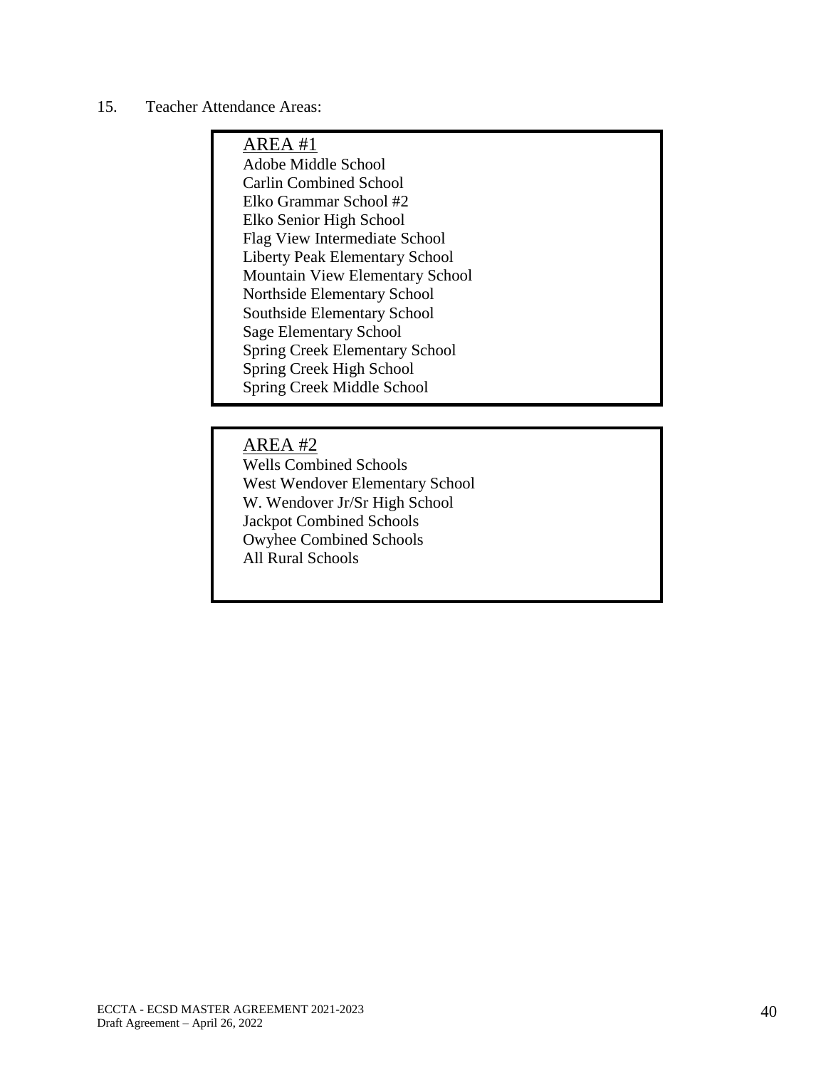15. Teacher Attendance Areas:

<u>AREA #1</u>

Adobe Middle School
Carlin Combined School
Elko Grammar School #2
Elko Senior High School
Flag View Intermediate School
Liberty Peak Elementary School
Mountain View Elementary School
Northside Elementary School
Southside Elementary School
Sage Elementary School
Spring Creek Elementary School
Spring Creek High School
Spring Creek Middle School

<u>AREA #2</u>

Wells Combined Schools
West Wendover Elementary School
W. Wendover Jr/Sr High School
Jackpot Combined Schools
Owyhee Combined Schools
All Rural Schools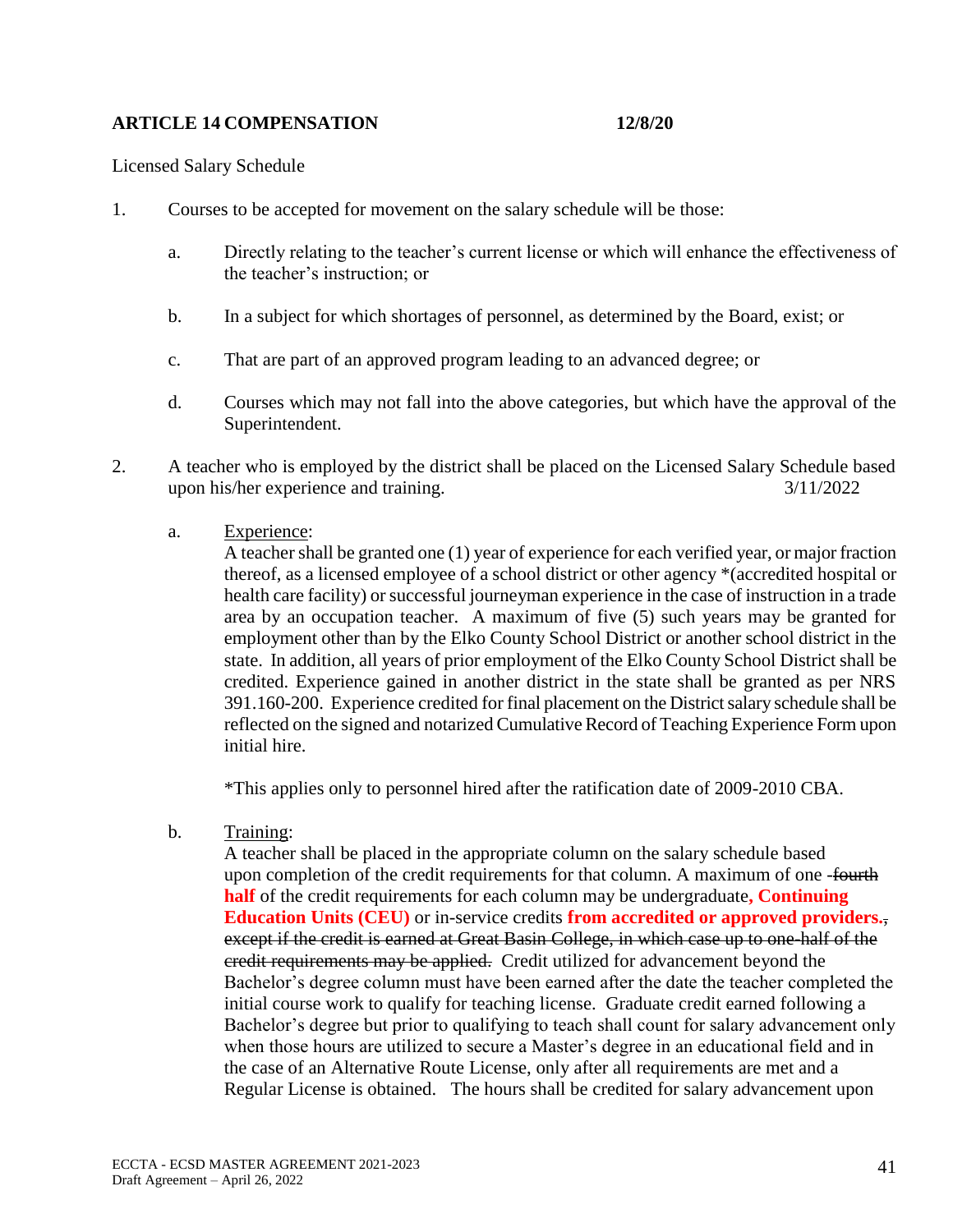**ARTICLE 14 COMPENSATION 12/8/20**

Licensed Salary Schedule

1. Courses to be accepted for movement on the salary schedule will be those:

   a. Directly relating to the teacher's current license or which will enhance the effectiveness of the teacher's instruction; or

   b. In a subject for which shortages of personnel, as determined by the Board, exist; or

   c. That are part of an approved program leading to an advanced degree; or

   d. Courses which may not fall into the above categories, but which have the approval of the Superintendent.

2. A teacher who is employed by the district shall be placed on the Licensed Salary Schedule based upon his/her experience and training. 3/11/2022

   a. Experience:
   A teacher shall be granted one (1) year of experience for each verified year, or major fraction thereof, as a licensed employee of a school district or other agency *(accredited hospital or health care facility) or successful journeyman experience in the case of instruction in a trade area by an occupation teacher. A maximum of five (5) such years may be granted for employment other than by the Elko County School District or another school district in the state. In addition, all years of prior employment of the Elko County School District shall be credited. Experience gained in another district in the state shall be granted as per NRS 391.160-200. Experience credited for final placement on the District salary schedule shall be reflected on the signed and notarized Cumulative Record of Teaching Experience Form upon initial hire.

   *This applies only to personnel hired after the ratification date of 2009-2010 CBA.

   b. Training:
   A teacher shall be placed in the appropriate column on the salary schedule based upon completion of the credit requirements for that column. A maximum of one ~~fourth~~ **half** of the credit requirements for each column may be undergraduate**, Continuing Education Units (CEU)** or in-service credits **from accredited or approved providers.**~~, except if the credit is earned at Great Basin College, in which case up to one-half of the credit requirements may be applied.~~ Credit utilized for advancement beyond the Bachelor's degree column must have been earned after the date the teacher completed the initial course work to qualify for teaching license. Graduate credit earned following a Bachelor's degree but prior to qualifying to teach shall count for salary advancement only when those hours are utilized to secure a Master's degree in an educational field and in the case of an Alternative Route License, only after all requirements are met and a Regular License is obtained. The hours shall be credited for salary advancement upon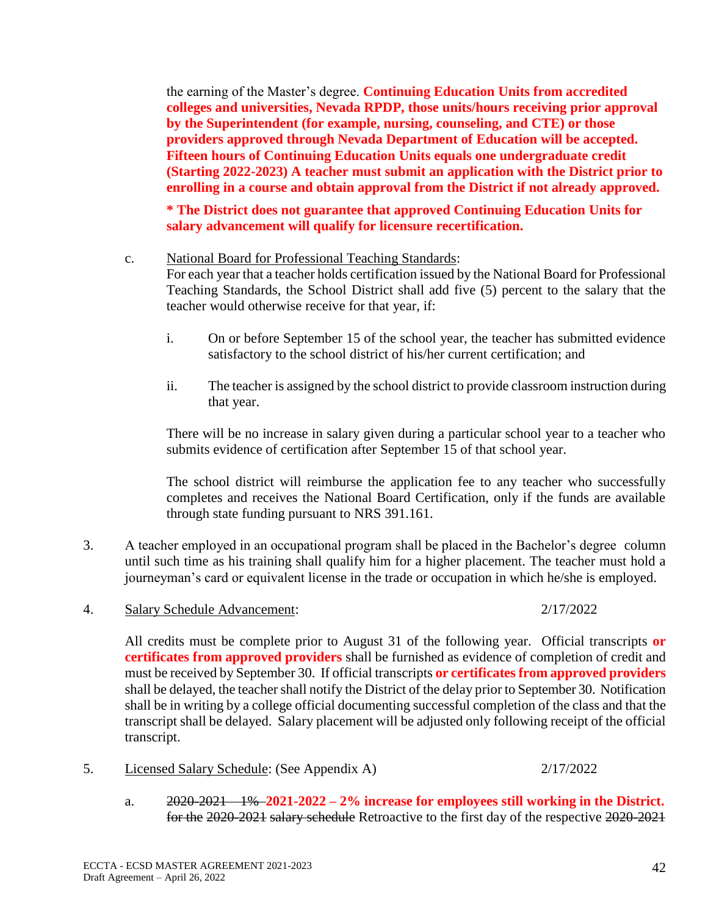the earning of the Master's degree. **Continuing Education Units from accredited colleges and universities, Nevada RPDP, those units/hours receiving prior approval by the Superintendent (for example, nursing, counseling, and CTE) or those providers approved through Nevada Department of Education will be accepted. Fifteen hours of Continuing Education Units equals one undergraduate credit (Starting 2022-2023) A teacher must submit an application with the District prior to enrolling in a course and obtain approval from the District if not already approved.**

**\* The District does not guarantee that approved Continuing Education Units for salary advancement will qualify for licensure recertification.**

c. National Board for Professional Teaching Standards:
For each year that a teacher holds certification issued by the National Board for Professional Teaching Standards, the School District shall add five (5) percent to the salary that the teacher would otherwise receive for that year, if:

i. On or before September 15 of the school year, the teacher has submitted evidence satisfactory to the school district of his/her current certification; and

ii. The teacher is assigned by the school district to provide classroom instruction during that year.

There will be no increase in salary given during a particular school year to a teacher who submits evidence of certification after September 15 of that school year.

The school district will reimburse the application fee to any teacher who successfully completes and receives the National Board Certification, only if the funds are available through state funding pursuant to NRS 391.161.

3. A teacher employed in an occupational program shall be placed in the Bachelor's degree column until such time as his training shall qualify him for a higher placement. The teacher must hold a journeyman's card or equivalent license in the trade or occupation in which he/she is employed.

4. Salary Schedule Advancement: 2/17/2022

All credits must be complete prior to August 31 of the following year. Official transcripts **or certificates from approved providers** shall be furnished as evidence of completion of credit and must be received by September 30. If official transcripts **or certificates from approved providers** shall be delayed, the teacher shall notify the District of the delay prior to September 30. Notification shall be in writing by a college official documenting successful completion of the class and that the transcript shall be delayed. Salary placement will be adjusted only following receipt of the official transcript.

5. Licensed Salary Schedule: (See Appendix A) 2/17/2022

a. ~~2020-2021 – 1%~~ **2021-2022 – 2% increase for employees still working in the District.** ~~for the 2020-2021 salary schedule~~ Retroactive to the first day of the respective ~~2020-2021~~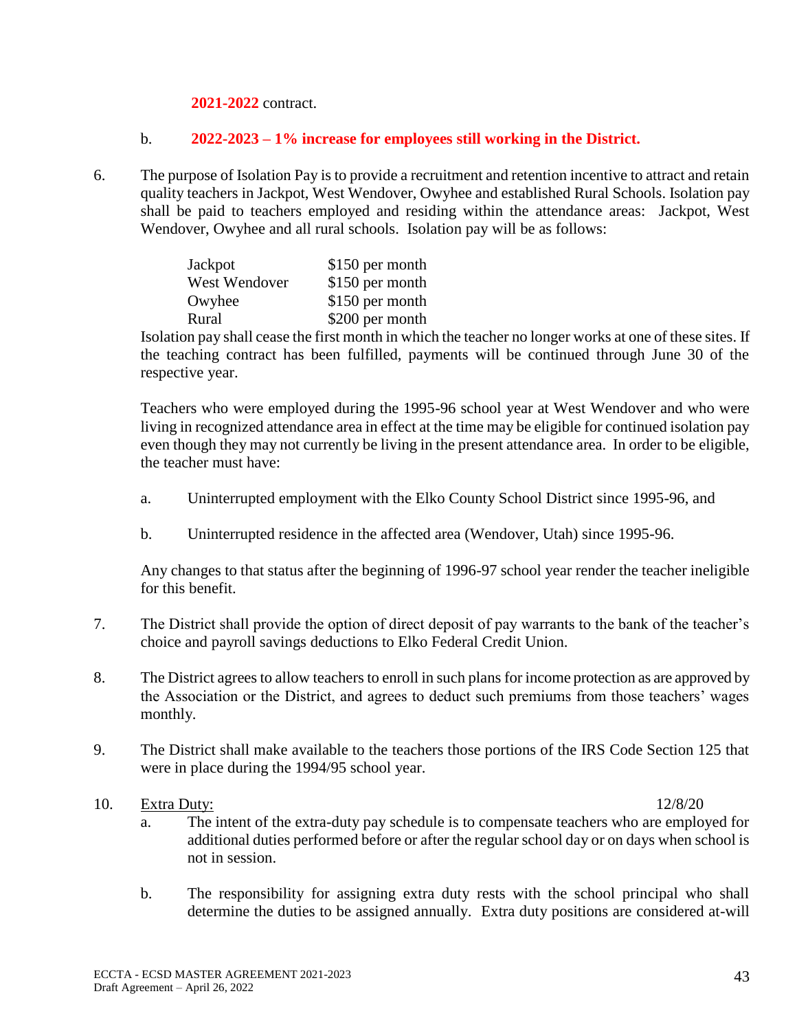**2021-2022** contract.

b. **2022-2023 – 1% increase for employees still working in the District.**

6. The purpose of Isolation Pay is to provide a recruitment and retention incentive to attract and retain quality teachers in Jackpot, West Wendover, Owyhee and established Rural Schools. Isolation pay shall be paid to teachers employed and residing within the attendance areas: Jackpot, West Wendover, Owyhee and all rural schools. Isolation pay will be as follows:

| | |
|---|---|
| Jackpot | $150 per month |
| West Wendover | $150 per month |
| Owyhee | $150 per month |
| Rural | $200 per month |

Isolation pay shall cease the first month in which the teacher no longer works at one of these sites. If the teaching contract has been fulfilled, payments will be continued through June 30 of the respective year.

Teachers who were employed during the 1995-96 school year at West Wendover and who were living in recognized attendance area in effect at the time may be eligible for continued isolation pay even though they may not currently be living in the present attendance area. In order to be eligible, the teacher must have:

a. Uninterrupted employment with the Elko County School District since 1995-96, and

b. Uninterrupted residence in the affected area (Wendover, Utah) since 1995-96.

Any changes to that status after the beginning of 1996-97 school year render the teacher ineligible for this benefit.

7. The District shall provide the option of direct deposit of pay warrants to the bank of the teacher's choice and payroll savings deductions to Elko Federal Credit Union.

8. The District agrees to allow teachers to enroll in such plans for income protection as are approved by the Association or the District, and agrees to deduct such premiums from those teachers' wages monthly.

9. The District shall make available to the teachers those portions of the IRS Code Section 125 that were in place during the 1994/95 school year.

10. Extra Duty: 12/8/20

a. The intent of the extra-duty pay schedule is to compensate teachers who are employed for additional duties performed before or after the regular school day or on days when school is not in session.

b. The responsibility for assigning extra duty rests with the school principal who shall determine the duties to be assigned annually. Extra duty positions are considered at-will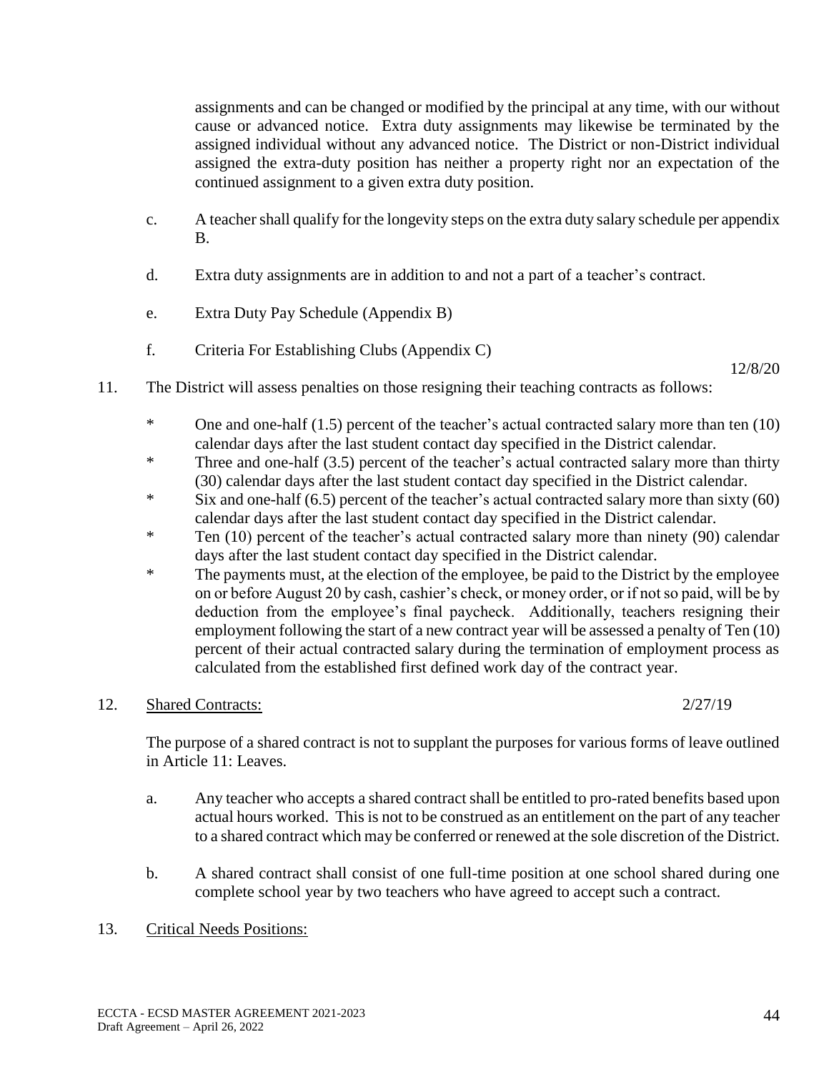assignments and can be changed or modified by the principal at any time, with our without cause or advanced notice. Extra duty assignments may likewise be terminated by the assigned individual without any advanced notice. The District or non-District individual assigned the extra-duty position has neither a property right nor an expectation of the continued assignment to a given extra duty position.

c. A teacher shall qualify for the longevity steps on the extra duty salary schedule per appendix B.

d. Extra duty assignments are in addition to and not a part of a teacher's contract.

e. Extra Duty Pay Schedule (Appendix B)

f. Criteria For Establishing Clubs (Appendix C)

12/8/20

11. The District will assess penalties on those resigning their teaching contracts as follows:

\* One and one-half (1.5) percent of the teacher's actual contracted salary more than ten (10) calendar days after the last student contact day specified in the District calendar.

\* Three and one-half (3.5) percent of the teacher's actual contracted salary more than thirty (30) calendar days after the last student contact day specified in the District calendar.

\* Six and one-half (6.5) percent of the teacher's actual contracted salary more than sixty (60) calendar days after the last student contact day specified in the District calendar.

\* Ten (10) percent of the teacher's actual contracted salary more than ninety (90) calendar days after the last student contact day specified in the District calendar.

\* The payments must, at the election of the employee, be paid to the District by the employee on or before August 20 by cash, cashier's check, or money order, or if not so paid, will be by deduction from the employee's final paycheck. Additionally, teachers resigning their employment following the start of a new contract year will be assessed a penalty of Ten (10) percent of their actual contracted salary during the termination of employment process as calculated from the established first defined work day of the contract year.

12. <u>Shared Contracts:</u> 2/27/19

The purpose of a shared contract is not to supplant the purposes for various forms of leave outlined in Article 11: Leaves.

a. Any teacher who accepts a shared contract shall be entitled to pro-rated benefits based upon actual hours worked. This is not to be construed as an entitlement on the part of any teacher to a shared contract which may be conferred or renewed at the sole discretion of the District.

b. A shared contract shall consist of one full-time position at one school shared during one complete school year by two teachers who have agreed to accept such a contract.

13. <u>Critical Needs Positions:</u>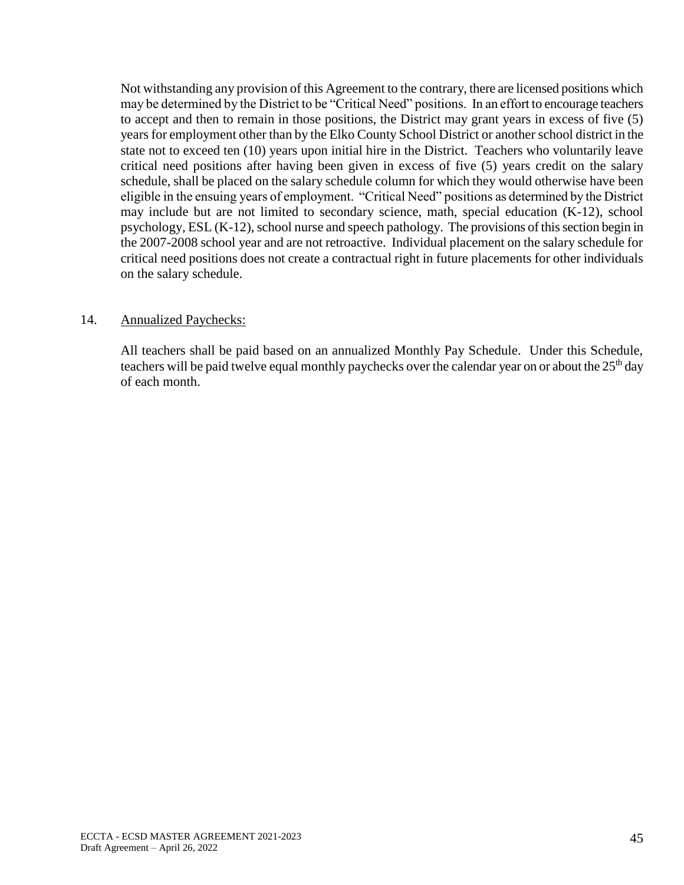Not withstanding any provision of this Agreement to the contrary, there are licensed positions which may be determined by the District to be "Critical Need" positions. In an effort to encourage teachers to accept and then to remain in those positions, the District may grant years in excess of five (5) years for employment other than by the Elko County School District or another school district in the state not to exceed ten (10) years upon initial hire in the District. Teachers who voluntarily leave critical need positions after having been given in excess of five (5) years credit on the salary schedule, shall be placed on the salary schedule column for which they would otherwise have been eligible in the ensuing years of employment. "Critical Need" positions as determined by the District may include but are not limited to secondary science, math, special education (K-12), school psychology, ESL (K-12), school nurse and speech pathology. The provisions of this section begin in the 2007-2008 school year and are not retroactive. Individual placement on the salary schedule for critical need positions does not create a contractual right in future placements for other individuals on the salary schedule.

14. <u>Annualized Paychecks:</u>

All teachers shall be paid based on an annualized Monthly Pay Schedule. Under this Schedule, teachers will be paid twelve equal monthly paychecks over the calendar year on or about the 25th day of each month.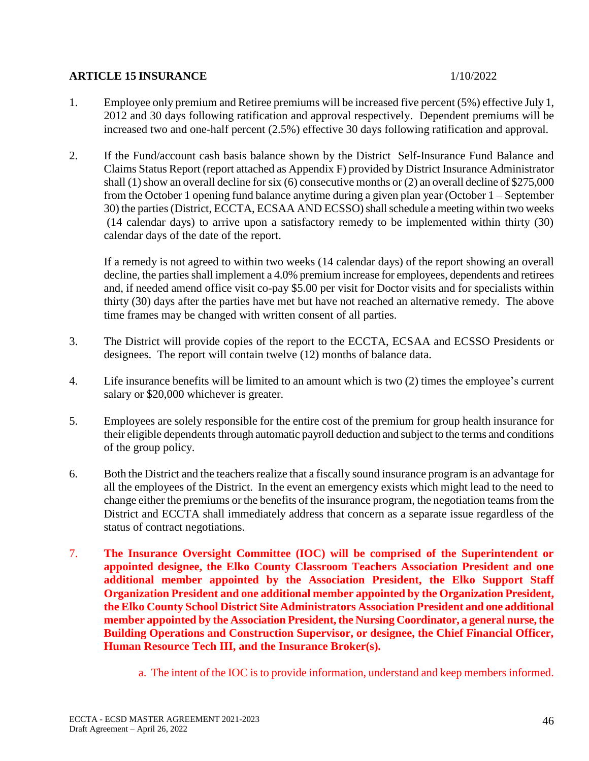## ARTICLE 15 INSURANCE 1/10/2022

1. Employee only premium and Retiree premiums will be increased five percent (5%) effective July 1, 2012 and 30 days following ratification and approval respectively. Dependent premiums will be increased two and one-half percent (2.5%) effective 30 days following ratification and approval.

2. If the Fund/account cash basis balance shown by the District Self-Insurance Fund Balance and Claims Status Report (report attached as Appendix F) provided by District Insurance Administrator shall (1) show an overall decline for six (6) consecutive months or (2) an overall decline of $275,000 from the October 1 opening fund balance anytime during a given plan year (October 1 – September 30) the parties (District, ECCTA, ECSAA AND ECSSO) shall schedule a meeting within two weeks (14 calendar days) to arrive upon a satisfactory remedy to be implemented within thirty (30) calendar days of the date of the report.

   If a remedy is not agreed to within two weeks (14 calendar days) of the report showing an overall decline, the parties shall implement a 4.0% premium increase for employees, dependents and retirees and, if needed amend office visit co-pay $5.00 per visit for Doctor visits and for specialists within thirty (30) days after the parties have met but have not reached an alternative remedy. The above time frames may be changed with written consent of all parties.

3. The District will provide copies of the report to the ECCTA, ECSAA and ECSSO Presidents or designees. The report will contain twelve (12) months of balance data.

4. Life insurance benefits will be limited to an amount which is two (2) times the employee's current salary or $20,000 whichever is greater.

5. Employees are solely responsible for the entire cost of the premium for group health insurance for their eligible dependents through automatic payroll deduction and subject to the terms and conditions of the group policy.

6. Both the District and the teachers realize that a fiscally sound insurance program is an advantage for all the employees of the District. In the event an emergency exists which might lead to the need to change either the premiums or the benefits of the insurance program, the negotiation teams from the District and ECCTA shall immediately address that concern as a separate issue regardless of the status of contract negotiations.

7. **The Insurance Oversight Committee (IOC) will be comprised of the Superintendent or appointed designee, the Elko County Classroom Teachers Association President and one additional member appointed by the Association President, the Elko Support Staff Organization President and one additional member appointed by the Organization President, the Elko County School District Site Administrators Association President and one additional member appointed by the Association President, the Nursing Coordinator, a general nurse, the Building Operations and Construction Supervisor, or designee, the Chief Financial Officer, Human Resource Tech III, and the Insurance Broker(s).**

   a. The intent of the IOC is to provide information, understand and keep members informed.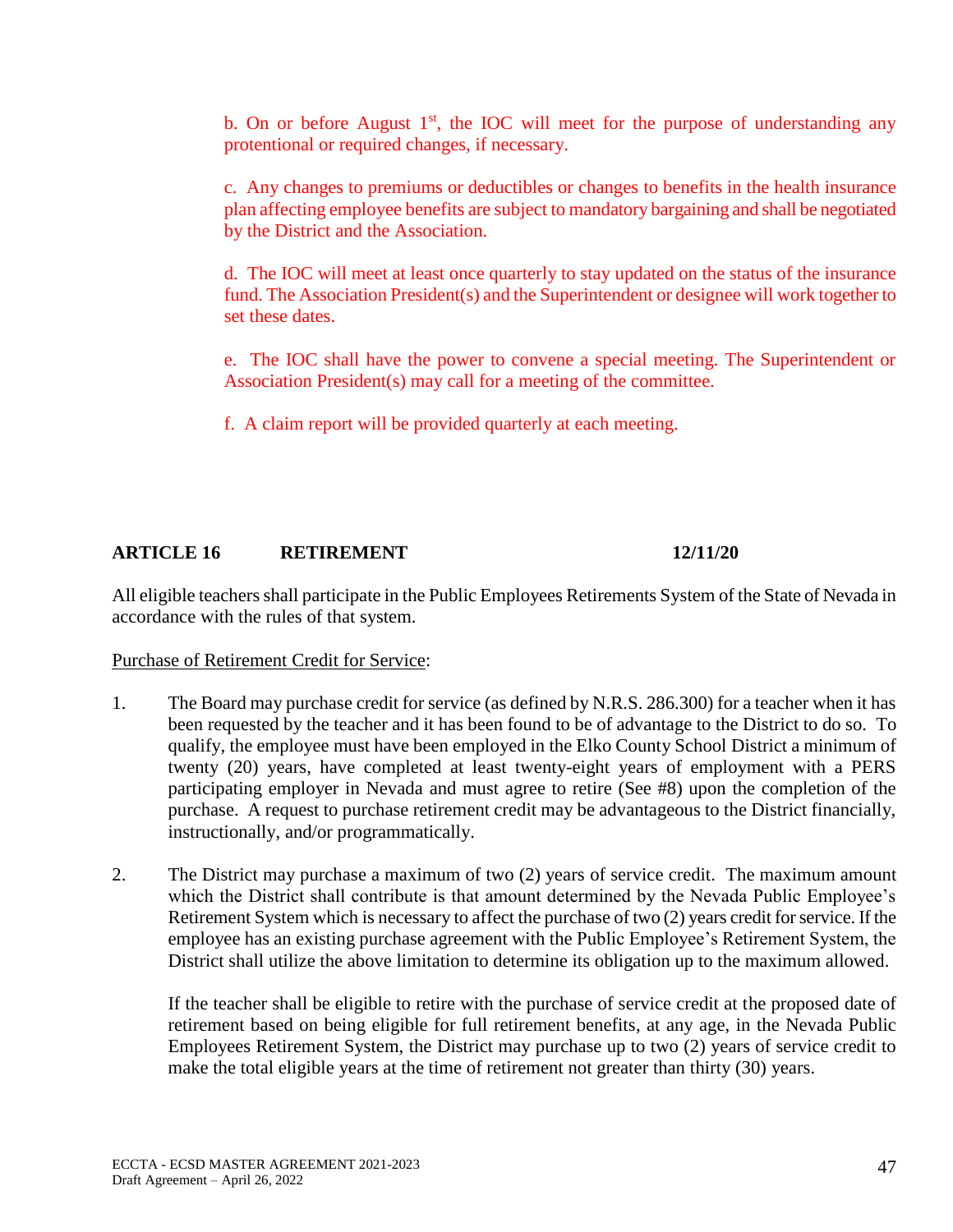b. On or before August 1st, the IOC will meet for the purpose of understanding any protentional or required changes, if necessary.

c. Any changes to premiums or deductibles or changes to benefits in the health insurance plan affecting employee benefits are subject to mandatory bargaining and shall be negotiated by the District and the Association.

d. The IOC will meet at least once quarterly to stay updated on the status of the insurance fund. The Association President(s) and the Superintendent or designee will work together to set these dates.

e. The IOC shall have the power to convene a special meeting. The Superintendent or Association President(s) may call for a meeting of the committee.

f. A claim report will be provided quarterly at each meeting.

## ARTICLE 16 RETIREMENT 12/11/20

All eligible teachers shall participate in the Public Employees Retirements System of the State of Nevada in accordance with the rules of that system.

Purchase of Retirement Credit for Service:

1. The Board may purchase credit for service (as defined by N.R.S. 286.300) for a teacher when it has been requested by the teacher and it has been found to be of advantage to the District to do so. To qualify, the employee must have been employed in the Elko County School District a minimum of twenty (20) years, have completed at least twenty-eight years of employment with a PERS participating employer in Nevada and must agree to retire (See #8) upon the completion of the purchase. A request to purchase retirement credit may be advantageous to the District financially, instructionally, and/or programmatically.

2. The District may purchase a maximum of two (2) years of service credit. The maximum amount which the District shall contribute is that amount determined by the Nevada Public Employee's Retirement System which is necessary to affect the purchase of two (2) years credit for service. If the employee has an existing purchase agreement with the Public Employee's Retirement System, the District shall utilize the above limitation to determine its obligation up to the maximum allowed.

   If the teacher shall be eligible to retire with the purchase of service credit at the proposed date of retirement based on being eligible for full retirement benefits, at any age, in the Nevada Public Employees Retirement System, the District may purchase up to two (2) years of service credit to make the total eligible years at the time of retirement not greater than thirty (30) years.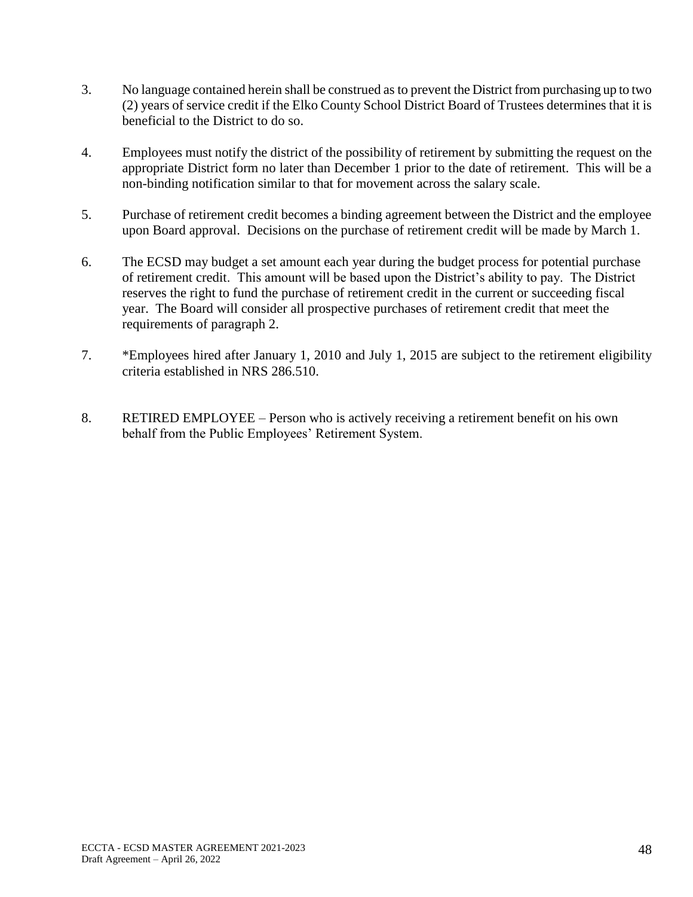3. No language contained herein shall be construed as to prevent the District from purchasing up to two (2) years of service credit if the Elko County School District Board of Trustees determines that it is beneficial to the District to do so.

4. Employees must notify the district of the possibility of retirement by submitting the request on the appropriate District form no later than December 1 prior to the date of retirement. This will be a non-binding notification similar to that for movement across the salary scale.

5. Purchase of retirement credit becomes a binding agreement between the District and the employee upon Board approval. Decisions on the purchase of retirement credit will be made by March 1.

6. The ECSD may budget a set amount each year during the budget process for potential purchase of retirement credit. This amount will be based upon the District's ability to pay. The District reserves the right to fund the purchase of retirement credit in the current or succeeding fiscal year. The Board will consider all prospective purchases of retirement credit that meet the requirements of paragraph 2.

7. *Employees hired after January 1, 2010 and July 1, 2015 are subject to the retirement eligibility criteria established in NRS 286.510.

8. RETIRED EMPLOYEE – Person who is actively receiving a retirement benefit on his own behalf from the Public Employees' Retirement System.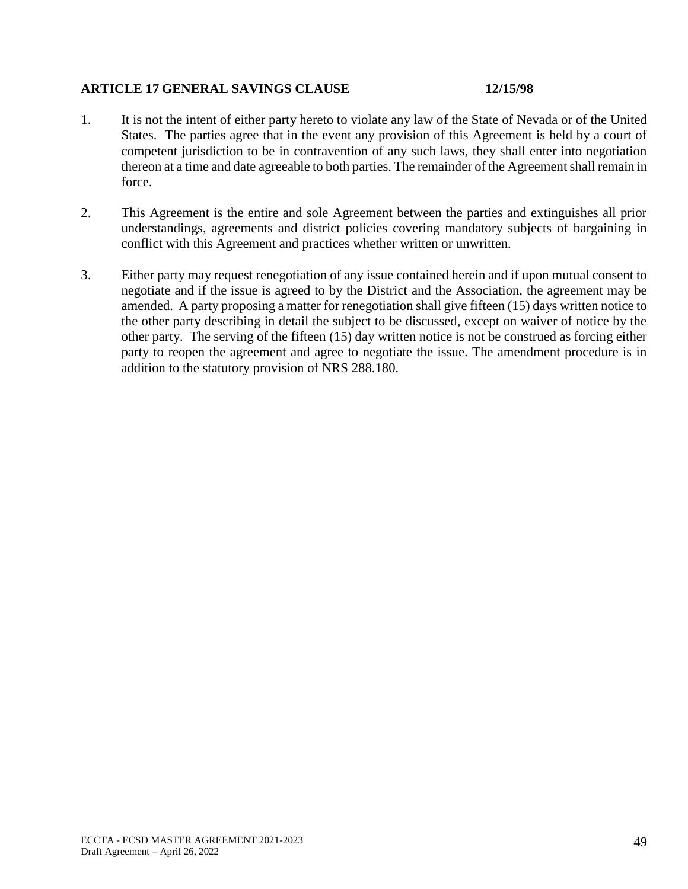## ARTICLE 17 GENERAL SAVINGS CLAUSE 12/15/98

1. It is not the intent of either party hereto to violate any law of the State of Nevada or of the United States. The parties agree that in the event any provision of this Agreement is held by a court of competent jurisdiction to be in contravention of any such laws, they shall enter into negotiation thereon at a time and date agreeable to both parties. The remainder of the Agreement shall remain in force.

2. This Agreement is the entire and sole Agreement between the parties and extinguishes all prior understandings, agreements and district policies covering mandatory subjects of bargaining in conflict with this Agreement and practices whether written or unwritten.

3. Either party may request renegotiation of any issue contained herein and if upon mutual consent to negotiate and if the issue is agreed to by the District and the Association, the agreement may be amended. A party proposing a matter for renegotiation shall give fifteen (15) days written notice to the other party describing in detail the subject to be discussed, except on waiver of notice by the other party. The serving of the fifteen (15) day written notice is not be construed as forcing either party to reopen the agreement and agree to negotiate the issue. The amendment procedure is in addition to the statutory provision of NRS 288.180.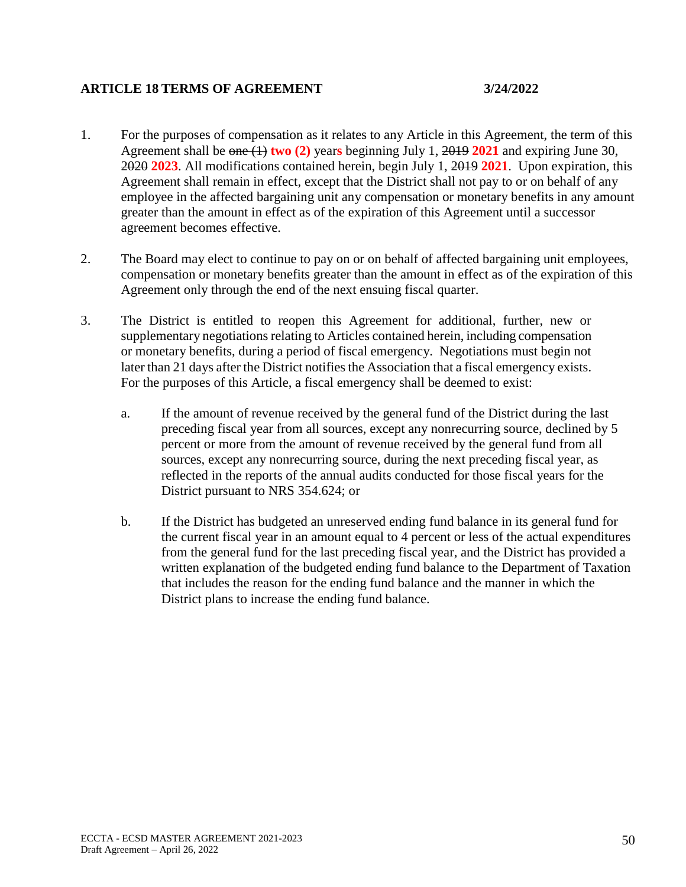## ARTICLE 18 TERMS OF AGREEMENT 3/24/2022

1. For the purposes of compensation as it relates to any Article in this Agreement, the term of this Agreement shall be ~~one (1)~~ **two (2)** year**s** beginning July 1, ~~2019~~ **2021** and expiring June 30, ~~2020~~ **2023**. All modifications contained herein, begin July 1, ~~2019~~ **2021**. Upon expiration, this Agreement shall remain in effect, except that the District shall not pay to or on behalf of any employee in the affected bargaining unit any compensation or monetary benefits in any amount greater than the amount in effect as of the expiration of this Agreement until a successor agreement becomes effective.

2. The Board may elect to continue to pay on or on behalf of affected bargaining unit employees, compensation or monetary benefits greater than the amount in effect as of the expiration of this Agreement only through the end of the next ensuing fiscal quarter.

3. The District is entitled to reopen this Agreement for additional, further, new or supplementary negotiations relating to Articles contained herein, including compensation or monetary benefits, during a period of fiscal emergency. Negotiations must begin not later than 21 days after the District notifies the Association that a fiscal emergency exists. For the purposes of this Article, a fiscal emergency shall be deemed to exist:

   a. If the amount of revenue received by the general fund of the District during the last preceding fiscal year from all sources, except any nonrecurring source, declined by 5 percent or more from the amount of revenue received by the general fund from all sources, except any nonrecurring source, during the next preceding fiscal year, as reflected in the reports of the annual audits conducted for those fiscal years for the District pursuant to NRS 354.624; or

   b. If the District has budgeted an unreserved ending fund balance in its general fund for the current fiscal year in an amount equal to 4 percent or less of the actual expenditures from the general fund for the last preceding fiscal year, and the District has provided a written explanation of the budgeted ending fund balance to the Department of Taxation that includes the reason for the ending fund balance and the manner in which the District plans to increase the ending fund balance.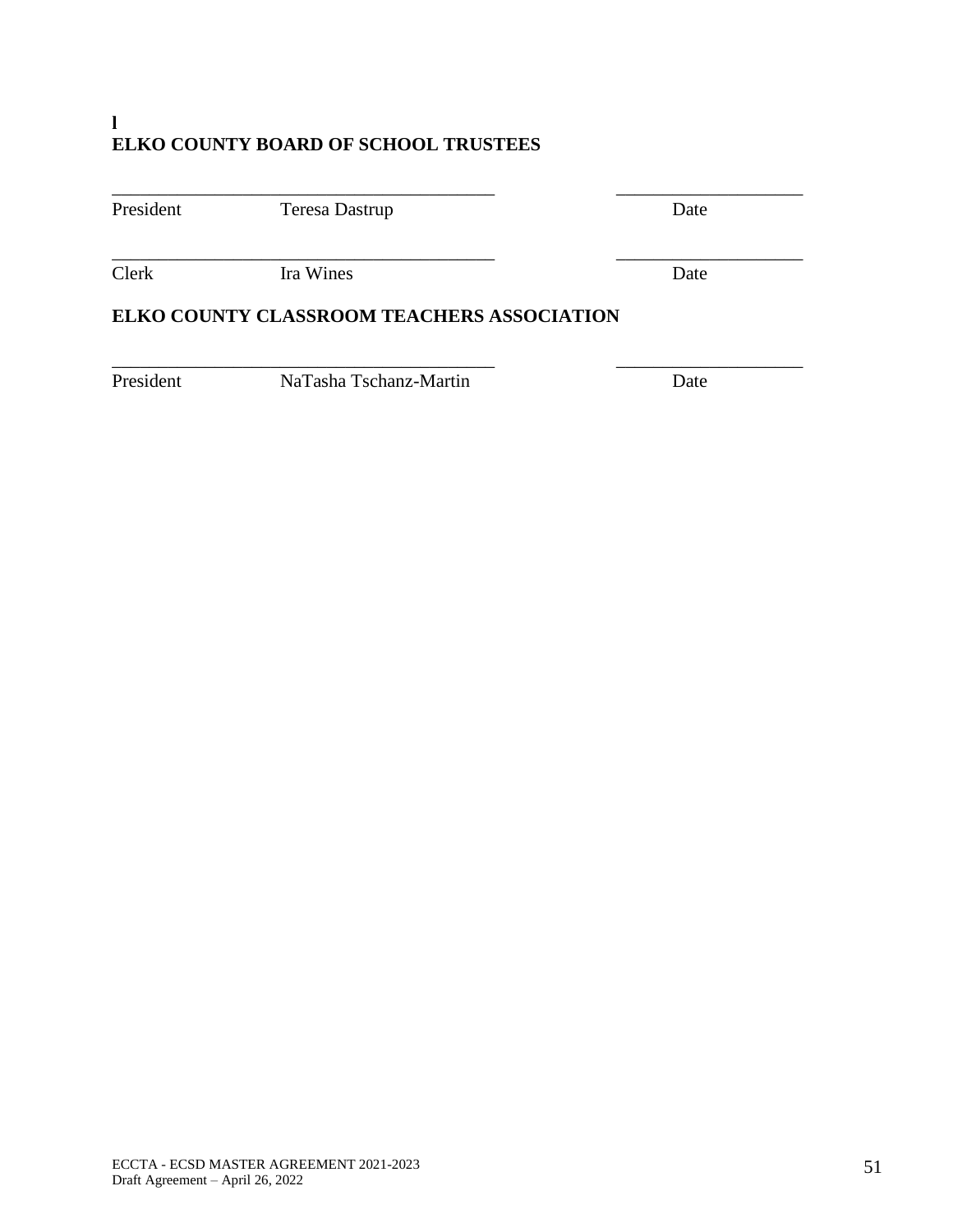**l**

**ELKO COUNTY BOARD OF SCHOOL TRUSTEES**

\_\_\_\_\_\_\_\_\_\_\_\_\_\_\_\_\_\_\_\_\_\_\_\_\_\_\_\_\_\_\_\_\_\_\_\_\_\_\_\_\_ \_\_\_\_\_\_\_\_\_\_\_\_\_\_\_\_\_\_\_\_

President Teresa Dastrup Date

\_\_\_\_\_\_\_\_\_\_\_\_\_\_\_\_\_\_\_\_\_\_\_\_\_\_\_\_\_\_\_\_\_\_\_\_\_\_\_\_\_ \_\_\_\_\_\_\_\_\_\_\_\_\_\_\_\_\_\_\_\_

Clerk Ira Wines Date

**ELKO COUNTY CLASSROOM TEACHERS ASSOCIATION**

\_\_\_\_\_\_\_\_\_\_\_\_\_\_\_\_\_\_\_\_\_\_\_\_\_\_\_\_\_\_\_\_\_\_\_\_\_\_\_\_\_ \_\_\_\_\_\_\_\_\_\_\_\_\_\_\_\_\_\_\_\_

President NaTasha Tschanz-Martin Date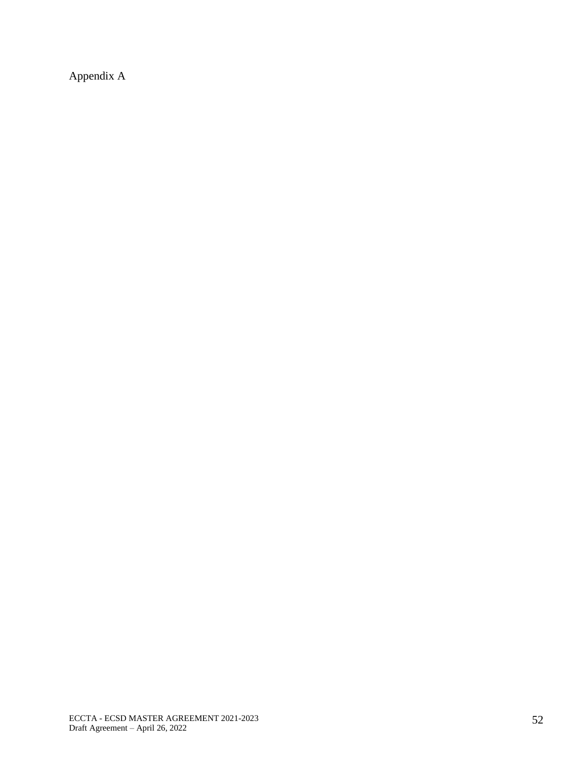Appendix A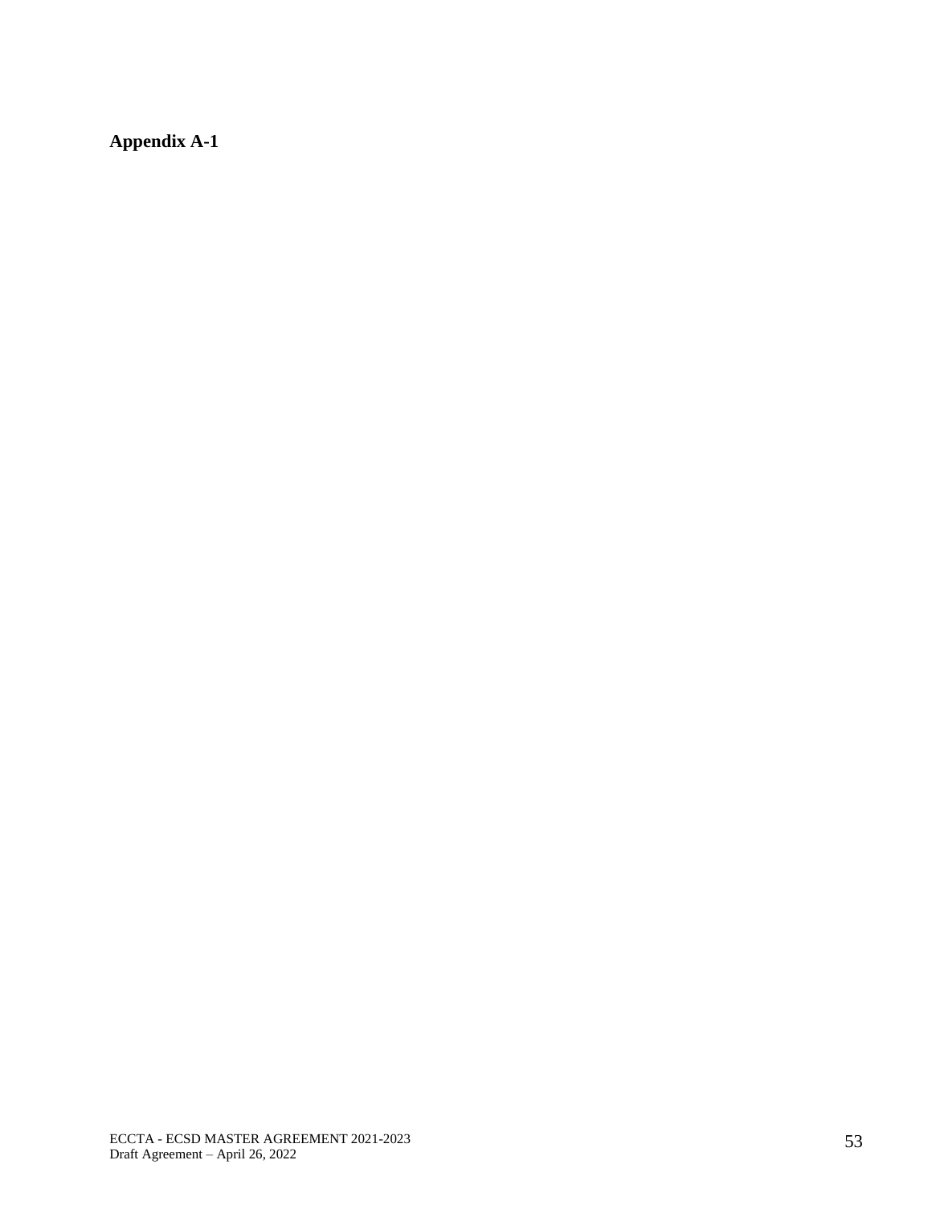**Appendix A-1**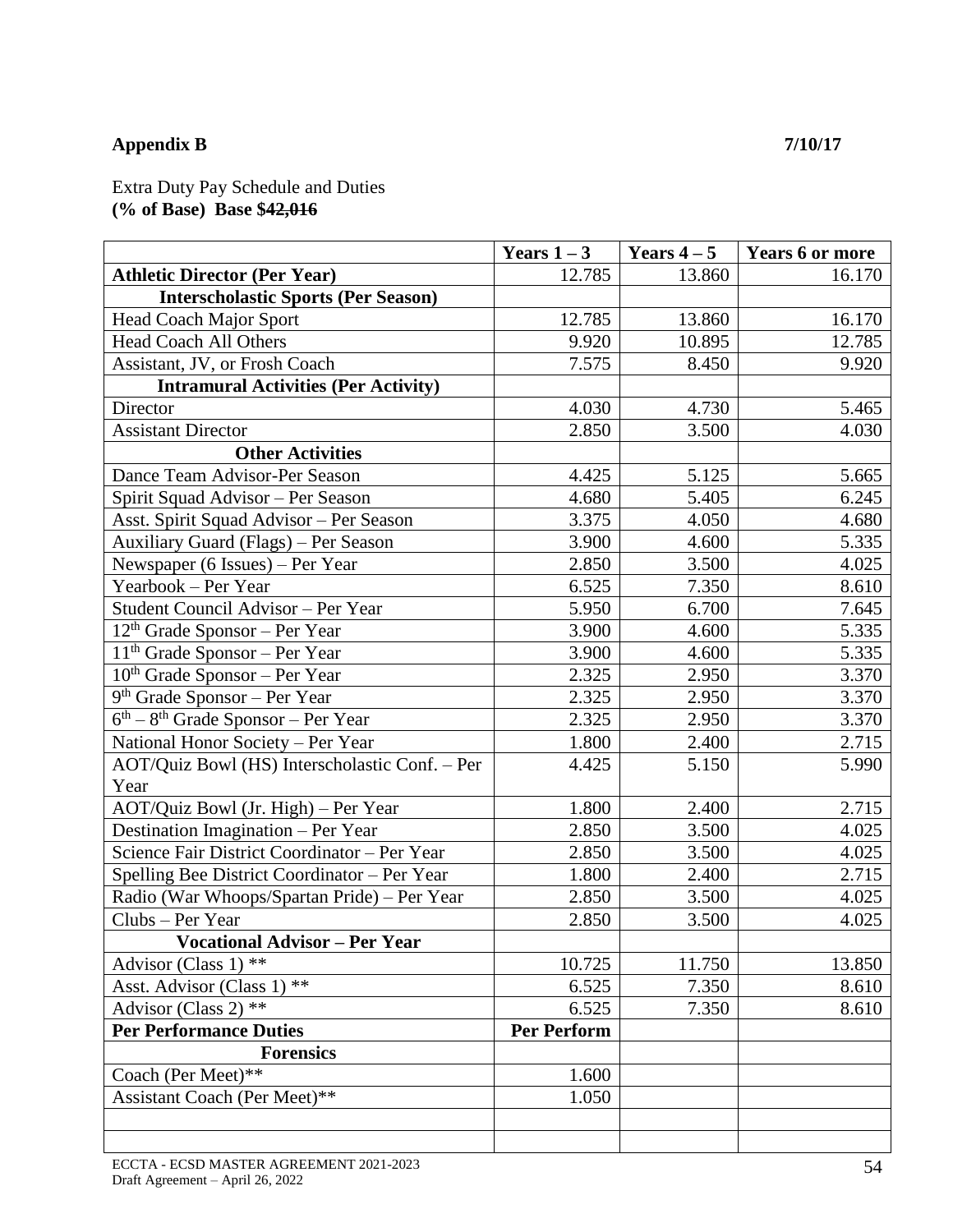**Appendix B** **7/10/17**

Extra Duty Pay Schedule and Duties
**(% of Base) Base $42,016**

| | Years 1 – 3 | Years 4 – 5 | Years 6 or more |
|---|---|---|---|
| **Athletic Director (Per Year)** | 12.785 | 13.860 | 16.170 |
| **Interscholastic Sports (Per Season)** | | | |
| Head Coach Major Sport | 12.785 | 13.860 | 16.170 |
| Head Coach All Others | 9.920 | 10.895 | 12.785 |
| Assistant, JV, or Frosh Coach | 7.575 | 8.450 | 9.920 |
| **Intramural Activities (Per Activity)** | | | |
| Director | 4.030 | 4.730 | 5.465 |
| Assistant Director | 2.850 | 3.500 | 4.030 |
| **Other Activities** | | | |
| Dance Team Advisor-Per Season | 4.425 | 5.125 | 5.665 |
| Spirit Squad Advisor – Per Season | 4.680 | 5.405 | 6.245 |
| Asst. Spirit Squad Advisor – Per Season | 3.375 | 4.050 | 4.680 |
| Auxiliary Guard (Flags) – Per Season | 3.900 | 4.600 | 5.335 |
| Newspaper (6 Issues) – Per Year | 2.850 | 3.500 | 4.025 |
| Yearbook – Per Year | 6.525 | 7.350 | 8.610 |
| Student Council Advisor – Per Year | 5.950 | 6.700 | 7.645 |
| 12th Grade Sponsor – Per Year | 3.900 | 4.600 | 5.335 |
| 11th Grade Sponsor – Per Year | 3.900 | 4.600 | 5.335 |
| 10th Grade Sponsor – Per Year | 2.325 | 2.950 | 3.370 |
| 9th Grade Sponsor – Per Year | 2.325 | 2.950 | 3.370 |
| 6th – 8th Grade Sponsor – Per Year | 2.325 | 2.950 | 3.370 |
| National Honor Society – Per Year | 1.800 | 2.400 | 2.715 |
| AOT/Quiz Bowl (HS) Interscholastic Conf. – Per Year | 4.425 | 5.150 | 5.990 |
| AOT/Quiz Bowl (Jr. High) – Per Year | 1.800 | 2.400 | 2.715 |
| Destination Imagination – Per Year | 2.850 | 3.500 | 4.025 |
| Science Fair District Coordinator – Per Year | 2.850 | 3.500 | 4.025 |
| Spelling Bee District Coordinator – Per Year | 1.800 | 2.400 | 2.715 |
| Radio (War Whoops/Spartan Pride) – Per Year | 2.850 | 3.500 | 4.025 |
| Clubs – Per Year | 2.850 | 3.500 | 4.025 |
| **Vocational Advisor – Per Year** | | | |
| Advisor (Class 1) ** | 10.725 | 11.750 | 13.850 |
| Asst. Advisor (Class 1) ** | 6.525 | 7.350 | 8.610 |
| Advisor (Class 2) ** | 6.525 | 7.350 | 8.610 |
| **Per Performance Duties** | **Per Perform** | | |
| **Forensics** | | | |
| Coach (Per Meet)** | 1.600 | | |
| Assistant Coach (Per Meet)** | 1.050 | | |
| | | | |
| | | | |

ECCTA - ECSD MASTER AGREEMENT 2021-2023
Draft Agreement – April 26, 2022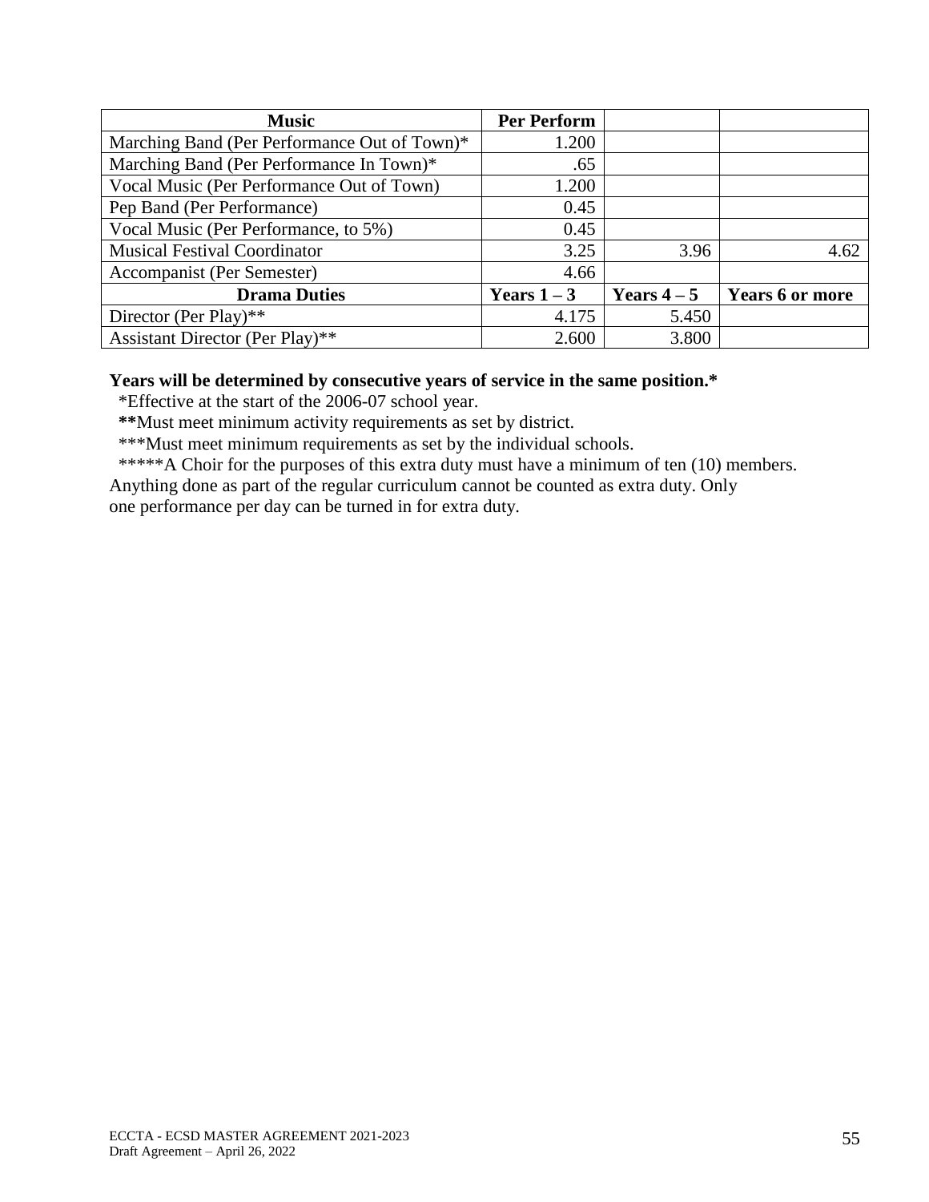| Music | Per Perform | | |
|---|---|---|---|
| Marching Band (Per Performance Out of Town)* | 1.200 | | |
| Marching Band (Per Performance In Town)* | .65 | | |
| Vocal Music (Per Performance Out of Town) | 1.200 | | |
| Pep Band (Per Performance) | 0.45 | | |
| Vocal Music (Per Performance, to 5%) | 0.45 | | |
| Musical Festival Coordinator | 3.25 | 3.96 | 4.62 |
| Accompanist (Per Semester) | 4.66 | | |
| **Drama Duties** | **Years 1 – 3** | **Years 4 – 5** | **Years 6 or more** |
| Director (Per Play)** | 4.175 | 5.450 | |
| Assistant Director (Per Play)** | 2.600 | 3.800 | |

**Years will be determined by consecutive years of service in the same position.***

*Effective at the start of the 2006-07 school year.

**Must meet minimum activity requirements as set by district.

***Must meet minimum requirements as set by the individual schools.

*****A Choir for the purposes of this extra duty must have a minimum of ten (10) members. Anything done as part of the regular curriculum cannot be counted as extra duty. Only one performance per day can be turned in for extra duty.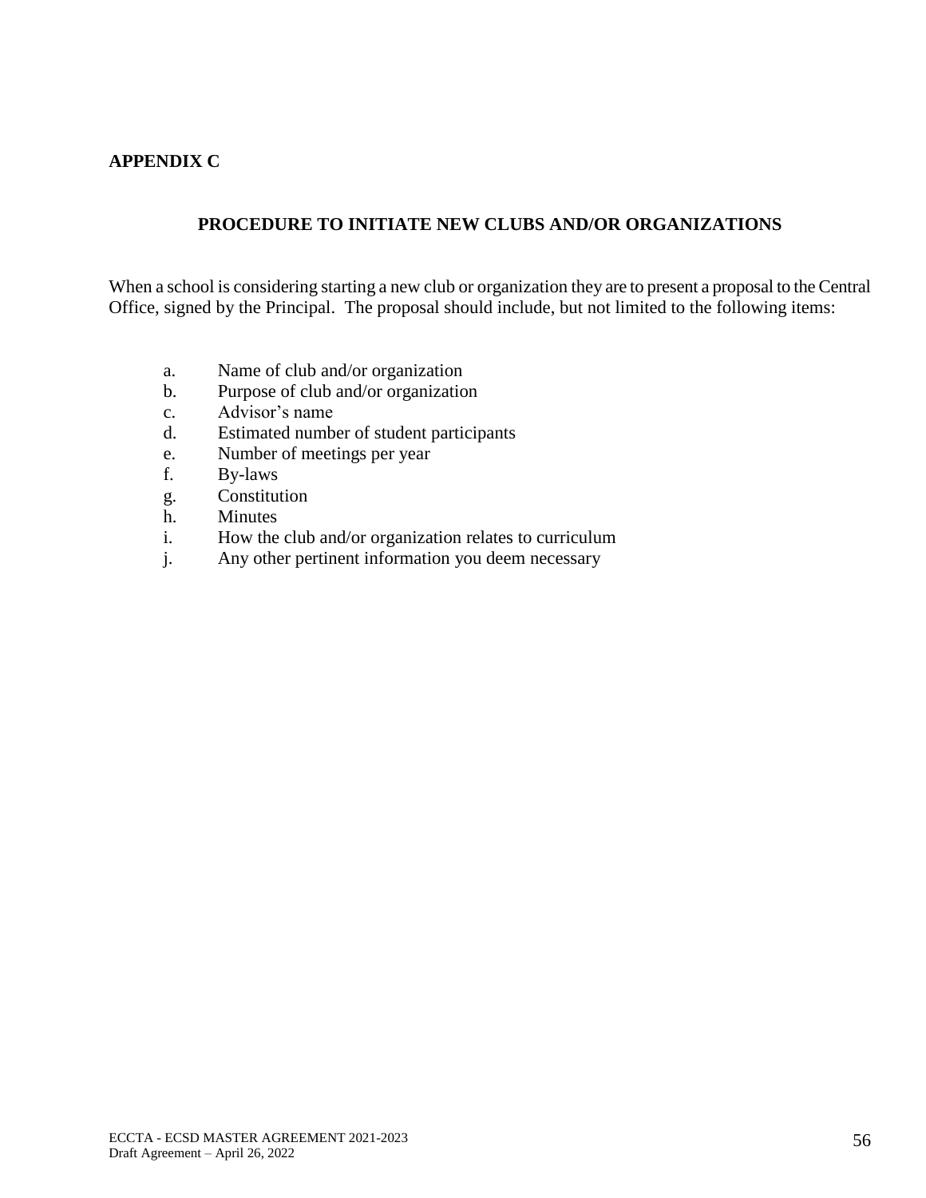**APPENDIX C**

## PROCEDURE TO INITIATE NEW CLUBS AND/OR ORGANIZATIONS

When a school is considering starting a new club or organization they are to present a proposal to the Central Office, signed by the Principal. The proposal should include, but not limited to the following items:

a. Name of club and/or organization
b. Purpose of club and/or organization
c. Advisor's name
d. Estimated number of student participants
e. Number of meetings per year
f. By-laws
g. Constitution
h. Minutes
i. How the club and/or organization relates to curriculum
j. Any other pertinent information you deem necessary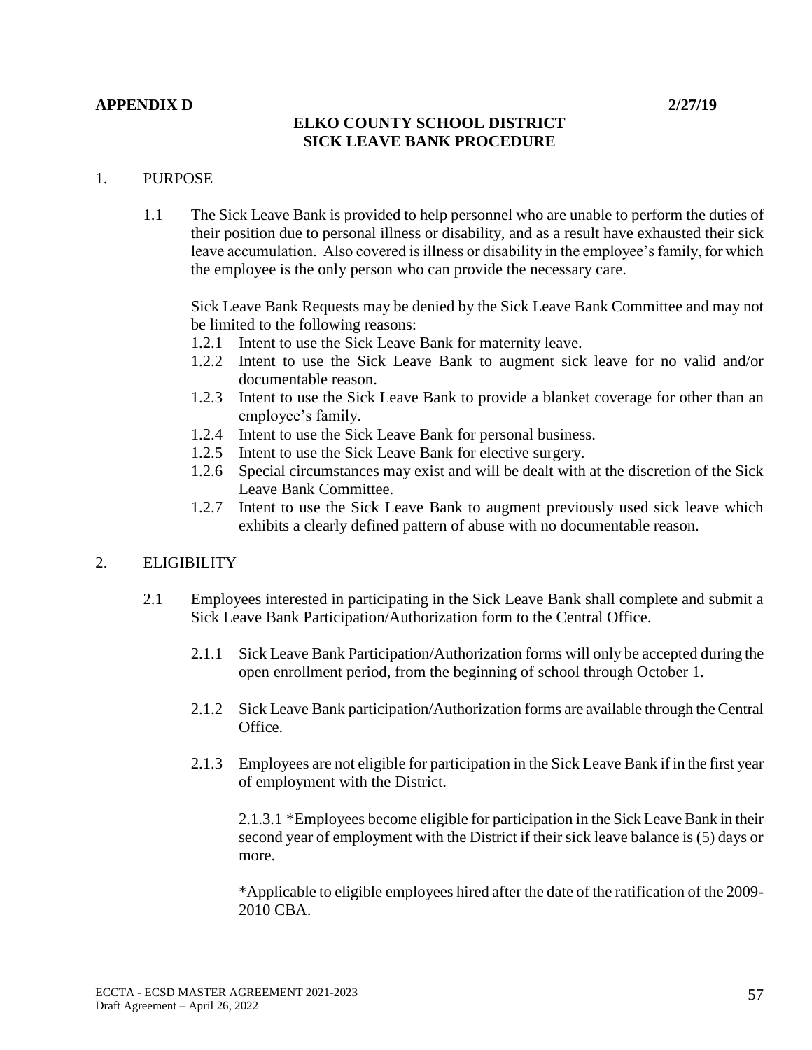**APPENDIX D** **2/27/19**

# ELKO COUNTY SCHOOL DISTRICT
# SICK LEAVE BANK PROCEDURE

1. PURPOSE

   1.1 The Sick Leave Bank is provided to help personnel who are unable to perform the duties of their position due to personal illness or disability, and as a result have exhausted their sick leave accumulation. Also covered is illness or disability in the employee's family, for which the employee is the only person who can provide the necessary care.

   Sick Leave Bank Requests may be denied by the Sick Leave Bank Committee and may not be limited to the following reasons:

   1.2.1 Intent to use the Sick Leave Bank for maternity leave.

   1.2.2 Intent to use the Sick Leave Bank to augment sick leave for no valid and/or documentable reason.

   1.2.3 Intent to use the Sick Leave Bank to provide a blanket coverage for other than an employee's family.

   1.2.4 Intent to use the Sick Leave Bank for personal business.

   1.2.5 Intent to use the Sick Leave Bank for elective surgery.

   1.2.6 Special circumstances may exist and will be dealt with at the discretion of the Sick Leave Bank Committee.

   1.2.7 Intent to use the Sick Leave Bank to augment previously used sick leave which exhibits a clearly defined pattern of abuse with no documentable reason.

2. ELIGIBILITY

   2.1 Employees interested in participating in the Sick Leave Bank shall complete and submit a Sick Leave Bank Participation/Authorization form to the Central Office.

   2.1.1 Sick Leave Bank Participation/Authorization forms will only be accepted during the open enrollment period, from the beginning of school through October 1.

   2.1.2 Sick Leave Bank participation/Authorization forms are available through the Central Office.

   2.1.3 Employees are not eligible for participation in the Sick Leave Bank if in the first year of employment with the District.

   2.1.3.1 *Employees become eligible for participation in the Sick Leave Bank in their second year of employment with the District if their sick leave balance is (5) days or more.

   *Applicable to eligible employees hired after the date of the ratification of the 2009-2010 CBA.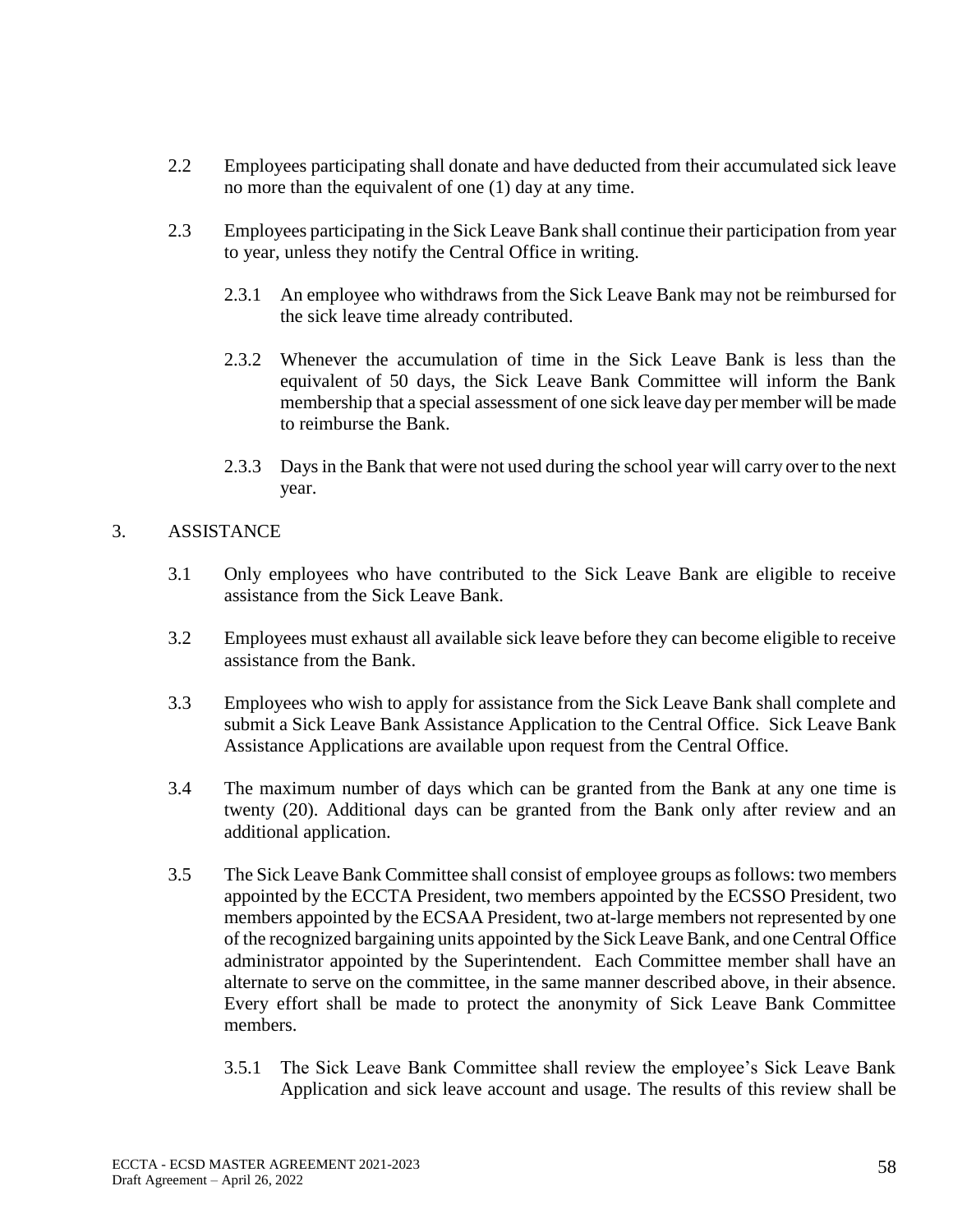2.2 Employees participating shall donate and have deducted from their accumulated sick leave no more than the equivalent of one (1) day at any time.

2.3 Employees participating in the Sick Leave Bank shall continue their participation from year to year, unless they notify the Central Office in writing.

2.3.1 An employee who withdraws from the Sick Leave Bank may not be reimbursed for the sick leave time already contributed.

2.3.2 Whenever the accumulation of time in the Sick Leave Bank is less than the equivalent of 50 days, the Sick Leave Bank Committee will inform the Bank membership that a special assessment of one sick leave day per member will be made to reimburse the Bank.

2.3.3 Days in the Bank that were not used during the school year will carry over to the next year.

3. ASSISTANCE

3.1 Only employees who have contributed to the Sick Leave Bank are eligible to receive assistance from the Sick Leave Bank.

3.2 Employees must exhaust all available sick leave before they can become eligible to receive assistance from the Bank.

3.3 Employees who wish to apply for assistance from the Sick Leave Bank shall complete and submit a Sick Leave Bank Assistance Application to the Central Office. Sick Leave Bank Assistance Applications are available upon request from the Central Office.

3.4 The maximum number of days which can be granted from the Bank at any one time is twenty (20). Additional days can be granted from the Bank only after review and an additional application.

3.5 The Sick Leave Bank Committee shall consist of employee groups as follows: two members appointed by the ECCTA President, two members appointed by the ECSSO President, two members appointed by the ECSAA President, two at-large members not represented by one of the recognized bargaining units appointed by the Sick Leave Bank, and one Central Office administrator appointed by the Superintendent. Each Committee member shall have an alternate to serve on the committee, in the same manner described above, in their absence. Every effort shall be made to protect the anonymity of Sick Leave Bank Committee members.

3.5.1 The Sick Leave Bank Committee shall review the employee's Sick Leave Bank Application and sick leave account and usage. The results of this review shall be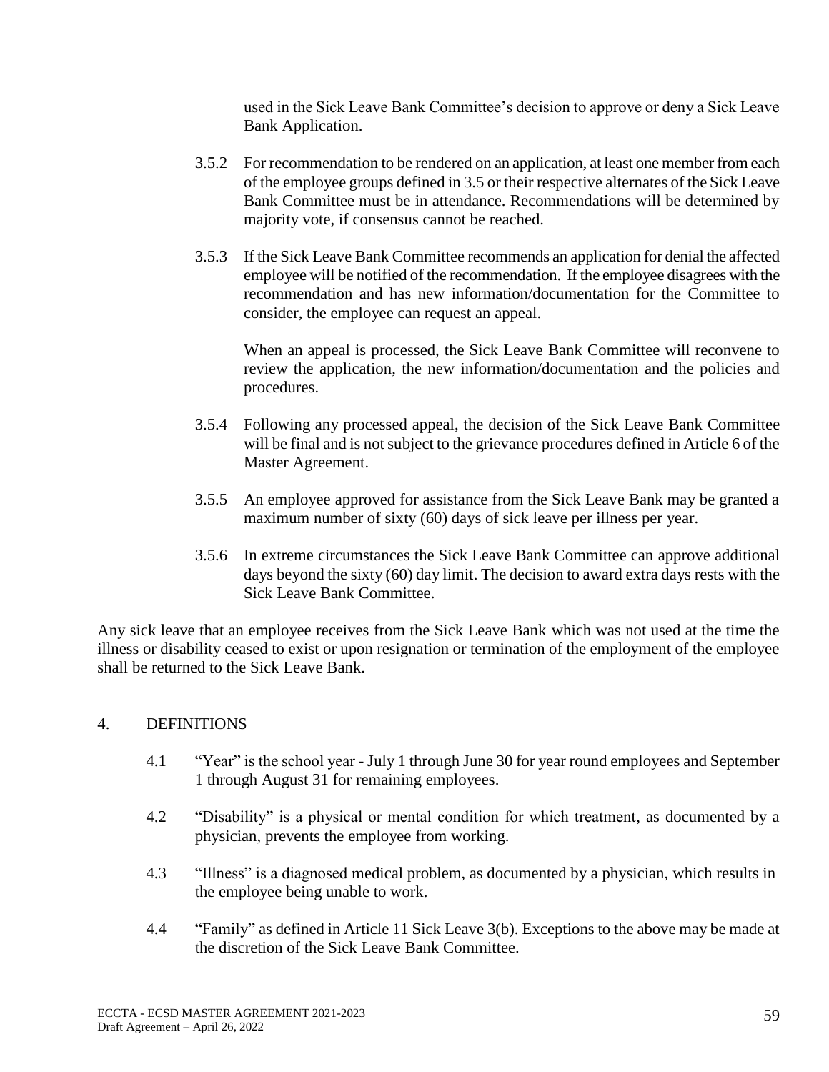used in the Sick Leave Bank Committee's decision to approve or deny a Sick Leave Bank Application.

3.5.2 For recommendation to be rendered on an application, at least one member from each of the employee groups defined in 3.5 or their respective alternates of the Sick Leave Bank Committee must be in attendance. Recommendations will be determined by majority vote, if consensus cannot be reached.

3.5.3 If the Sick Leave Bank Committee recommends an application for denial the affected employee will be notified of the recommendation. If the employee disagrees with the recommendation and has new information/documentation for the Committee to consider, the employee can request an appeal.

When an appeal is processed, the Sick Leave Bank Committee will reconvene to review the application, the new information/documentation and the policies and procedures.

3.5.4 Following any processed appeal, the decision of the Sick Leave Bank Committee will be final and is not subject to the grievance procedures defined in Article 6 of the Master Agreement.

3.5.5 An employee approved for assistance from the Sick Leave Bank may be granted a maximum number of sixty (60) days of sick leave per illness per year.

3.5.6 In extreme circumstances the Sick Leave Bank Committee can approve additional days beyond the sixty (60) day limit. The decision to award extra days rests with the Sick Leave Bank Committee.

Any sick leave that an employee receives from the Sick Leave Bank which was not used at the time the illness or disability ceased to exist or upon resignation or termination of the employment of the employee shall be returned to the Sick Leave Bank.

4. DEFINITIONS

4.1 "Year" is the school year - July 1 through June 30 for year round employees and September 1 through August 31 for remaining employees.

4.2 "Disability" is a physical or mental condition for which treatment, as documented by a physician, prevents the employee from working.

4.3 "Illness" is a diagnosed medical problem, as documented by a physician, which results in the employee being unable to work.

4.4 "Family" as defined in Article 11 Sick Leave 3(b). Exceptions to the above may be made at the discretion of the Sick Leave Bank Committee.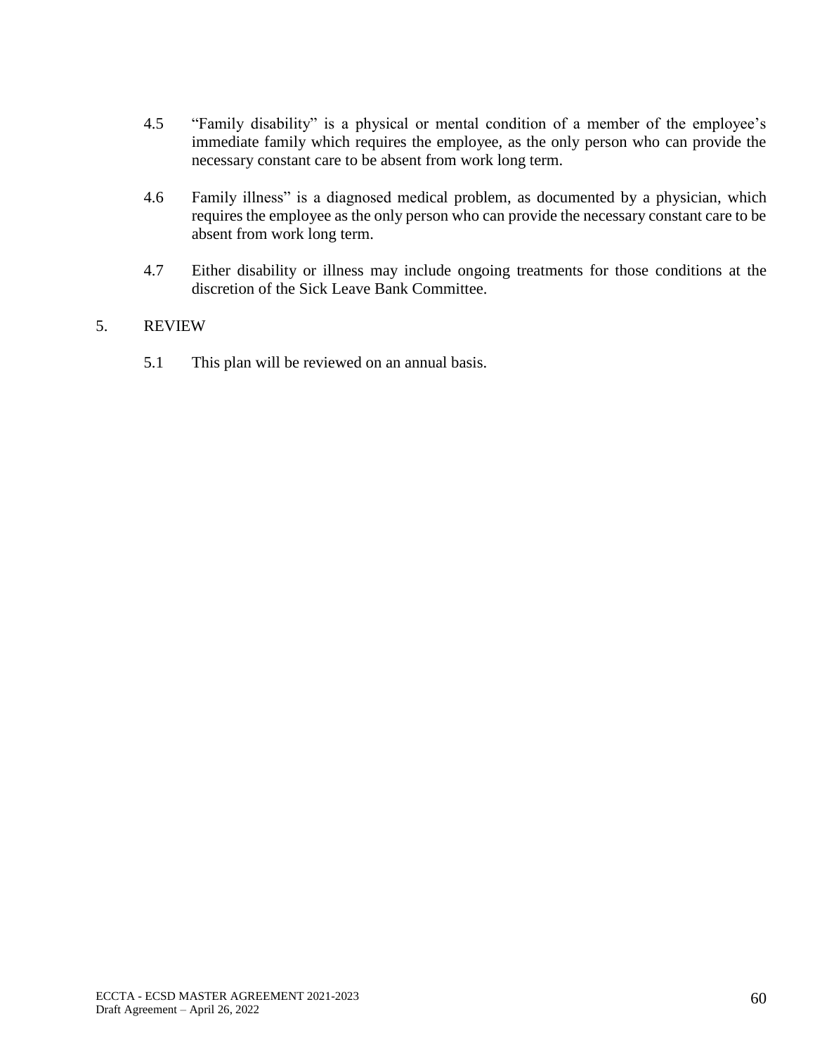4.5 “Family disability” is a physical or mental condition of a member of the employee’s immediate family which requires the employee, as the only person who can provide the necessary constant care to be absent from work long term.

4.6 Family illness” is a diagnosed medical problem, as documented by a physician, which requires the employee as the only person who can provide the necessary constant care to be absent from work long term.

4.7 Either disability or illness may include ongoing treatments for those conditions at the discretion of the Sick Leave Bank Committee.

5. REVIEW

5.1 This plan will be reviewed on an annual basis.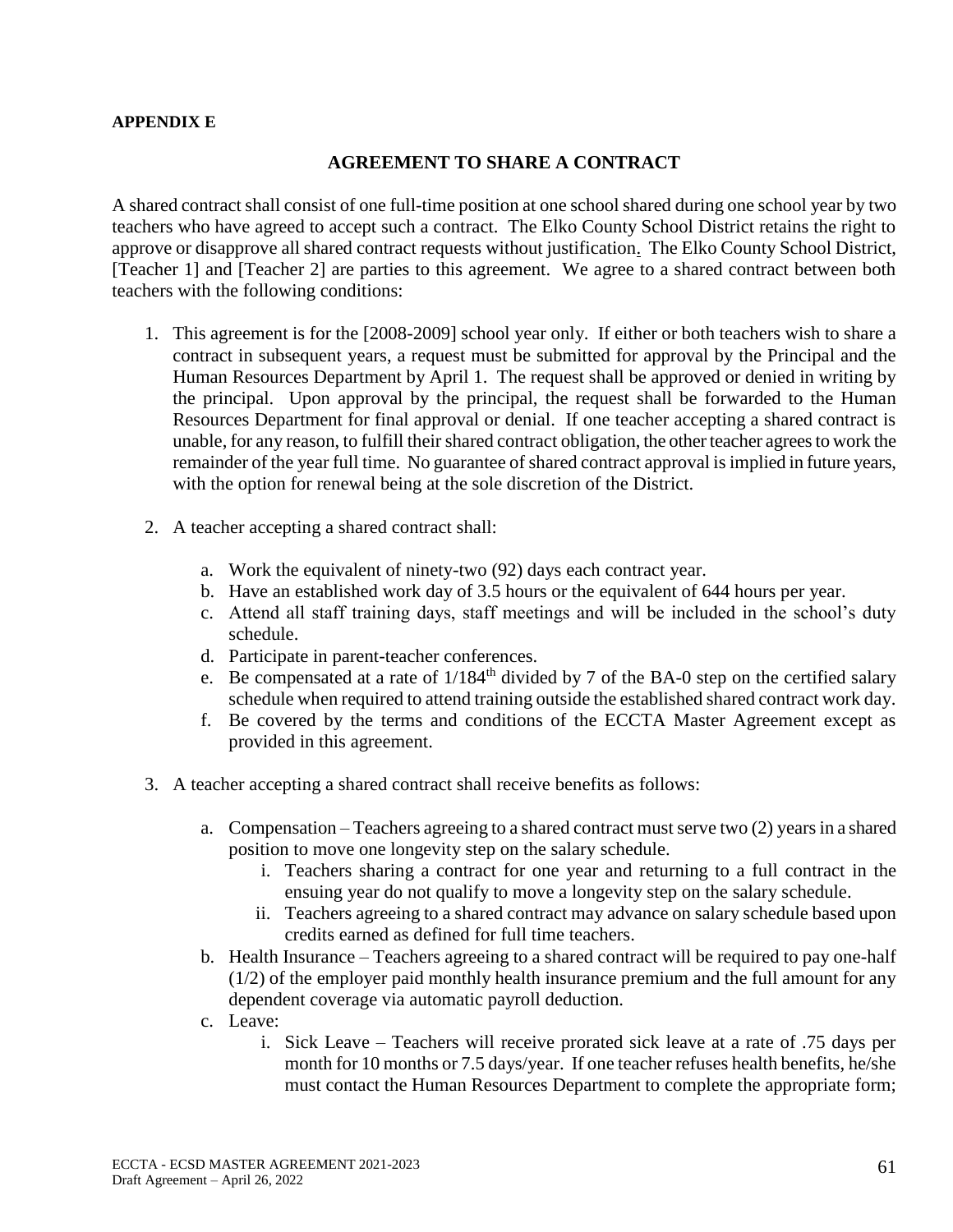**APPENDIX E**

## AGREEMENT TO SHARE A CONTRACT

A shared contract shall consist of one full-time position at one school shared during one school year by two teachers who have agreed to accept such a contract. The Elko County School District retains the right to approve or disapprove all shared contract requests without justification. The Elko County School District, [Teacher 1] and [Teacher 2] are parties to this agreement. We agree to a shared contract between both teachers with the following conditions:

1. This agreement is for the [2008-2009] school year only. If either or both teachers wish to share a contract in subsequent years, a request must be submitted for approval by the Principal and the Human Resources Department by April 1. The request shall be approved or denied in writing by the principal. Upon approval by the principal, the request shall be forwarded to the Human Resources Department for final approval or denial. If one teacher accepting a shared contract is unable, for any reason, to fulfill their shared contract obligation, the other teacher agrees to work the remainder of the year full time. No guarantee of shared contract approval is implied in future years, with the option for renewal being at the sole discretion of the District.

2. A teacher accepting a shared contract shall:

   a. Work the equivalent of ninety-two (92) days each contract year.
   b. Have an established work day of 3.5 hours or the equivalent of 644 hours per year.
   c. Attend all staff training days, staff meetings and will be included in the school's duty schedule.
   d. Participate in parent-teacher conferences.
   e. Be compensated at a rate of 1/184th divided by 7 of the BA-0 step on the certified salary schedule when required to attend training outside the established shared contract work day.
   f. Be covered by the terms and conditions of the ECCTA Master Agreement except as provided in this agreement.

3. A teacher accepting a shared contract shall receive benefits as follows:

   a. Compensation – Teachers agreeing to a shared contract must serve two (2) years in a shared position to move one longevity step on the salary schedule.
      i. Teachers sharing a contract for one year and returning to a full contract in the ensuing year do not qualify to move a longevity step on the salary schedule.
      ii. Teachers agreeing to a shared contract may advance on salary schedule based upon credits earned as defined for full time teachers.
   b. Health Insurance – Teachers agreeing to a shared contract will be required to pay one-half (1/2) of the employer paid monthly health insurance premium and the full amount for any dependent coverage via automatic payroll deduction.
   c. Leave:
      i. Sick Leave – Teachers will receive prorated sick leave at a rate of .75 days per month for 10 months or 7.5 days/year. If one teacher refuses health benefits, he/she must contact the Human Resources Department to complete the appropriate form;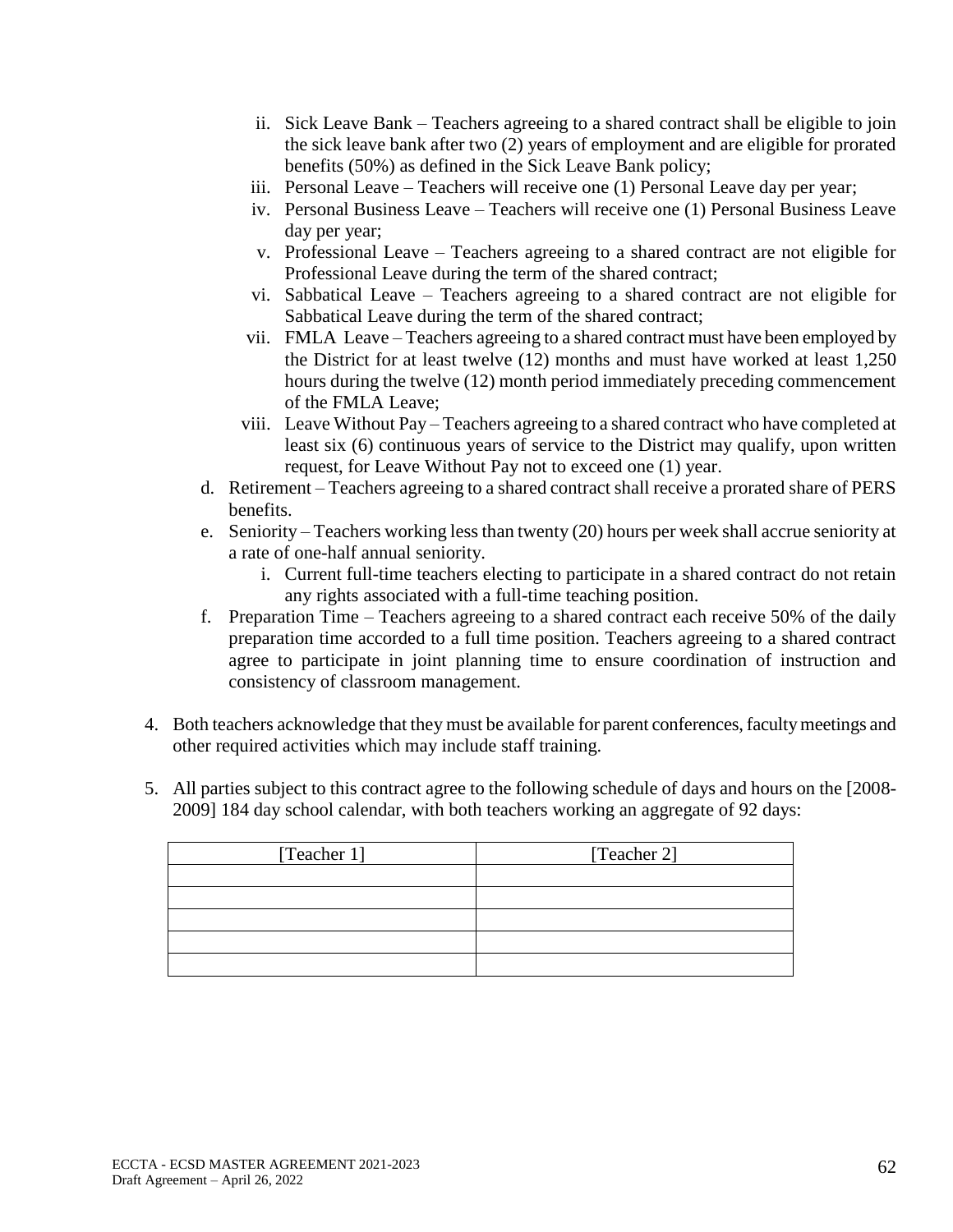ii. Sick Leave Bank – Teachers agreeing to a shared contract shall be eligible to join the sick leave bank after two (2) years of employment and are eligible for prorated benefits (50%) as defined in the Sick Leave Bank policy;

iii. Personal Leave – Teachers will receive one (1) Personal Leave day per year;

iv. Personal Business Leave – Teachers will receive one (1) Personal Business Leave day per year;

v. Professional Leave – Teachers agreeing to a shared contract are not eligible for Professional Leave during the term of the shared contract;

vi. Sabbatical Leave – Teachers agreeing to a shared contract are not eligible for Sabbatical Leave during the term of the shared contract;

vii. FMLA Leave – Teachers agreeing to a shared contract must have been employed by the District for at least twelve (12) months and must have worked at least 1,250 hours during the twelve (12) month period immediately preceding commencement of the FMLA Leave;

viii. Leave Without Pay – Teachers agreeing to a shared contract who have completed at least six (6) continuous years of service to the District may qualify, upon written request, for Leave Without Pay not to exceed one (1) year.

d. Retirement – Teachers agreeing to a shared contract shall receive a prorated share of PERS benefits.

e. Seniority – Teachers working less than twenty (20) hours per week shall accrue seniority at a rate of one-half annual seniority.

   i. Current full-time teachers electing to participate in a shared contract do not retain any rights associated with a full-time teaching position.

f. Preparation Time – Teachers agreeing to a shared contract each receive 50% of the daily preparation time accorded to a full time position. Teachers agreeing to a shared contract agree to participate in joint planning time to ensure coordination of instruction and consistency of classroom management.

4. Both teachers acknowledge that they must be available for parent conferences, faculty meetings and other required activities which may include staff training.

5. All parties subject to this contract agree to the following schedule of days and hours on the [2008-2009] 184 day school calendar, with both teachers working an aggregate of 92 days:

| [Teacher 1] | [Teacher 2] |
|---|---|
| | |
| | |
| | |
| | |
| | |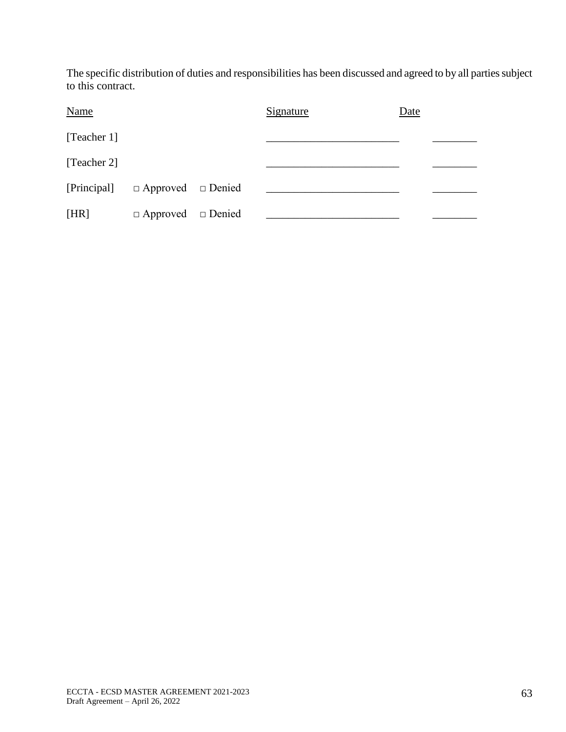The specific distribution of duties and responsibilities has been discussed and agreed to by all parties subject to this contract.

| Name | | | Signature | Date |
|---|---|---|---|---|
| [Teacher 1] | | | ________________________ | ________ |
| [Teacher 2] | | | ________________________ | ________ |
| [Principal] | □ Approved | □ Denied | ________________________ | ________ |
| [HR] | □ Approved | □ Denied | ________________________ | ________ |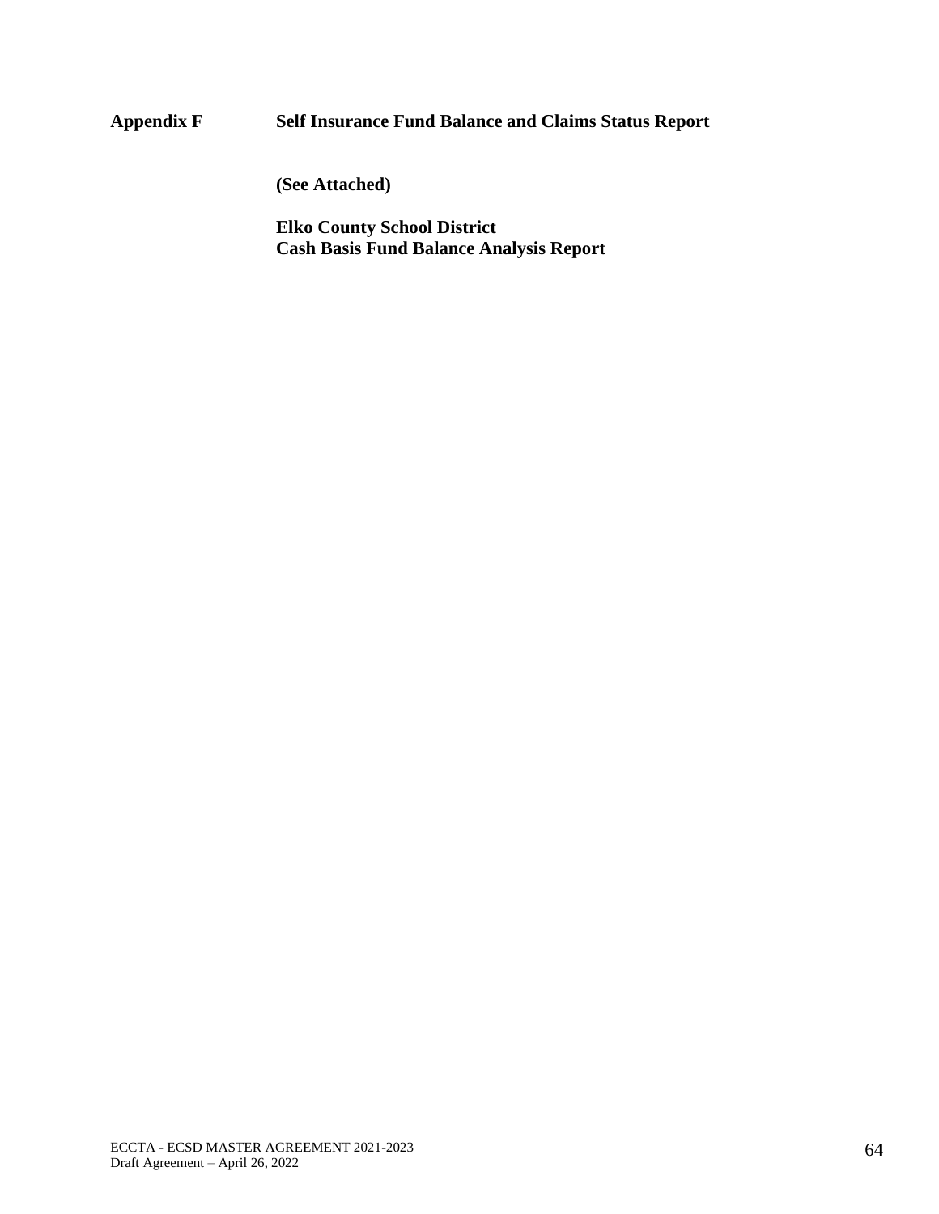**Appendix F Self Insurance Fund Balance and Claims Status Report**

**(See Attached)**

**Elko County School District**
**Cash Basis Fund Balance Analysis Report**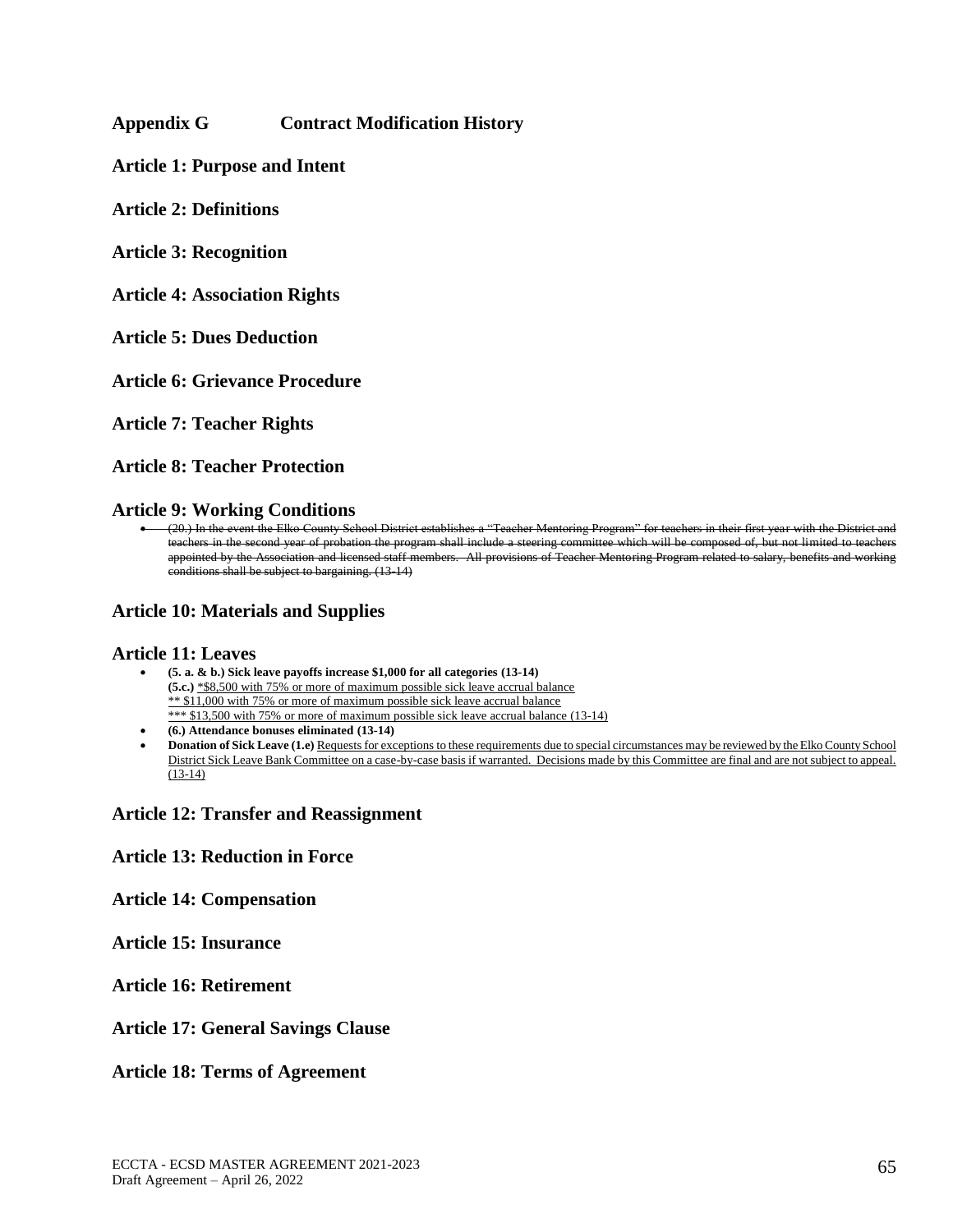## Appendix G Contract Modification History

## Article 1: Purpose and Intent

## Article 2: Definitions

## Article 3: Recognition

## Article 4: Association Rights

## Article 5: Dues Deduction

## Article 6: Grievance Procedure

## Article 7: Teacher Rights

## Article 8: Teacher Protection

## Article 9: Working Conditions

- ~~(20.) In the event the Elko County School District establishes a "Teacher Mentoring Program" for teachers in their first year with the District and teachers in the second year of probation the program shall include a steering committee which will be composed of, but not limited to teachers appointed by the Association and licensed staff members. All provisions of Teacher Mentoring Program related to salary, benefits and working conditions shall be subject to bargaining. (13-14)~~

## Article 10: Materials and Supplies

## Article 11: Leaves

- **(5. a. & b.) Sick leave payoffs increase $1,000 for all categories (13-14)**
  **(5.c.)** <u>*$8,500 with 75% or more of maximum possible sick leave accrual balance</u>
  <u>** $11,000 with 75% or more of maximum possible sick leave accrual balance</u>
  <u>*** $13,500 with 75% or more of maximum possible sick leave accrual balance (13-14)</u>
- **(6.) Attendance bonuses eliminated (13-14)**
- **Donation of Sick Leave (1.e)** <u>Requests for exceptions to these requirements due to special circumstances may be reviewed by the Elko County School District Sick Leave Bank Committee on a case-by-case basis if warranted. Decisions made by this Committee are final and are not subject to appeal. (13-14)</u>

## Article 12: Transfer and Reassignment

## Article 13: Reduction in Force

## Article 14: Compensation

## Article 15: Insurance

## Article 16: Retirement

## Article 17: General Savings Clause

## Article 18: Terms of Agreement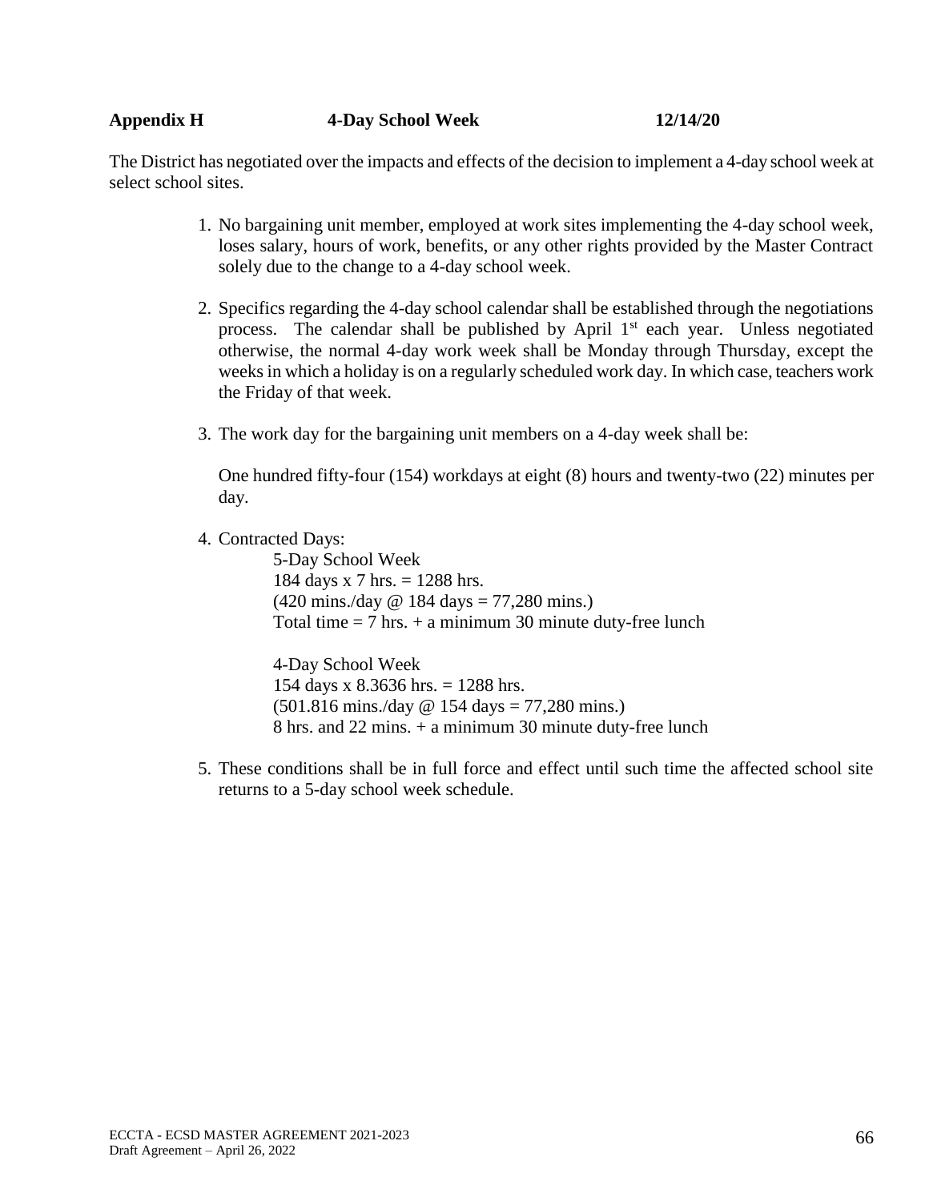## Appendix H 4-Day School Week 12/14/20

The District has negotiated over the impacts and effects of the decision to implement a 4-day school week at select school sites.

1. No bargaining unit member, employed at work sites implementing the 4-day school week, loses salary, hours of work, benefits, or any other rights provided by the Master Contract solely due to the change to a 4-day school week.

2. Specifics regarding the 4-day school calendar shall be established through the negotiations process. The calendar shall be published by April 1st each year. Unless negotiated otherwise, the normal 4-day work week shall be Monday through Thursday, except the weeks in which a holiday is on a regularly scheduled work day. In which case, teachers work the Friday of that week.

3. The work day for the bargaining unit members on a 4-day week shall be:

   One hundred fifty-four (154) workdays at eight (8) hours and twenty-two (22) minutes per day.

4. Contracted Days:

   5-Day School Week
   184 days x 7 hrs. = 1288 hrs.
   (420 mins./day @ 184 days = 77,280 mins.)
   Total time = 7 hrs. + a minimum 30 minute duty-free lunch

   4-Day School Week
   154 days x 8.3636 hrs. = 1288 hrs.
   (501.816 mins./day @ 154 days = 77,280 mins.)
   8 hrs. and 22 mins. + a minimum 30 minute duty-free lunch

5. These conditions shall be in full force and effect until such time the affected school site returns to a 5-day school week schedule.